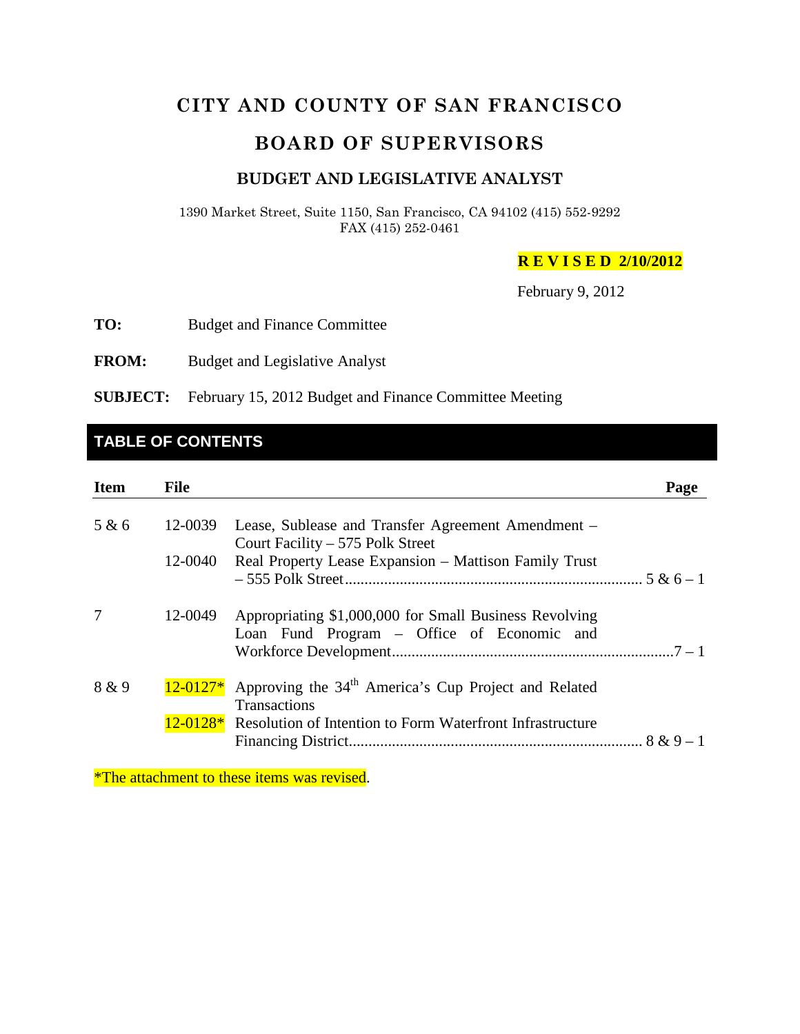# CITY AND COUNTY OF SAN FRANCISCO

# BOARD OF SUPERVISORS

## BUDGET AND LEGISLATIVE ANALYST

1390 Market Street, Suite 1150, San Francisco, CA 94102 (415) 552-9292
FAX (415) 252-0461

**R E V I S E D 2/10/2012**

February 9, 2012

**TO:** Budget and Finance Committee

**FROM:** Budget and Legislative Analyst

**SUBJECT:** February 15, 2012 Budget and Finance Committee Meeting

## TABLE OF CONTENTS

| Item | File | | Page |
|---|---|---|---|
| 5 & 6 | 12-0039 | Lease, Sublease and Transfer Agreement Amendment – Court Facility – 575 Polk Street | |
| | 12-0040 | Real Property Lease Expansion – Mattison Family Trust – 555 Polk Street | 5 & 6 – 1 |
| 7 | 12-0049 | Appropriating $1,000,000 for Small Business Revolving Loan Fund Program – Office of Economic and Workforce Development | 7 – 1 |
| 8 & 9 | 12-0127* | Approving the 34th America's Cup Project and Related Transactions | |
| | 12-0128* | Resolution of Intention to Form Waterfront Infrastructure Financing District | 8 & 9 – 1 |

*The attachment to these items was revised.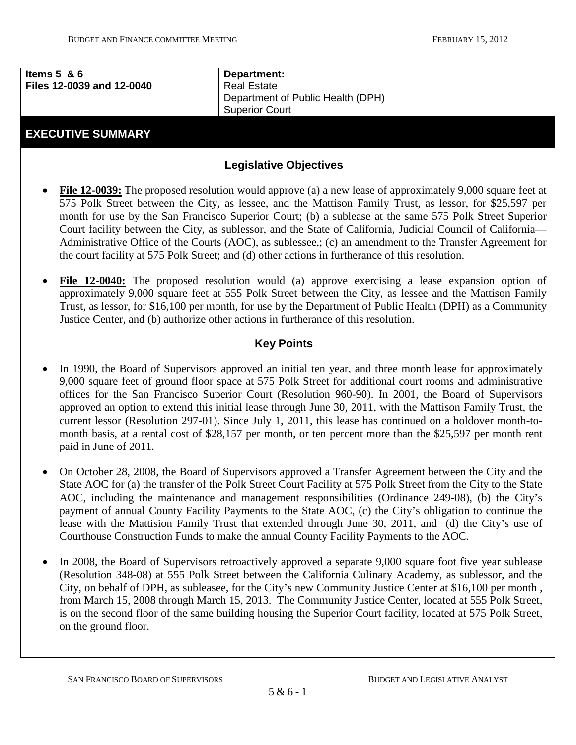| Items 5 & 6<br>Files 12-0039 and 12-0040 | Department:<br>Real Estate<br>Department of Public Health (DPH)<br>Superior Court |
|---|---|

## EXECUTIVE SUMMARY

### Legislative Objectives

- **File 12-0039:** The proposed resolution would approve (a) a new lease of approximately 9,000 square feet at 575 Polk Street between the City, as lessee, and the Mattison Family Trust, as lessor, for $25,597 per month for use by the San Francisco Superior Court; (b) a sublease at the same 575 Polk Street Superior Court facility between the City, as sublessor, and the State of California, Judicial Council of California—Administrative Office of the Courts (AOC), as sublessee,; (c) an amendment to the Transfer Agreement for the court facility at 575 Polk Street; and (d) other actions in furtherance of this resolution.
- **File 12-0040:** The proposed resolution would (a) approve exercising a lease expansion option of approximately 9,000 square feet at 555 Polk Street between the City, as lessee and the Mattison Family Trust, as lessor, for $16,100 per month, for use by the Department of Public Health (DPH) as a Community Justice Center, and (b) authorize other actions in furtherance of this resolution.

### Key Points

- In 1990, the Board of Supervisors approved an initial ten year, and three month lease for approximately 9,000 square feet of ground floor space at 575 Polk Street for additional court rooms and administrative offices for the San Francisco Superior Court (Resolution 960-90). In 2001, the Board of Supervisors approved an option to extend this initial lease through June 30, 2011, with the Mattison Family Trust, the current lessor (Resolution 297-01). Since July 1, 2011, this lease has continued on a holdover month-to-month basis, at a rental cost of $28,157 per month, or ten percent more than the $25,597 per month rent paid in June of 2011.
- On October 28, 2008, the Board of Supervisors approved a Transfer Agreement between the City and the State AOC for (a) the transfer of the Polk Street Court Facility at 575 Polk Street from the City to the State AOC, including the maintenance and management responsibilities (Ordinance 249-08), (b) the City's payment of annual County Facility Payments to the State AOC, (c) the City's obligation to continue the lease with the Mattisin Family Trust that extended through June 30, 2011, and (d) the City's use of Courthouse Construction Funds to make the annual County Facility Payments to the AOC.
- In 2008, the Board of Supervisors retroactively approved a separate 9,000 square foot five year sublease (Resolution 348-08) at 555 Polk Street between the California Culinary Academy, as sublessor, and the City, on behalf of DPH, as subleasee, for the City's new Community Justice Center at $16,100 per month , from March 15, 2008 through March 15, 2013. The Community Justice Center, located at 555 Polk Street, is on the second floor of the same building housing the Superior Court facility, located at 575 Polk Street, on the ground floor.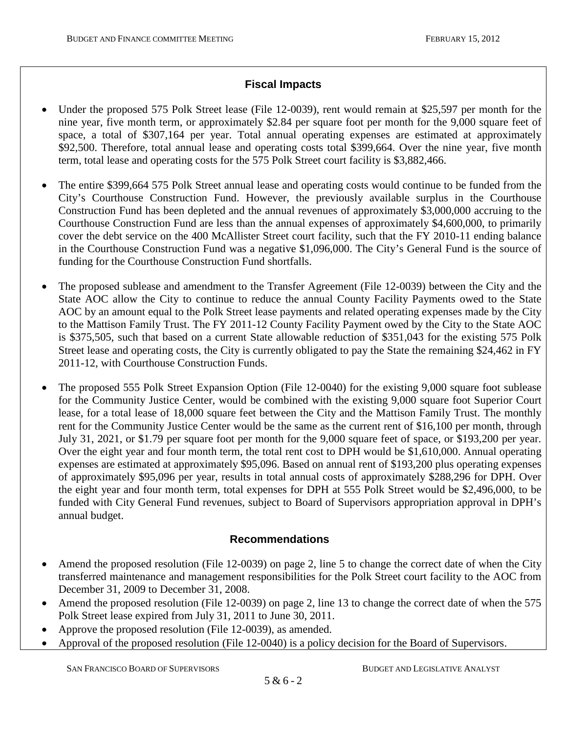## Fiscal Impacts

- Under the proposed 575 Polk Street lease (File 12-0039), rent would remain at $25,597 per month for the nine year, five month term, or approximately $2.84 per square foot per month for the 9,000 square feet of space, a total of $307,164 per year. Total annual operating expenses are estimated at approximately $92,500. Therefore, total annual lease and operating costs total $399,664. Over the nine year, five month term, total lease and operating costs for the 575 Polk Street court facility is $3,882,466.
- The entire $399,664 575 Polk Street annual lease and operating costs would continue to be funded from the City's Courthouse Construction Fund. However, the previously available surplus in the Courthouse Construction Fund has been depleted and the annual revenues of approximately $3,000,000 accruing to the Courthouse Construction Fund are less than the annual expenses of approximately $4,600,000, to primarily cover the debt service on the 400 McAllister Street court facility, such that the FY 2010-11 ending balance in the Courthouse Construction Fund was a negative $1,096,000. The City's General Fund is the source of funding for the Courthouse Construction Fund shortfalls.
- The proposed sublease and amendment to the Transfer Agreement (File 12-0039) between the City and the State AOC allow the City to continue to reduce the annual County Facility Payments owed to the State AOC by an amount equal to the Polk Street lease payments and related operating expenses made by the City to the Mattison Family Trust. The FY 2011-12 County Facility Payment owed by the City to the State AOC is $375,505, such that based on a current State allowable reduction of $351,043 for the existing 575 Polk Street lease and operating costs, the City is currently obligated to pay the State the remaining $24,462 in FY 2011-12, with Courthouse Construction Funds.
- The proposed 555 Polk Street Expansion Option (File 12-0040) for the existing 9,000 square foot sublease for the Community Justice Center, would be combined with the existing 9,000 square foot Superior Court lease, for a total lease of 18,000 square feet between the City and the Mattison Family Trust. The monthly rent for the Community Justice Center would be the same as the current rent of $16,100 per month, through July 31, 2021, or $1.79 per square foot per month for the 9,000 square feet of space, or $193,200 per year. Over the eight year and four month term, the total rent cost to DPH would be $1,610,000. Annual operating expenses are estimated at approximately $95,096. Based on annual rent of $193,200 plus operating expenses of approximately $95,096 per year, results in total annual costs of approximately $288,296 for DPH. Over the eight year and four month term, total expenses for DPH at 555 Polk Street would be $2,496,000, to be funded with City General Fund revenues, subject to Board of Supervisors appropriation approval in DPH's annual budget.

## Recommendations

- Amend the proposed resolution (File 12-0039) on page 2, line 5 to change the correct date of when the City transferred maintenance and management responsibilities for the Polk Street court facility to the AOC from December 31, 2009 to December 31, 2008.
- Amend the proposed resolution (File 12-0039) on page 2, line 13 to change the correct date of when the 575 Polk Street lease expired from July 31, 2011 to June 30, 2011.
- Approve the proposed resolution (File 12-0039), as amended.
- Approval of the proposed resolution (File 12-0040) is a policy decision for the Board of Supervisors.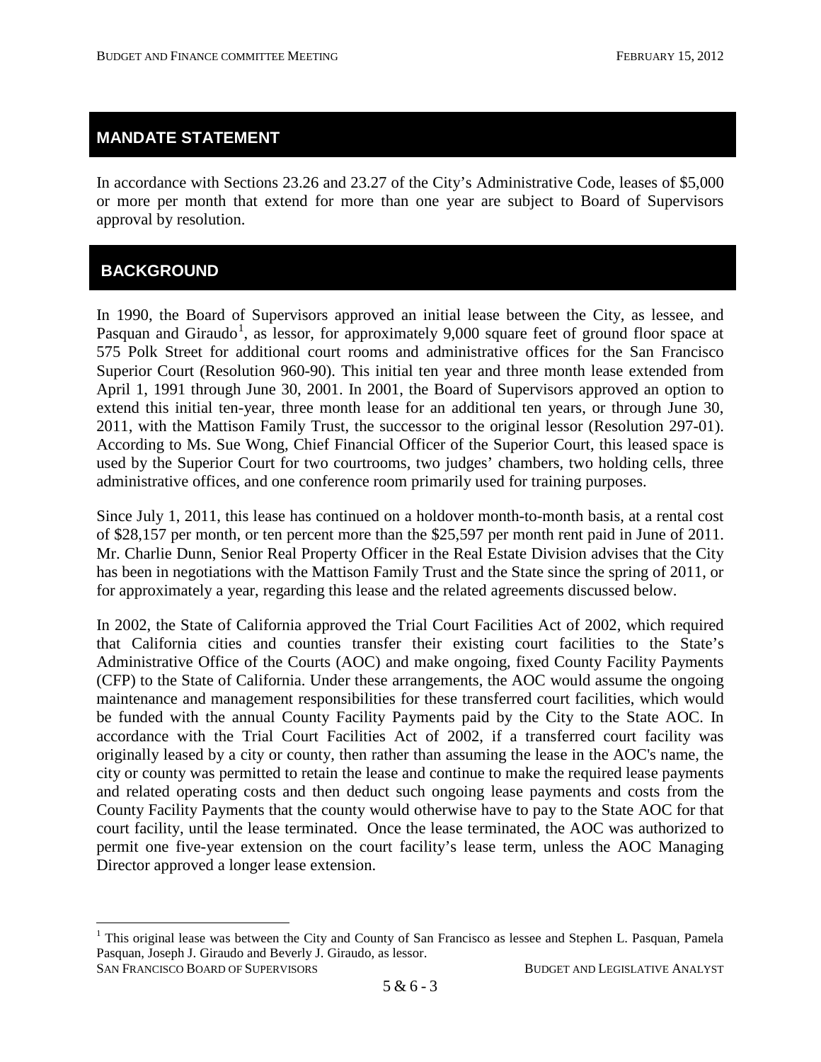## MANDATE STATEMENT

In accordance with Sections 23.26 and 23.27 of the City's Administrative Code, leases of $5,000 or more per month that extend for more than one year are subject to Board of Supervisors approval by resolution.

## BACKGROUND

In 1990, the Board of Supervisors approved an initial lease between the City, as lessee, and Pasquan and Giraudo[1], as lessor, for approximately 9,000 square feet of ground floor space at 575 Polk Street for additional court rooms and administrative offices for the San Francisco Superior Court (Resolution 960-90). This initial ten year and three month lease extended from April 1, 1991 through June 30, 2001. In 2001, the Board of Supervisors approved an option to extend this initial ten-year, three month lease for an additional ten years, or through June 30, 2011, with the Mattison Family Trust, the successor to the original lessor (Resolution 297-01). According to Ms. Sue Wong, Chief Financial Officer of the Superior Court, this leased space is used by the Superior Court for two courtrooms, two judges' chambers, two holding cells, three administrative offices, and one conference room primarily used for training purposes.

Since July 1, 2011, this lease has continued on a holdover month-to-month basis, at a rental cost of $28,157 per month, or ten percent more than the $25,597 per month rent paid in June of 2011. Mr. Charlie Dunn, Senior Real Property Officer in the Real Estate Division advises that the City has been in negotiations with the Mattison Family Trust and the State since the spring of 2011, or for approximately a year, regarding this lease and the related agreements discussed below.

In 2002, the State of California approved the Trial Court Facilities Act of 2002, which required that California cities and counties transfer their existing court facilities to the State's Administrative Office of the Courts (AOC) and make ongoing, fixed County Facility Payments (CFP) to the State of California. Under these arrangements, the AOC would assume the ongoing maintenance and management responsibilities for these transferred court facilities, which would be funded with the annual County Facility Payments paid by the City to the State AOC. In accordance with the Trial Court Facilities Act of 2002, if a transferred court facility was originally leased by a city or county, then rather than assuming the lease in the AOC's name, the city or county was permitted to retain the lease and continue to make the required lease payments and related operating costs and then deduct such ongoing lease payments and costs from the County Facility Payments that the county would otherwise have to pay to the State AOC for that court facility, until the lease terminated. Once the lease terminated, the AOC was authorized to permit one five-year extension on the court facility's lease term, unless the AOC Managing Director approved a longer lease extension.

[1] This original lease was between the City and County of San Francisco as lessee and Stephen L. Pasquan, Pamela Pasquan, Joseph J. Giraudo and Beverly J. Giraudo, as lessor.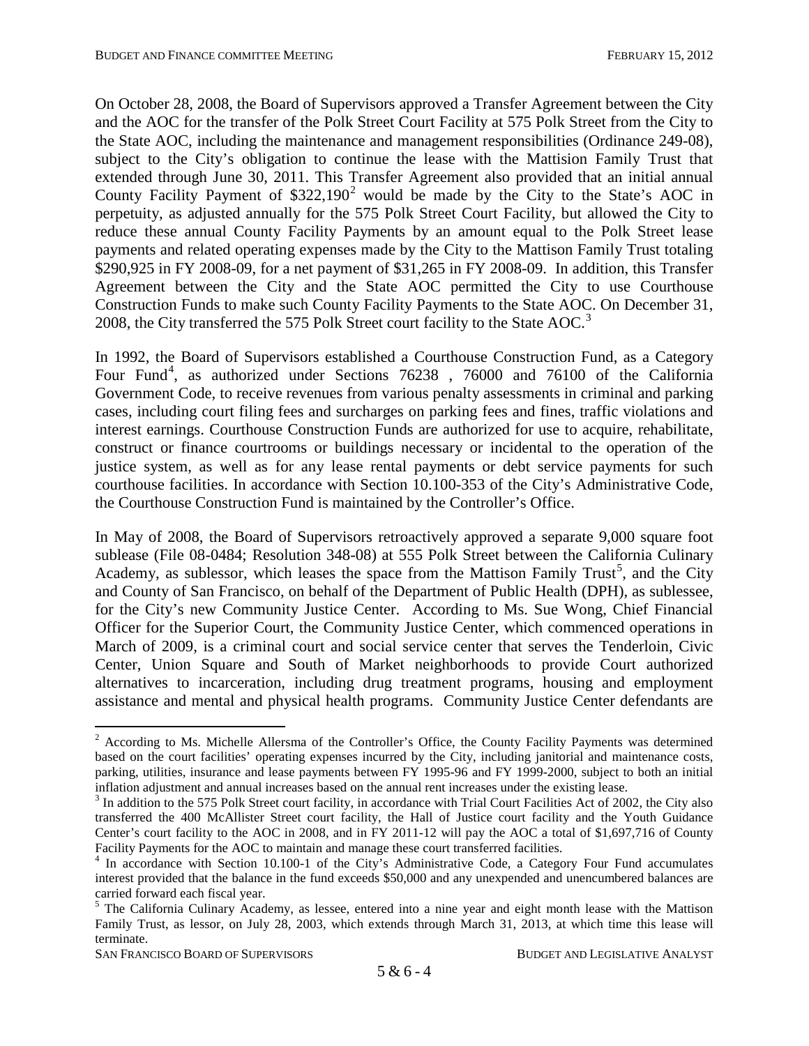On October 28, 2008, the Board of Supervisors approved a Transfer Agreement between the City and the AOC for the transfer of the Polk Street Court Facility at 575 Polk Street from the City to the State AOC, including the maintenance and management responsibilities (Ordinance 249-08), subject to the City's obligation to continue the lease with the Mattision Family Trust that extended through June 30, 2011. This Transfer Agreement also provided that an initial annual County Facility Payment of $322,190[2] would be made by the City to the State's AOC in perpetuity, as adjusted annually for the 575 Polk Street Court Facility, but allowed the City to reduce these annual County Facility Payments by an amount equal to the Polk Street lease payments and related operating expenses made by the City to the Mattison Family Trust totaling $290,925 in FY 2008-09, for a net payment of $31,265 in FY 2008-09. In addition, this Transfer Agreement between the City and the State AOC permitted the City to use Courthouse Construction Funds to make such County Facility Payments to the State AOC. On December 31, 2008, the City transferred the 575 Polk Street court facility to the State AOC.[3]

In 1992, the Board of Supervisors established a Courthouse Construction Fund, as a Category Four Fund[4], as authorized under Sections 76238 , 76000 and 76100 of the California Government Code, to receive revenues from various penalty assessments in criminal and parking cases, including court filing fees and surcharges on parking fees and fines, traffic violations and interest earnings. Courthouse Construction Funds are authorized for use to acquire, rehabilitate, construct or finance courtrooms or buildings necessary or incidental to the operation of the justice system, as well as for any lease rental payments or debt service payments for such courthouse facilities. In accordance with Section 10.100-353 of the City's Administrative Code, the Courthouse Construction Fund is maintained by the Controller's Office.

In May of 2008, the Board of Supervisors retroactively approved a separate 9,000 square foot sublease (File 08-0484; Resolution 348-08) at 555 Polk Street between the California Culinary Academy, as sublessor, which leases the space from the Mattison Family Trust[5], and the City and County of San Francisco, on behalf of the Department of Public Health (DPH), as sublessee, for the City's new Community Justice Center. According to Ms. Sue Wong, Chief Financial Officer for the Superior Court, the Community Justice Center, which commenced operations in March of 2009, is a criminal court and social service center that serves the Tenderloin, Civic Center, Union Square and South of Market neighborhoods to provide Court authorized alternatives to incarceration, including drug treatment programs, housing and employment assistance and mental and physical health programs. Community Justice Center defendants are

---

[2] According to Ms. Michelle Allersma of the Controller's Office, the County Facility Payments was determined based on the court facilities' operating expenses incurred by the City, including janitorial and maintenance costs, parking, utilities, insurance and lease payments between FY 1995-96 and FY 1999-2000, subject to both an initial inflation adjustment and annual increases based on the annual rent increases under the existing lease.

[3] In addition to the 575 Polk Street court facility, in accordance with Trial Court Facilities Act of 2002, the City also transferred the 400 McAllister Street court facility, the Hall of Justice court facility and the Youth Guidance Center's court facility to the AOC in 2008, and in FY 2011-12 will pay the AOC a total of $1,697,716 of County Facility Payments for the AOC to maintain and manage these court transferred facilities.

[4] In accordance with Section 10.100-1 of the City's Administrative Code, a Category Four Fund accumulates interest provided that the balance in the fund exceeds $50,000 and any unexpended and unencumbered balances are carried forward each fiscal year.

[5] The California Culinary Academy, as lessee, entered into a nine year and eight month lease with the Mattison Family Trust, as lessor, on July 28, 2003, which extends through March 31, 2013, at which time this lease will terminate.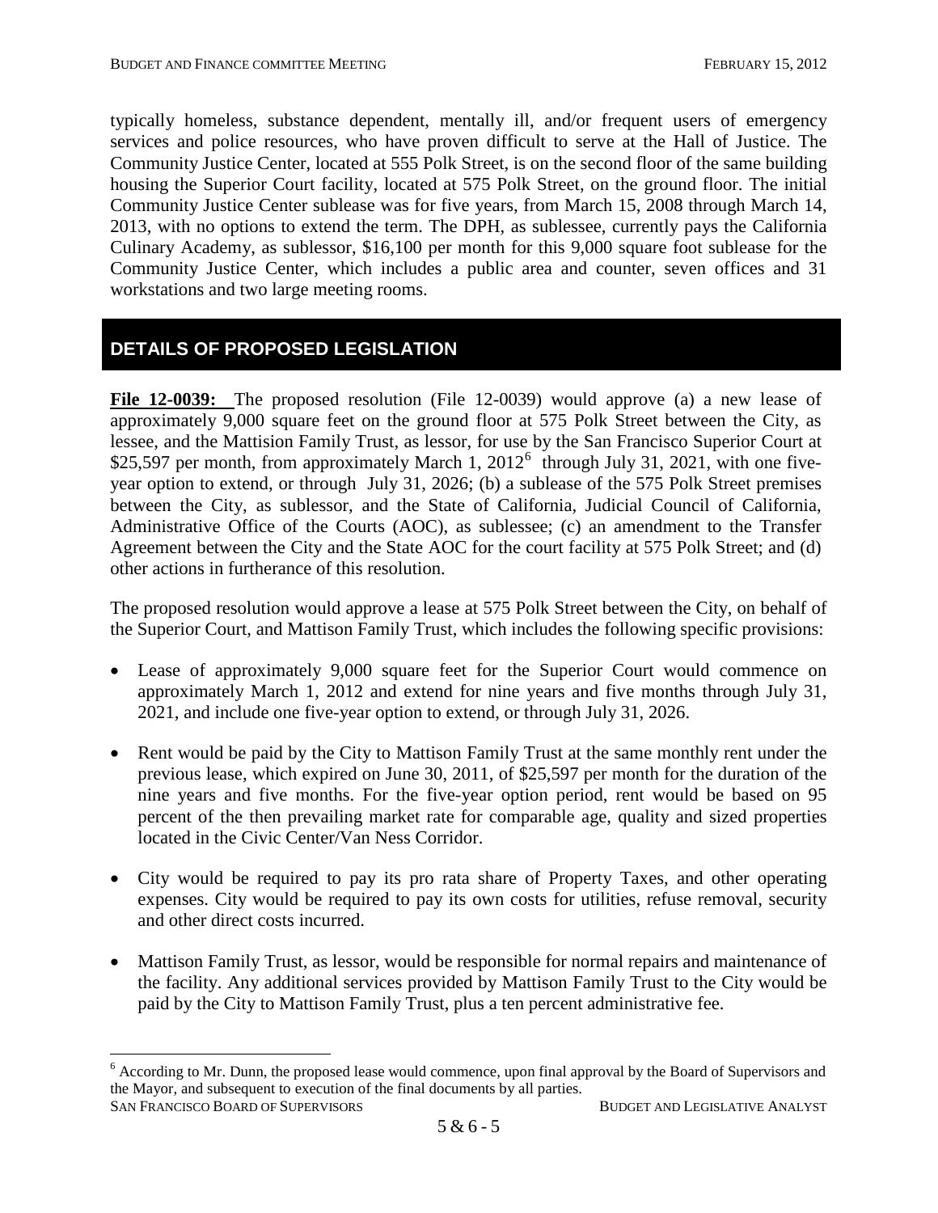typically homeless, substance dependent, mentally ill, and/or frequent users of emergency services and police resources, who have proven difficult to serve at the Hall of Justice. The Community Justice Center, located at 555 Polk Street, is on the second floor of the same building housing the Superior Court facility, located at 575 Polk Street, on the ground floor. The initial Community Justice Center sublease was for five years, from March 15, 2008 through March 14, 2013, with no options to extend the term. The DPH, as sublessee, currently pays the California Culinary Academy, as sublessor, $16,100 per month for this 9,000 square foot sublease for the Community Justice Center, which includes a public area and counter, seven offices and 31 workstations and two large meeting rooms.

## DETAILS OF PROPOSED LEGISLATION

**File 12-0039:** The proposed resolution (File 12-0039) would approve (a) a new lease of approximately 9,000 square feet on the ground floor at 575 Polk Street between the City, as lessee, and the Mattision Family Trust, as lessor, for use by the San Francisco Superior Court at $25,597 per month, from approximately March 1, 2012[6] through July 31, 2021, with one five-year option to extend, or through July 31, 2026; (b) a sublease of the 575 Polk Street premises between the City, as sublessor, and the State of California, Judicial Council of California, Administrative Office of the Courts (AOC), as sublessee; (c) an amendment to the Transfer Agreement between the City and the State AOC for the court facility at 575 Polk Street; and (d) other actions in furtherance of this resolution.

The proposed resolution would approve a lease at 575 Polk Street between the City, on behalf of the Superior Court, and Mattison Family Trust, which includes the following specific provisions:

- Lease of approximately 9,000 square feet for the Superior Court would commence on approximately March 1, 2012 and extend for nine years and five months through July 31, 2021, and include one five-year option to extend, or through July 31, 2026.
- Rent would be paid by the City to Mattison Family Trust at the same monthly rent under the previous lease, which expired on June 30, 2011, of $25,597 per month for the duration of the nine years and five months. For the five-year option period, rent would be based on 95 percent of the then prevailing market rate for comparable age, quality and sized properties located in the Civic Center/Van Ness Corridor.
- City would be required to pay its pro rata share of Property Taxes, and other operating expenses. City would be required to pay its own costs for utilities, refuse removal, security and other direct costs incurred.
- Mattison Family Trust, as lessor, would be responsible for normal repairs and maintenance of the facility. Any additional services provided by Mattison Family Trust to the City would be paid by the City to Mattison Family Trust, plus a ten percent administrative fee.

[6] According to Mr. Dunn, the proposed lease would commence, upon final approval by the Board of Supervisors and the Mayor, and subsequent to execution of the final documents by all parties.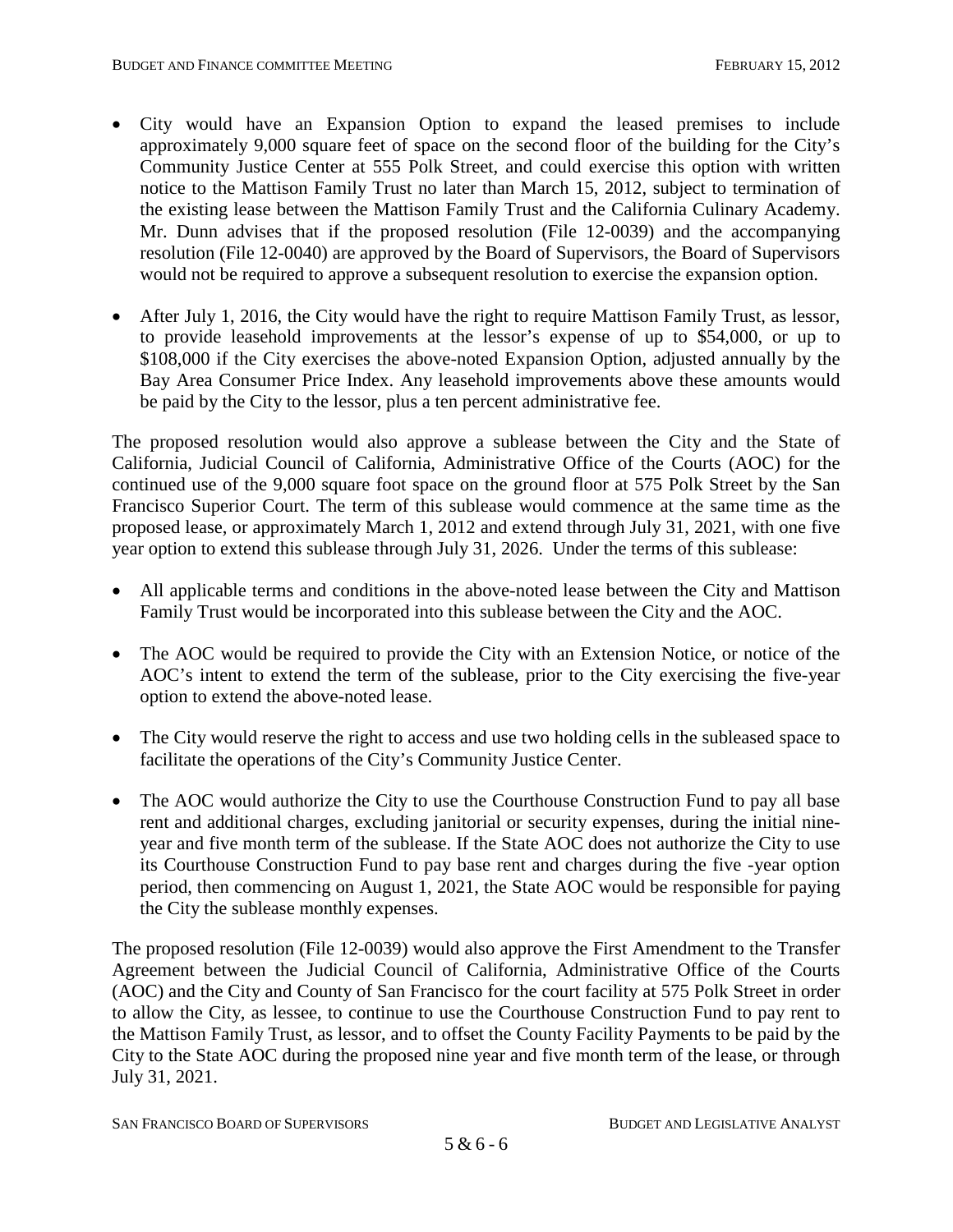- City would have an Expansion Option to expand the leased premises to include approximately 9,000 square feet of space on the second floor of the building for the City's Community Justice Center at 555 Polk Street, and could exercise this option with written notice to the Mattison Family Trust no later than March 15, 2012, subject to termination of the existing lease between the Mattison Family Trust and the California Culinary Academy. Mr. Dunn advises that if the proposed resolution (File 12-0039) and the accompanying resolution (File 12-0040) are approved by the Board of Supervisors, the Board of Supervisors would not be required to approve a subsequent resolution to exercise the expansion option.

- After July 1, 2016, the City would have the right to require Mattison Family Trust, as lessor, to provide leasehold improvements at the lessor's expense of up to $54,000, or up to $108,000 if the City exercises the above-noted Expansion Option, adjusted annually by the Bay Area Consumer Price Index. Any leasehold improvements above these amounts would be paid by the City to the lessor, plus a ten percent administrative fee.

The proposed resolution would also approve a sublease between the City and the State of California, Judicial Council of California, Administrative Office of the Courts (AOC) for the continued use of the 9,000 square foot space on the ground floor at 575 Polk Street by the San Francisco Superior Court. The term of this sublease would commence at the same time as the proposed lease, or approximately March 1, 2012 and extend through July 31, 2021, with one five year option to extend this sublease through July 31, 2026. Under the terms of this sublease:

- All applicable terms and conditions in the above-noted lease between the City and Mattison Family Trust would be incorporated into this sublease between the City and the AOC.

- The AOC would be required to provide the City with an Extension Notice, or notice of the AOC's intent to extend the term of the sublease, prior to the City exercising the five-year option to extend the above-noted lease.

- The City would reserve the right to access and use two holding cells in the subleased space to facilitate the operations of the City's Community Justice Center.

- The AOC would authorize the City to use the Courthouse Construction Fund to pay all base rent and additional charges, excluding janitorial or security expenses, during the initial nine-year and five month term of the sublease. If the State AOC does not authorize the City to use its Courthouse Construction Fund to pay base rent and charges during the five -year option period, then commencing on August 1, 2021, the State AOC would be responsible for paying the City the sublease monthly expenses.

The proposed resolution (File 12-0039) would also approve the First Amendment to the Transfer Agreement between the Judicial Council of California, Administrative Office of the Courts (AOC) and the City and County of San Francisco for the court facility at 575 Polk Street in order to allow the City, as lessee, to continue to use the Courthouse Construction Fund to pay rent to the Mattison Family Trust, as lessor, and to offset the County Facility Payments to be paid by the City to the State AOC during the proposed nine year and five month term of the lease, or through July 31, 2021.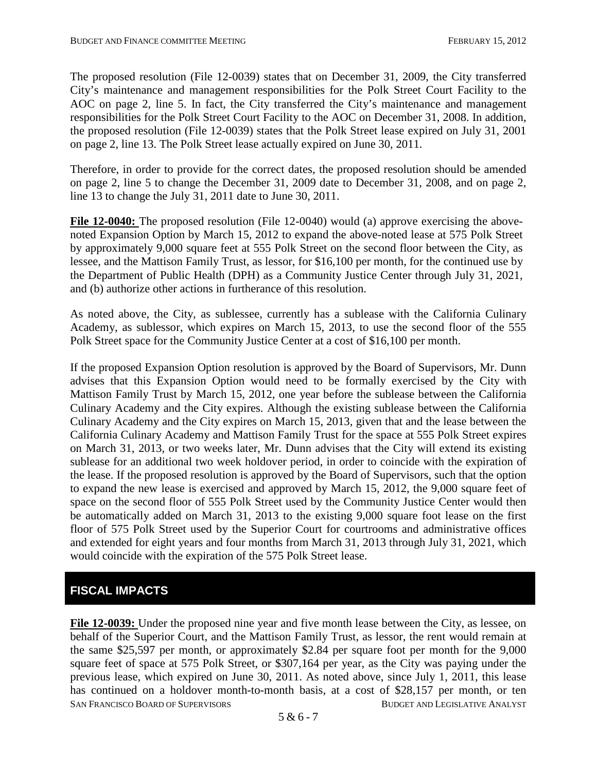The proposed resolution (File 12-0039) states that on December 31, 2009, the City transferred City's maintenance and management responsibilities for the Polk Street Court Facility to the AOC on page 2, line 5. In fact, the City transferred the City's maintenance and management responsibilities for the Polk Street Court Facility to the AOC on December 31, 2008. In addition, the proposed resolution (File 12-0039) states that the Polk Street lease expired on July 31, 2001 on page 2, line 13. The Polk Street lease actually expired on June 30, 2011.

Therefore, in order to provide for the correct dates, the proposed resolution should be amended on page 2, line 5 to change the December 31, 2009 date to December 31, 2008, and on page 2, line 13 to change the July 31, 2011 date to June 30, 2011.

**File 12-0040:** The proposed resolution (File 12-0040) would (a) approve exercising the above-noted Expansion Option by March 15, 2012 to expand the above-noted lease at 575 Polk Street by approximately 9,000 square feet at 555 Polk Street on the second floor between the City, as lessee, and the Mattison Family Trust, as lessor, for $16,100 per month, for the continued use by the Department of Public Health (DPH) as a Community Justice Center through July 31, 2021, and (b) authorize other actions in furtherance of this resolution.

As noted above, the City, as sublessee, currently has a sublease with the California Culinary Academy, as sublessor, which expires on March 15, 2013, to use the second floor of the 555 Polk Street space for the Community Justice Center at a cost of $16,100 per month.

If the proposed Expansion Option resolution is approved by the Board of Supervisors, Mr. Dunn advises that this Expansion Option would need to be formally exercised by the City with Mattison Family Trust by March 15, 2012, one year before the sublease between the California Culinary Academy and the City expires. Although the existing sublease between the California Culinary Academy and the City expires on March 15, 2013, given that and the lease between the California Culinary Academy and Mattison Family Trust for the space at 555 Polk Street expires on March 31, 2013, or two weeks later, Mr. Dunn advises that the City will extend its existing sublease for an additional two week holdover period, in order to coincide with the expiration of the lease. If the proposed resolution is approved by the Board of Supervisors, such that the option to expand the new lease is exercised and approved by March 15, 2012, the 9,000 square feet of space on the second floor of 555 Polk Street used by the Community Justice Center would then be automatically added on March 31, 2013 to the existing 9,000 square foot lease on the first floor of 575 Polk Street used by the Superior Court for courtrooms and administrative offices and extended for eight years and four months from March 31, 2013 through July 31, 2021, which would coincide with the expiration of the 575 Polk Street lease.

## FISCAL IMPACTS

**File 12-0039:** Under the proposed nine year and five month lease between the City, as lessee, on behalf of the Superior Court, and the Mattison Family Trust, as lessor, the rent would remain at the same $25,597 per month, or approximately $2.84 per square foot per month for the 9,000 square feet of space at 575 Polk Street, or $307,164 per year, as the City was paying under the previous lease, which expired on June 30, 2011. As noted above, since July 1, 2011, this lease has continued on a holdover month-to-month basis, at a cost of $28,157 per month, or ten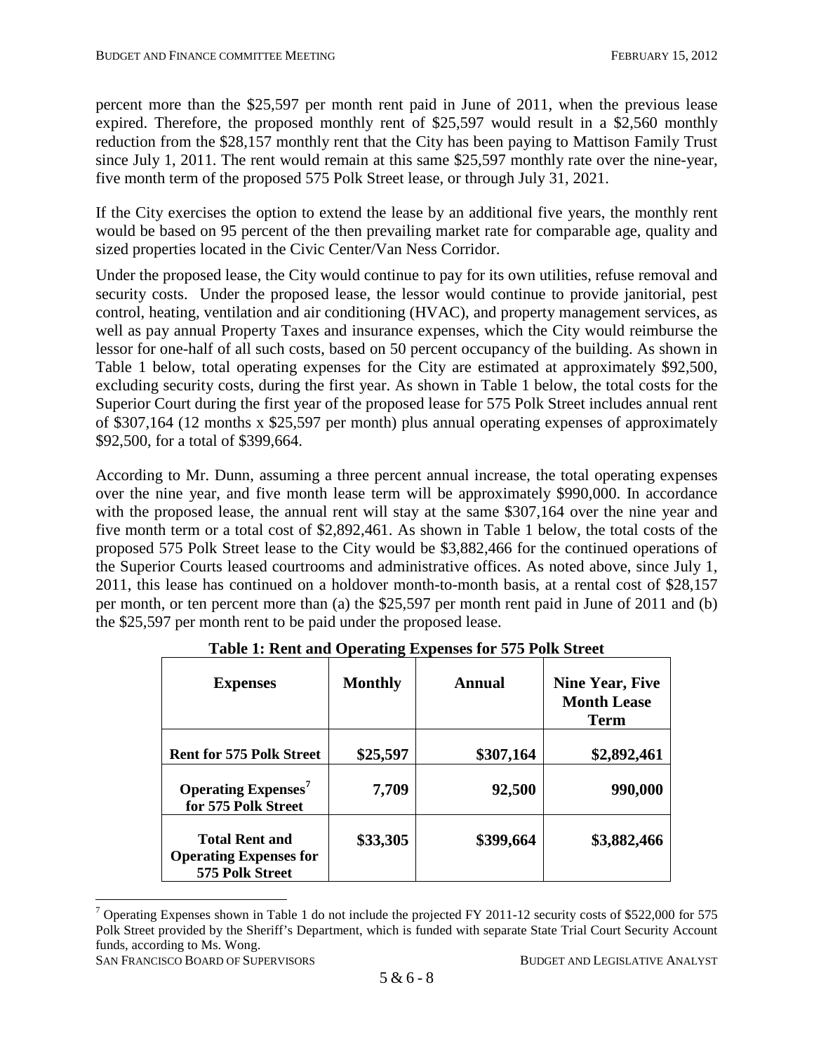percent more than the $25,597 per month rent paid in June of 2011, when the previous lease expired. Therefore, the proposed monthly rent of $25,597 would result in a $2,560 monthly reduction from the $28,157 monthly rent that the City has been paying to Mattison Family Trust since July 1, 2011. The rent would remain at this same $25,597 monthly rate over the nine-year, five month term of the proposed 575 Polk Street lease, or through July 31, 2021.

If the City exercises the option to extend the lease by an additional five years, the monthly rent would be based on 95 percent of the then prevailing market rate for comparable age, quality and sized properties located in the Civic Center/Van Ness Corridor.

Under the proposed lease, the City would continue to pay for its own utilities, refuse removal and security costs. Under the proposed lease, the lessor would continue to provide janitorial, pest control, heating, ventilation and air conditioning (HVAC), and property management services, as well as pay annual Property Taxes and insurance expenses, which the City would reimburse the lessor for one-half of all such costs, based on 50 percent occupancy of the building. As shown in Table 1 below, total operating expenses for the City are estimated at approximately $92,500, excluding security costs, during the first year. As shown in Table 1 below, the total costs for the Superior Court during the first year of the proposed lease for 575 Polk Street includes annual rent of $307,164 (12 months x $25,597 per month) plus annual operating expenses of approximately $92,500, for a total of $399,664.

According to Mr. Dunn, assuming a three percent annual increase, the total operating expenses over the nine year, and five month lease term will be approximately $990,000. In accordance with the proposed lease, the annual rent will stay at the same $307,164 over the nine year and five month term or a total cost of $2,892,461. As shown in Table 1 below, the total costs of the proposed 575 Polk Street lease to the City would be $3,882,466 for the continued operations of the Superior Courts leased courtrooms and administrative offices. As noted above, since July 1, 2011, this lease has continued on a holdover month-to-month basis, at a rental cost of $28,157 per month, or ten percent more than (a) the $25,597 per month rent paid in June of 2011 and (b) the $25,597 per month rent to be paid under the proposed lease.

**Table 1: Rent and Operating Expenses for 575 Polk Street**

| Expenses | Monthly | Annual | Nine Year, Five Month Lease Term |
|---|---|---|---|
| **Rent for 575 Polk Street** | **$25,597** | **$307,164** | **$2,892,461** |
| **Operating Expenses[7] for 575 Polk Street** | **7,709** | **92,500** | **990,000** |
| **Total Rent and Operating Expenses for 575 Polk Street** | **$33,305** | **$399,664** | **$3,882,466** |

[7] Operating Expenses shown in Table 1 do not include the projected FY 2011-12 security costs of $522,000 for 575 Polk Street provided by the Sheriff's Department, which is funded with separate State Trial Court Security Account funds, according to Ms. Wong.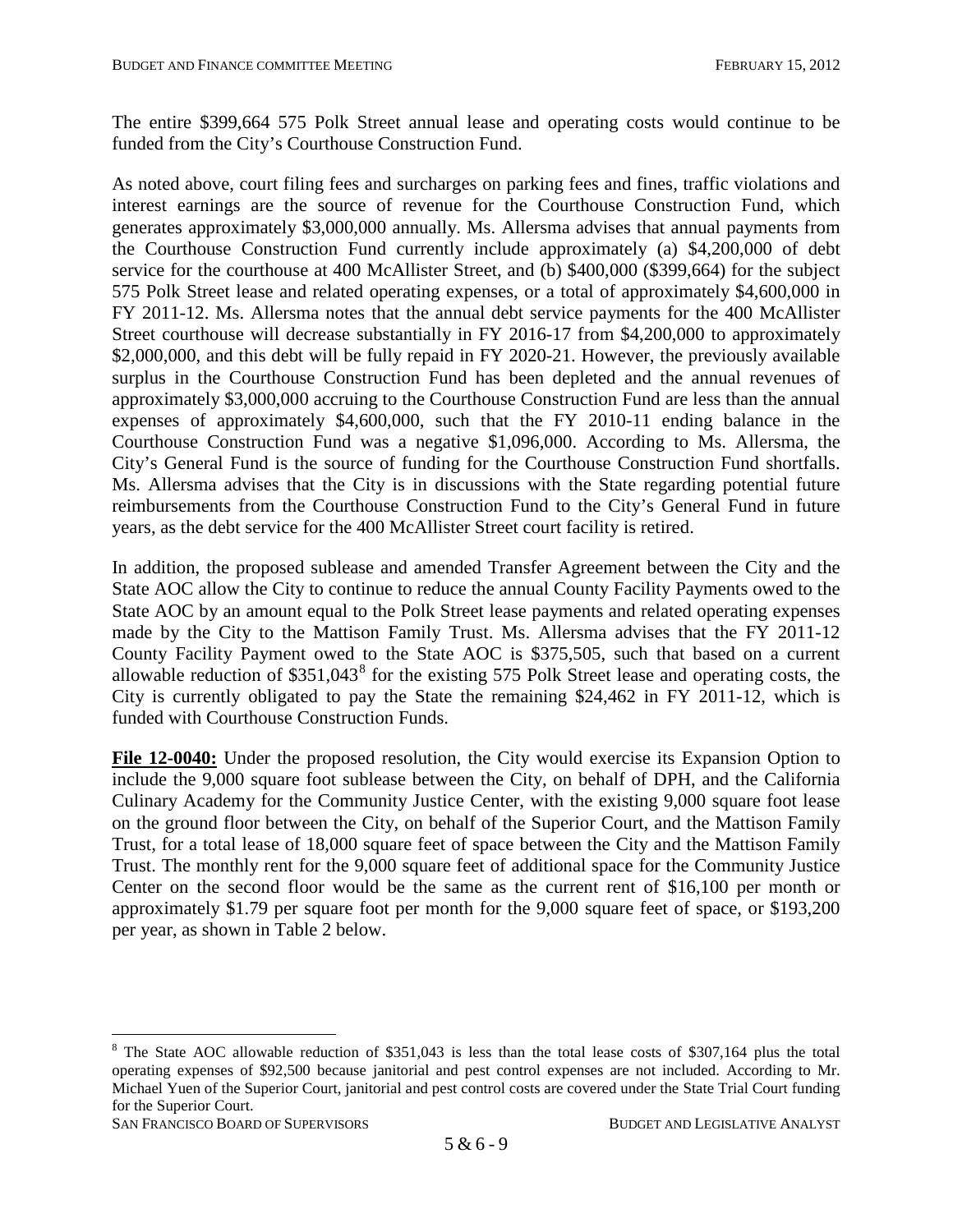The entire $399,664 575 Polk Street annual lease and operating costs would continue to be funded from the City's Courthouse Construction Fund.

As noted above, court filing fees and surcharges on parking fees and fines, traffic violations and interest earnings are the source of revenue for the Courthouse Construction Fund, which generates approximately $3,000,000 annually. Ms. Allersma advises that annual payments from the Courthouse Construction Fund currently include approximately (a) $4,200,000 of debt service for the courthouse at 400 McAllister Street, and (b) $400,000 ($399,664) for the subject 575 Polk Street lease and related operating expenses, or a total of approximately $4,600,000 in FY 2011-12. Ms. Allersma notes that the annual debt service payments for the 400 McAllister Street courthouse will decrease substantially in FY 2016-17 from $4,200,000 to approximately $2,000,000, and this debt will be fully repaid in FY 2020-21. However, the previously available surplus in the Courthouse Construction Fund has been depleted and the annual revenues of approximately $3,000,000 accruing to the Courthouse Construction Fund are less than the annual expenses of approximately $4,600,000, such that the FY 2010-11 ending balance in the Courthouse Construction Fund was a negative $1,096,000. According to Ms. Allersma, the City's General Fund is the source of funding for the Courthouse Construction Fund shortfalls. Ms. Allersma advises that the City is in discussions with the State regarding potential future reimbursements from the Courthouse Construction Fund to the City's General Fund in future years, as the debt service for the 400 McAllister Street court facility is retired.

In addition, the proposed sublease and amended Transfer Agreement between the City and the State AOC allow the City to continue to reduce the annual County Facility Payments owed to the State AOC by an amount equal to the Polk Street lease payments and related operating expenses made by the City to the Mattison Family Trust. Ms. Allersma advises that the FY 2011-12 County Facility Payment owed to the State AOC is $375,505, such that based on a current allowable reduction of $351,043[8] for the existing 575 Polk Street lease and operating costs, the City is currently obligated to pay the State the remaining $24,462 in FY 2011-12, which is funded with Courthouse Construction Funds.

**File 12-0040:** Under the proposed resolution, the City would exercise its Expansion Option to include the 9,000 square foot sublease between the City, on behalf of DPH, and the California Culinary Academy for the Community Justice Center, with the existing 9,000 square foot lease on the ground floor between the City, on behalf of the Superior Court, and the Mattison Family Trust, for a total lease of 18,000 square feet of space between the City and the Mattison Family Trust. The monthly rent for the 9,000 square feet of additional space for the Community Justice Center on the second floor would be the same as the current rent of $16,100 per month or approximately $1.79 per square foot per month for the 9,000 square feet of space, or $193,200 per year, as shown in Table 2 below.

[8] The State AOC allowable reduction of $351,043 is less than the total lease costs of $307,164 plus the total operating expenses of $92,500 because janitorial and pest control expenses are not included. According to Mr. Michael Yuen of the Superior Court, janitorial and pest control costs are covered under the State Trial Court funding for the Superior Court.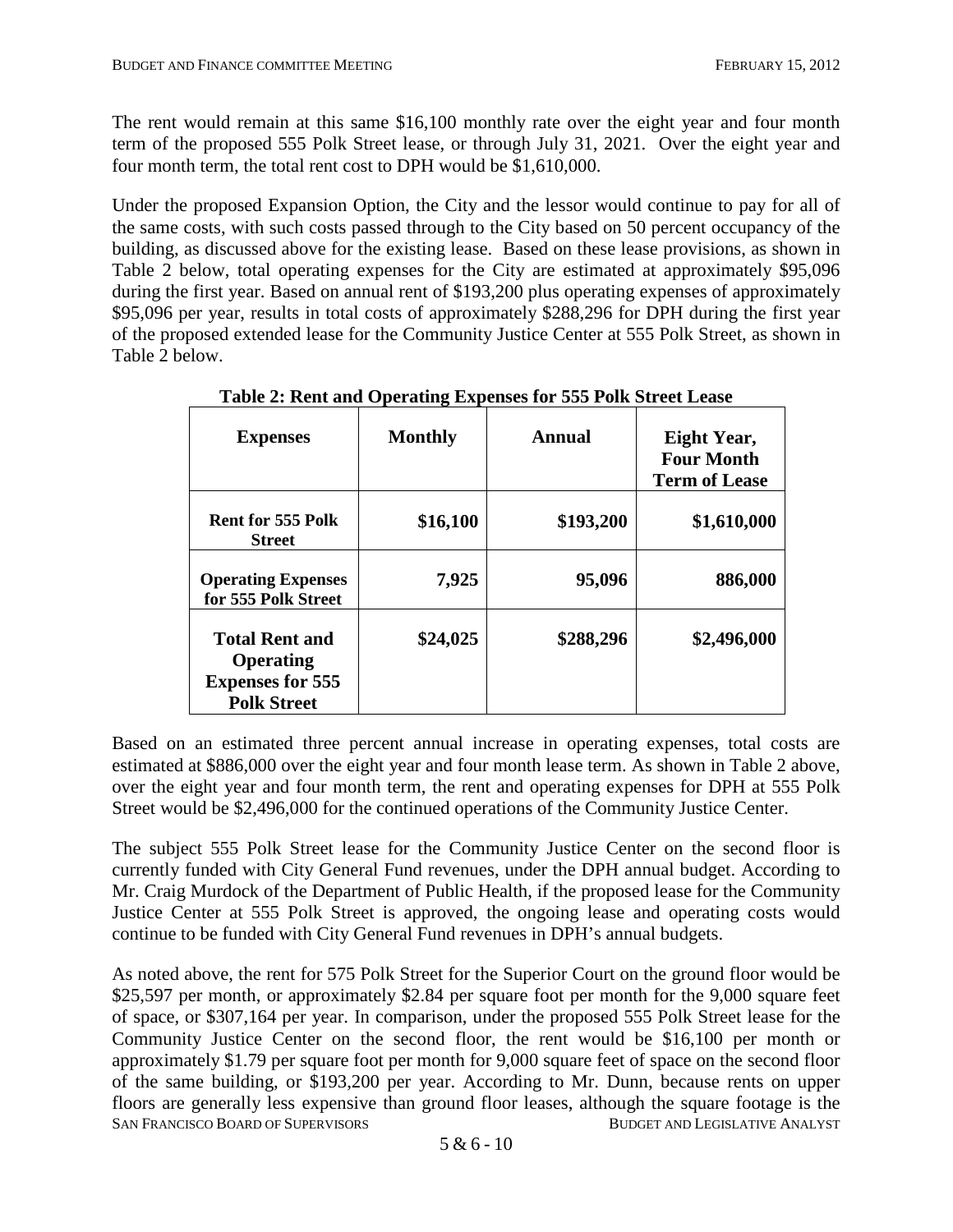The rent would remain at this same $16,100 monthly rate over the eight year and four month term of the proposed 555 Polk Street lease, or through July 31, 2021. Over the eight year and four month term, the total rent cost to DPH would be $1,610,000.

Under the proposed Expansion Option, the City and the lessor would continue to pay for all of the same costs, with such costs passed through to the City based on 50 percent occupancy of the building, as discussed above for the existing lease. Based on these lease provisions, as shown in Table 2 below, total operating expenses for the City are estimated at approximately $95,096 during the first year. Based on annual rent of $193,200 plus operating expenses of approximately $95,096 per year, results in total costs of approximately $288,296 for DPH during the first year of the proposed extended lease for the Community Justice Center at 555 Polk Street, as shown in Table 2 below.

**Table 2: Rent and Operating Expenses for 555 Polk Street Lease**

| Expenses | Monthly | Annual | Eight Year, Four Month Term of Lease |
|---|---|---|---|
| **Rent for 555 Polk Street** | **$16,100** | **$193,200** | **$1,610,000** |
| **Operating Expenses for 555 Polk Street** | **7,925** | **95,096** | **886,000** |
| **Total Rent and Operating Expenses for 555 Polk Street** | **$24,025** | **$288,296** | **$2,496,000** |

Based on an estimated three percent annual increase in operating expenses, total costs are estimated at $886,000 over the eight year and four month lease term. As shown in Table 2 above, over the eight year and four month term, the rent and operating expenses for DPH at 555 Polk Street would be $2,496,000 for the continued operations of the Community Justice Center.

The subject 555 Polk Street lease for the Community Justice Center on the second floor is currently funded with City General Fund revenues, under the DPH annual budget. According to Mr. Craig Murdock of the Department of Public Health, if the proposed lease for the Community Justice Center at 555 Polk Street is approved, the ongoing lease and operating costs would continue to be funded with City General Fund revenues in DPH's annual budgets.

As noted above, the rent for 575 Polk Street for the Superior Court on the ground floor would be $25,597 per month, or approximately $2.84 per square foot per month for the 9,000 square feet of space, or $307,164 per year. In comparison, under the proposed 555 Polk Street lease for the Community Justice Center on the second floor, the rent would be $16,100 per month or approximately $1.79 per square foot per month for 9,000 square feet of space on the second floor of the same building, or $193,200 per year. According to Mr. Dunn, because rents on upper floors are generally less expensive than ground floor leases, although the square footage is the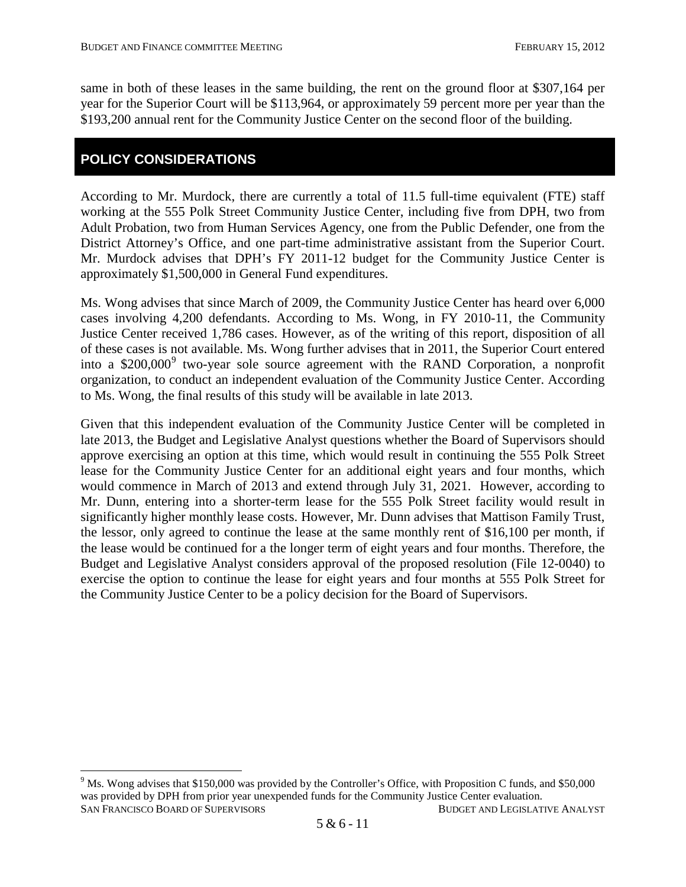same in both of these leases in the same building, the rent on the ground floor at $307,164 per year for the Superior Court will be $113,964, or approximately 59 percent more per year than the $193,200 annual rent for the Community Justice Center on the second floor of the building.

## POLICY CONSIDERATIONS

According to Mr. Murdock, there are currently a total of 11.5 full-time equivalent (FTE) staff working at the 555 Polk Street Community Justice Center, including five from DPH, two from Adult Probation, two from Human Services Agency, one from the Public Defender, one from the District Attorney's Office, and one part-time administrative assistant from the Superior Court. Mr. Murdock advises that DPH's FY 2011-12 budget for the Community Justice Center is approximately $1,500,000 in General Fund expenditures.

Ms. Wong advises that since March of 2009, the Community Justice Center has heard over 6,000 cases involving 4,200 defendants. According to Ms. Wong, in FY 2010-11, the Community Justice Center received 1,786 cases. However, as of the writing of this report, disposition of all of these cases is not available. Ms. Wong further advises that in 2011, the Superior Court entered into a $200,000[9] two-year sole source agreement with the RAND Corporation, a nonprofit organization, to conduct an independent evaluation of the Community Justice Center. According to Ms. Wong, the final results of this study will be available in late 2013.

Given that this independent evaluation of the Community Justice Center will be completed in late 2013, the Budget and Legislative Analyst questions whether the Board of Supervisors should approve exercising an option at this time, which would result in continuing the 555 Polk Street lease for the Community Justice Center for an additional eight years and four months, which would commence in March of 2013 and extend through July 31, 2021. However, according to Mr. Dunn, entering into a shorter-term lease for the 555 Polk Street facility would result in significantly higher monthly lease costs. However, Mr. Dunn advises that Mattison Family Trust, the lessor, only agreed to continue the lease at the same monthly rent of $16,100 per month, if the lease would be continued for a the longer term of eight years and four months. Therefore, the Budget and Legislative Analyst considers approval of the proposed resolution (File 12-0040) to exercise the option to continue the lease for eight years and four months at 555 Polk Street for the Community Justice Center to be a policy decision for the Board of Supervisors.

[9] Ms. Wong advises that $150,000 was provided by the Controller's Office, with Proposition C funds, and $50,000 was provided by DPH from prior year unexpended funds for the Community Justice Center evaluation.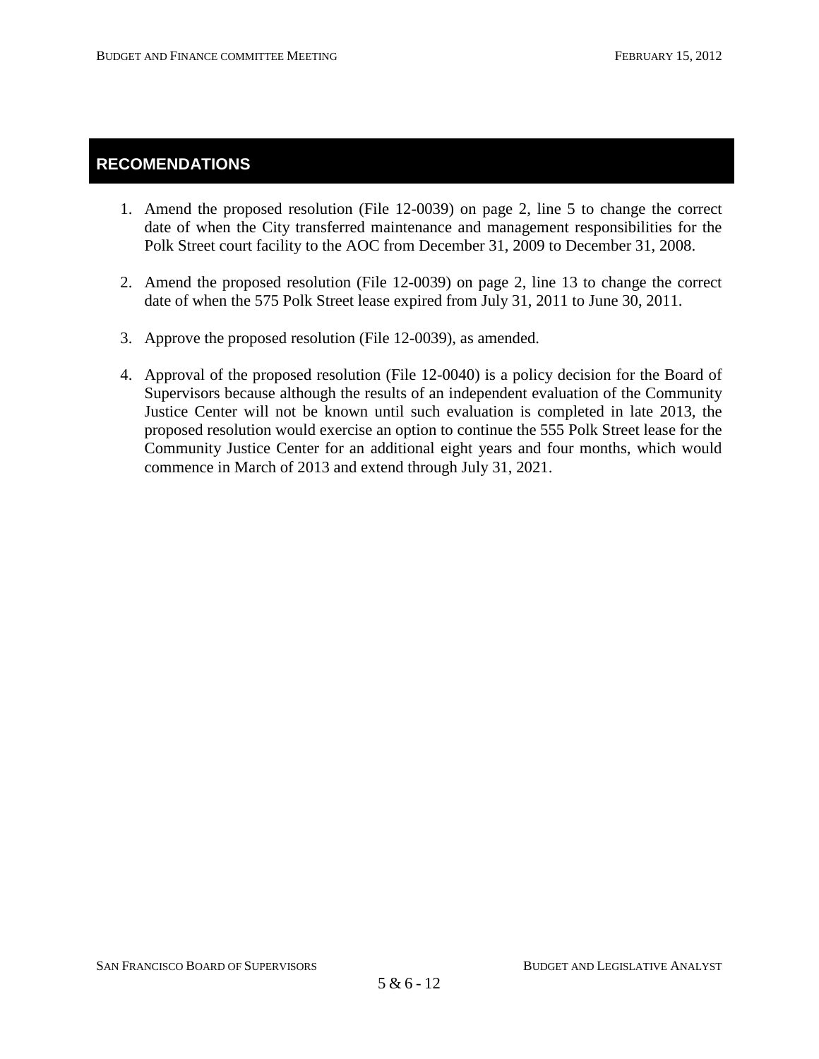## RECOMENDATIONS

1. Amend the proposed resolution (File 12-0039) on page 2, line 5 to change the correct date of when the City transferred maintenance and management responsibilities for the Polk Street court facility to the AOC from December 31, 2009 to December 31, 2008.

2. Amend the proposed resolution (File 12-0039) on page 2, line 13 to change the correct date of when the 575 Polk Street lease expired from July 31, 2011 to June 30, 2011.

3. Approve the proposed resolution (File 12-0039), as amended.

4. Approval of the proposed resolution (File 12-0040) is a policy decision for the Board of Supervisors because although the results of an independent evaluation of the Community Justice Center will not be known until such evaluation is completed in late 2013, the proposed resolution would exercise an option to continue the 555 Polk Street lease for the Community Justice Center for an additional eight years and four months, which would commence in March of 2013 and extend through July 31, 2021.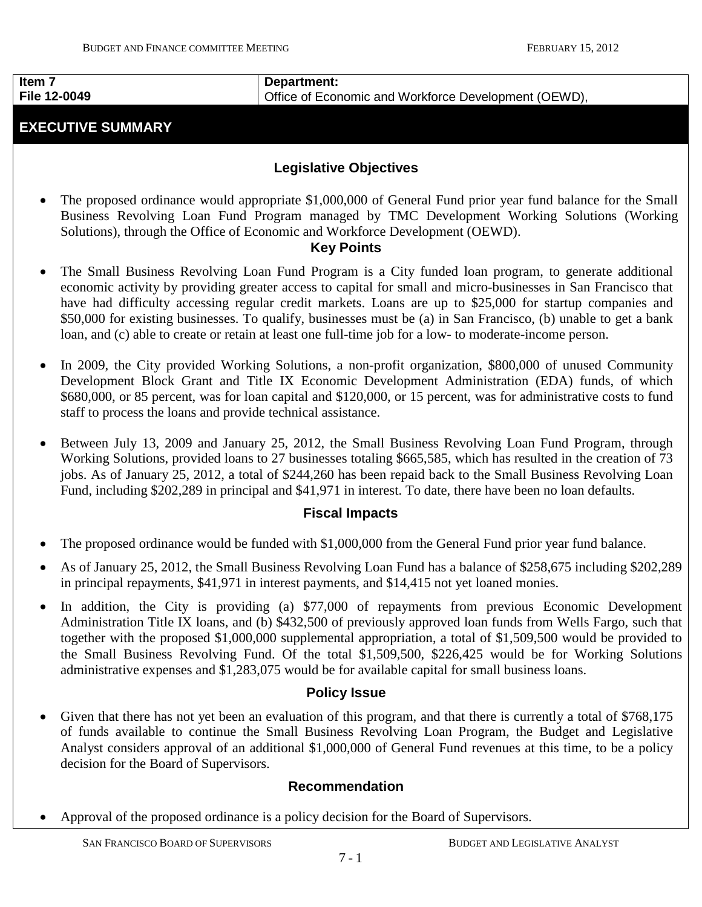| Item 7 | Department: |
| --- | --- |
| File 12-0049 | Office of Economic and Workforce Development (OEWD), |

## EXECUTIVE SUMMARY

### Legislative Objectives

- The proposed ordinance would appropriate $1,000,000 of General Fund prior year fund balance for the Small Business Revolving Loan Fund Program managed by TMC Development Working Solutions (Working Solutions), through the Office of Economic and Workforce Development (OEWD).

### Key Points

- The Small Business Revolving Loan Fund Program is a City funded loan program, to generate additional economic activity by providing greater access to capital for small and micro-businesses in San Francisco that have had difficulty accessing regular credit markets. Loans are up to $25,000 for startup companies and $50,000 for existing businesses. To qualify, businesses must be (a) in San Francisco, (b) unable to get a bank loan, and (c) able to create or retain at least one full-time job for a low- to moderate-income person.

- In 2009, the City provided Working Solutions, a non-profit organization, $800,000 of unused Community Development Block Grant and Title IX Economic Development Administration (EDA) funds, of which $680,000, or 85 percent, was for loan capital and $120,000, or 15 percent, was for administrative costs to fund staff to process the loans and provide technical assistance.

- Between July 13, 2009 and January 25, 2012, the Small Business Revolving Loan Fund Program, through Working Solutions, provided loans to 27 businesses totaling $665,585, which has resulted in the creation of 73 jobs. As of January 25, 2012, a total of $244,260 has been repaid back to the Small Business Revolving Loan Fund, including $202,289 in principal and $41,971 in interest. To date, there have been no loan defaults.

### Fiscal Impacts

- The proposed ordinance would be funded with $1,000,000 from the General Fund prior year fund balance.
- As of January 25, 2012, the Small Business Revolving Loan Fund has a balance of $258,675 including $202,289 in principal repayments, $41,971 in interest payments, and $14,415 not yet loaned monies.
- In addition, the City is providing (a) $77,000 of repayments from previous Economic Development Administration Title IX loans, and (b) $432,500 of previously approved loan funds from Wells Fargo, such that together with the proposed $1,000,000 supplemental appropriation, a total of $1,509,500 would be provided to the Small Business Revolving Fund. Of the total $1,509,500, $226,425 would be for Working Solutions administrative expenses and $1,283,075 would be for available capital for small business loans.

### Policy Issue

- Given that there has not yet been an evaluation of this program, and that there is currently a total of $768,175 of funds available to continue the Small Business Revolving Loan Program, the Budget and Legislative Analyst considers approval of an additional $1,000,000 of General Fund revenues at this time, to be a policy decision for the Board of Supervisors.

### Recommendation

- Approval of the proposed ordinance is a policy decision for the Board of Supervisors.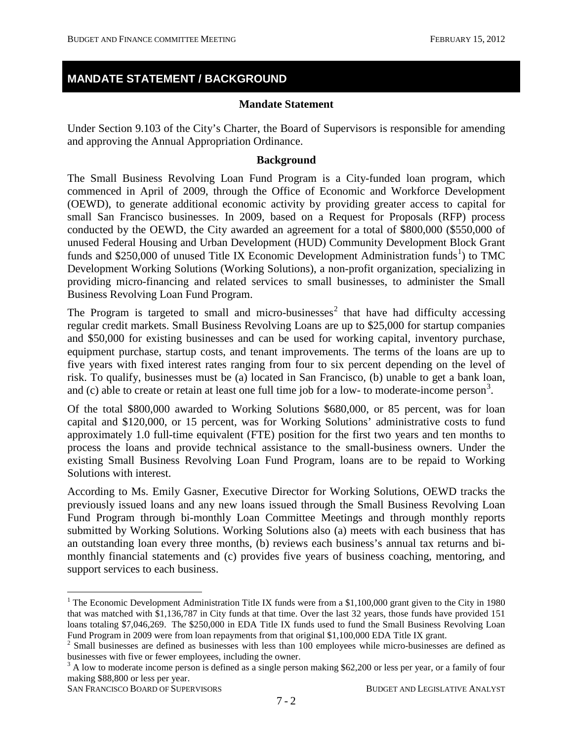## MANDATE STATEMENT / BACKGROUND

### Mandate Statement

Under Section 9.103 of the City's Charter, the Board of Supervisors is responsible for amending and approving the Annual Appropriation Ordinance.

### Background

The Small Business Revolving Loan Fund Program is a City-funded loan program, which commenced in April of 2009, through the Office of Economic and Workforce Development (OEWD), to generate additional economic activity by providing greater access to capital for small San Francisco businesses. In 2009, based on a Request for Proposals (RFP) process conducted by the OEWD, the City awarded an agreement for a total of $800,000 ($550,000 of unused Federal Housing and Urban Development (HUD) Community Development Block Grant funds and $250,000 of unused Title IX Economic Development Administration funds[1]) to TMC Development Working Solutions (Working Solutions), a non-profit organization, specializing in providing micro-financing and related services to small businesses, to administer the Small Business Revolving Loan Fund Program.

The Program is targeted to small and micro-businesses[2] that have had difficulty accessing regular credit markets. Small Business Revolving Loans are up to $25,000 for startup companies and $50,000 for existing businesses and can be used for working capital, inventory purchase, equipment purchase, startup costs, and tenant improvements. The terms of the loans are up to five years with fixed interest rates ranging from four to six percent depending on the level of risk. To qualify, businesses must be (a) located in San Francisco, (b) unable to get a bank loan, and (c) able to create or retain at least one full time job for a low- to moderate-income person[3].

Of the total $800,000 awarded to Working Solutions $680,000, or 85 percent, was for loan capital and $120,000, or 15 percent, was for Working Solutions' administrative costs to fund approximately 1.0 full-time equivalent (FTE) position for the first two years and ten months to process the loans and provide technical assistance to the small-business owners. Under the existing Small Business Revolving Loan Fund Program, loans are to be repaid to Working Solutions with interest.

According to Ms. Emily Gasner, Executive Director for Working Solutions, OEWD tracks the previously issued loans and any new loans issued through the Small Business Revolving Loan Fund Program through bi-monthly Loan Committee Meetings and through monthly reports submitted by Working Solutions. Working Solutions also (a) meets with each business that has an outstanding loan every three months, (b) reviews each business's annual tax returns and bi-monthly financial statements and (c) provides five years of business coaching, mentoring, and support services to each business.

---

[1] The Economic Development Administration Title IX funds were from a $1,100,000 grant given to the City in 1980 that was matched with $1,136,787 in City funds at that time. Over the last 32 years, those funds have provided 151 loans totaling $7,046,269. The $250,000 in EDA Title IX funds used to fund the Small Business Revolving Loan Fund Program in 2009 were from loan repayments from that original $1,100,000 EDA Title IX grant.

[2] Small businesses are defined as businesses with less than 100 employees while micro-businesses are defined as businesses with five or fewer employees, including the owner.

[3] A low to moderate income person is defined as a single person making $62,200 or less per year, or a family of four making $88,800 or less per year.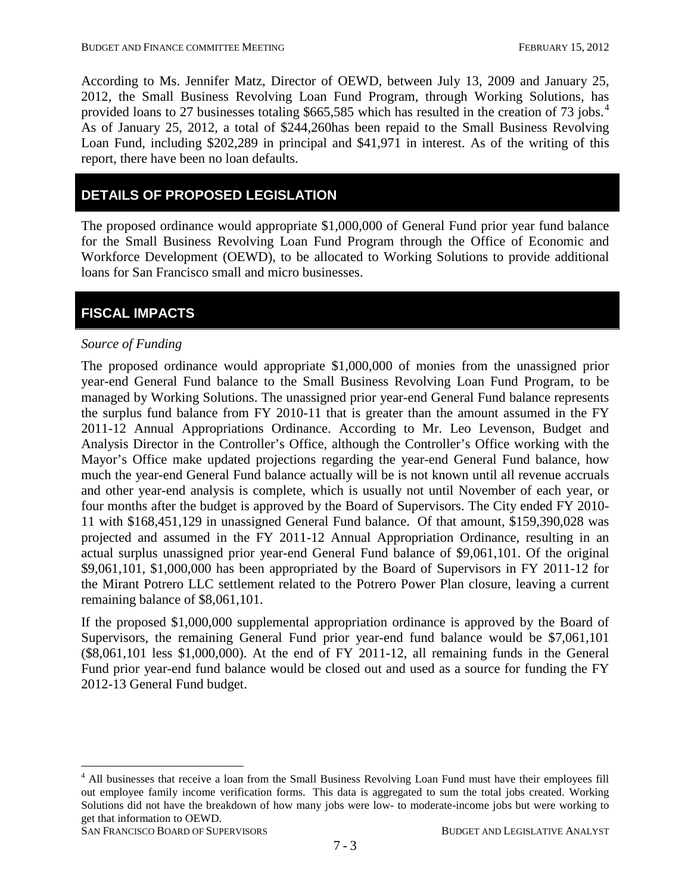According to Ms. Jennifer Matz, Director of OEWD, between July 13, 2009 and January 25, 2012, the Small Business Revolving Loan Fund Program, through Working Solutions, has provided loans to 27 businesses totaling $665,585 which has resulted in the creation of 73 jobs.[4] As of January 25, 2012, a total of $244,260has been repaid to the Small Business Revolving Loan Fund, including $202,289 in principal and $41,971 in interest. As of the writing of this report, there have been no loan defaults.

## DETAILS OF PROPOSED LEGISLATION

The proposed ordinance would appropriate $1,000,000 of General Fund prior year fund balance for the Small Business Revolving Loan Fund Program through the Office of Economic and Workforce Development (OEWD), to be allocated to Working Solutions to provide additional loans for San Francisco small and micro businesses.

## FISCAL IMPACTS

*Source of Funding*

The proposed ordinance would appropriate $1,000,000 of monies from the unassigned prior year-end General Fund balance to the Small Business Revolving Loan Fund Program, to be managed by Working Solutions. The unassigned prior year-end General Fund balance represents the surplus fund balance from FY 2010-11 that is greater than the amount assumed in the FY 2011-12 Annual Appropriations Ordinance. According to Mr. Leo Levenson, Budget and Analysis Director in the Controller's Office, although the Controller's Office working with the Mayor's Office make updated projections regarding the year-end General Fund balance, how much the year-end General Fund balance actually will be is not known until all revenue accruals and other year-end analysis is complete, which is usually not until November of each year, or four months after the budget is approved by the Board of Supervisors. The City ended FY 2010-11 with $168,451,129 in unassigned General Fund balance. Of that amount, $159,390,028 was projected and assumed in the FY 2011-12 Annual Appropriation Ordinance, resulting in an actual surplus unassigned prior year-end General Fund balance of $9,061,101. Of the original $9,061,101, $1,000,000 has been appropriated by the Board of Supervisors in FY 2011-12 for the Mirant Potrero LLC settlement related to the Potrero Power Plan closure, leaving a current remaining balance of $8,061,101.

If the proposed $1,000,000 supplemental appropriation ordinance is approved by the Board of Supervisors, the remaining General Fund prior year-end fund balance would be $7,061,101 ($8,061,101 less $1,000,000). At the end of FY 2011-12, all remaining funds in the General Fund prior year-end fund balance would be closed out and used as a source for funding the FY 2012-13 General Fund budget.

[4] All businesses that receive a loan from the Small Business Revolving Loan Fund must have their employees fill out employee family income verification forms. This data is aggregated to sum the total jobs created. Working Solutions did not have the breakdown of how many jobs were low- to moderate-income jobs but were working to get that information to OEWD.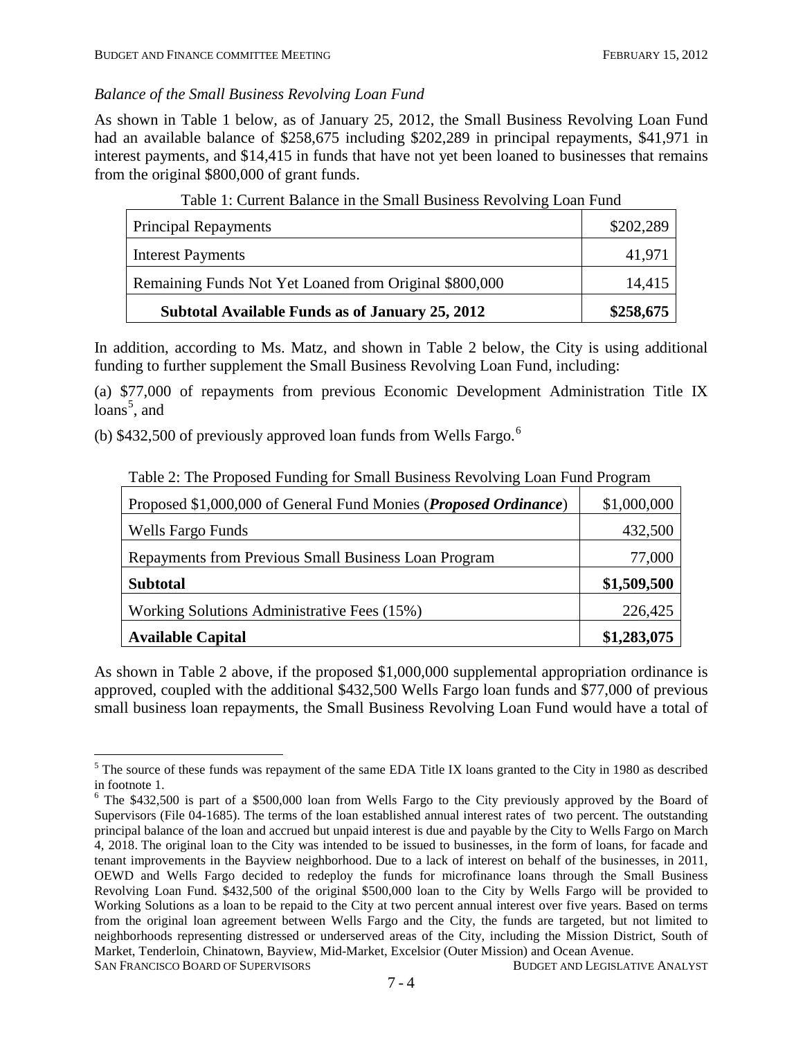*Balance of the Small Business Revolving Loan Fund*

As shown in Table 1 below, as of January 25, 2012, the Small Business Revolving Loan Fund had an available balance of $258,675 including $202,289 in principal repayments, $41,971 in interest payments, and $14,415 in funds that have not yet been loaned to businesses that remains from the original $800,000 of grant funds.

Table 1: Current Balance in the Small Business Revolving Loan Fund

| | |
|---|---:|
| Principal Repayments | $202,289 |
| Interest Payments | 41,971 |
| Remaining Funds Not Yet Loaned from Original $800,000 | 14,415 |
| **Subtotal Available Funds as of January 25, 2012** | **$258,675** |

In addition, according to Ms. Matz, and shown in Table 2 below, the City is using additional funding to further supplement the Small Business Revolving Loan Fund, including:

(a) $77,000 of repayments from previous Economic Development Administration Title IX loans[5], and

(b) $432,500 of previously approved loan funds from Wells Fargo.[6]

Table 2: The Proposed Funding for Small Business Revolving Loan Fund Program

| | |
|---|---:|
| Proposed $1,000,000 of General Fund Monies (***Proposed Ordinance***) | $1,000,000 |
| Wells Fargo Funds | 432,500 |
| Repayments from Previous Small Business Loan Program | 77,000 |
| **Subtotal** | **$1,509,500** |
| Working Solutions Administrative Fees (15%) | 226,425 |
| **Available Capital** | **$1,283,075** |

As shown in Table 2 above, if the proposed $1,000,000 supplemental appropriation ordinance is approved, coupled with the additional $432,500 Wells Fargo loan funds and $77,000 of previous small business loan repayments, the Small Business Revolving Loan Fund would have a total of

---

[5] The source of these funds was repayment of the same EDA Title IX loans granted to the City in 1980 as described in footnote 1.

[6] The $432,500 is part of a $500,000 loan from Wells Fargo to the City previously approved by the Board of Supervisors (File 04-1685). The terms of the loan established annual interest rates of two percent. The outstanding principal balance of the loan and accrued but unpaid interest is due and payable by the City to Wells Fargo on March 4, 2018. The original loan to the City was intended to be issued to businesses, in the form of loans, for facade and tenant improvements in the Bayview neighborhood. Due to a lack of interest on behalf of the businesses, in 2011, OEWD and Wells Fargo decided to redeploy the funds for microfinance loans through the Small Business Revolving Loan Fund. $432,500 of the original $500,000 loan to the City by Wells Fargo will be provided to Working Solutions as a loan to be repaid to the City at two percent annual interest over five years. Based on terms from the original loan agreement between Wells Fargo and the City, the funds are targeted, but not limited to neighborhoods representing distressed or underserved areas of the City, including the Mission District, South of Market, Tenderloin, Chinatown, Bayview, Mid-Market, Excelsior (Outer Mission) and Ocean Avenue.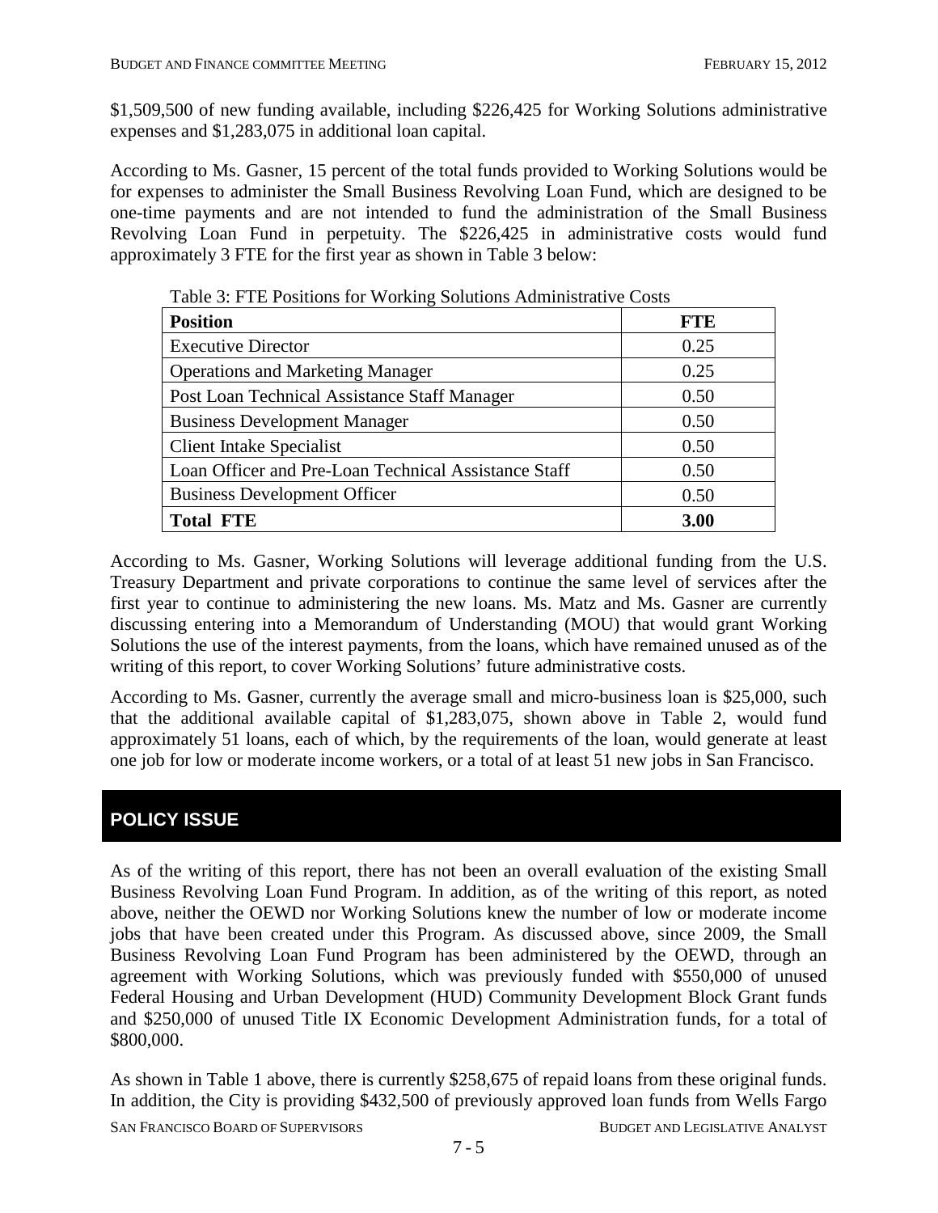$1,509,500 of new funding available, including $226,425 for Working Solutions administrative expenses and $1,283,075 in additional loan capital.

According to Ms. Gasner, 15 percent of the total funds provided to Working Solutions would be for expenses to administer the Small Business Revolving Loan Fund, which are designed to be one-time payments and are not intended to fund the administration of the Small Business Revolving Loan Fund in perpetuity. The $226,425 in administrative costs would fund approximately 3 FTE for the first year as shown in Table 3 below:

Table 3: FTE Positions for Working Solutions Administrative Costs

| **Position** | **FTE** |
|---|---|
| Executive Director | 0.25 |
| Operations and Marketing Manager | 0.25 |
| Post Loan Technical Assistance Staff Manager | 0.50 |
| Business Development Manager | 0.50 |
| Client Intake Specialist | 0.50 |
| Loan Officer and Pre-Loan Technical Assistance Staff | 0.50 |
| Business Development Officer | 0.50 |
| **Total FTE** | **3.00** |

According to Ms. Gasner, Working Solutions will leverage additional funding from the U.S. Treasury Department and private corporations to continue the same level of services after the first year to continue to administering the new loans. Ms. Matz and Ms. Gasner are currently discussing entering into a Memorandum of Understanding (MOU) that would grant Working Solutions the use of the interest payments, from the loans, which have remained unused as of the writing of this report, to cover Working Solutions' future administrative costs.

According to Ms. Gasner, currently the average small and micro-business loan is $25,000, such that the additional available capital of $1,283,075, shown above in Table 2, would fund approximately 51 loans, each of which, by the requirements of the loan, would generate at least one job for low or moderate income workers, or a total of at least 51 new jobs in San Francisco.

## POLICY ISSUE

As of the writing of this report, there has not been an overall evaluation of the existing Small Business Revolving Loan Fund Program. In addition, as of the writing of this report, as noted above, neither the OEWD nor Working Solutions knew the number of low or moderate income jobs that have been created under this Program. As discussed above, since 2009, the Small Business Revolving Loan Fund Program has been administered by the OEWD, through an agreement with Working Solutions, which was previously funded with $550,000 of unused Federal Housing and Urban Development (HUD) Community Development Block Grant funds and $250,000 of unused Title IX Economic Development Administration funds, for a total of $800,000.

As shown in Table 1 above, there is currently $258,675 of repaid loans from these original funds. In addition, the City is providing $432,500 of previously approved loan funds from Wells Fargo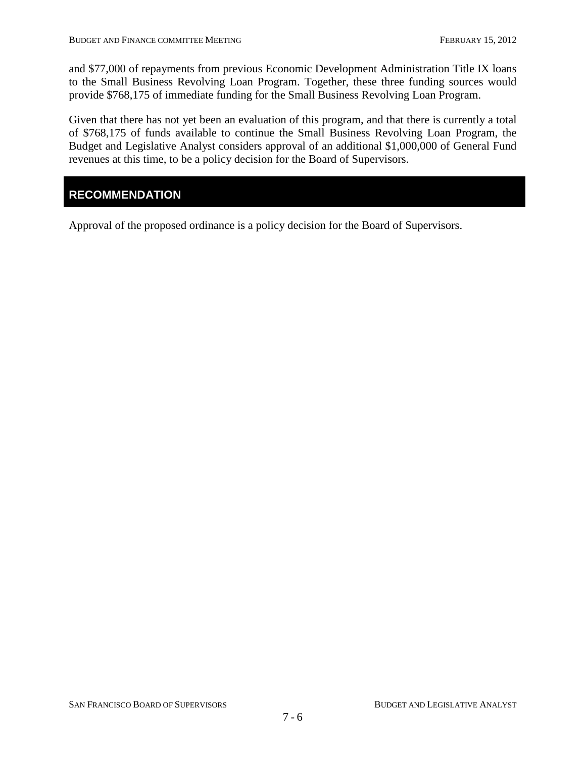and $77,000 of repayments from previous Economic Development Administration Title IX loans to the Small Business Revolving Loan Program. Together, these three funding sources would provide $768,175 of immediate funding for the Small Business Revolving Loan Program.

Given that there has not yet been an evaluation of this program, and that there is currently a total of $768,175 of funds available to continue the Small Business Revolving Loan Program, the Budget and Legislative Analyst considers approval of an additional $1,000,000 of General Fund revenues at this time, to be a policy decision for the Board of Supervisors.

## RECOMMENDATION

Approval of the proposed ordinance is a policy decision for the Board of Supervisors.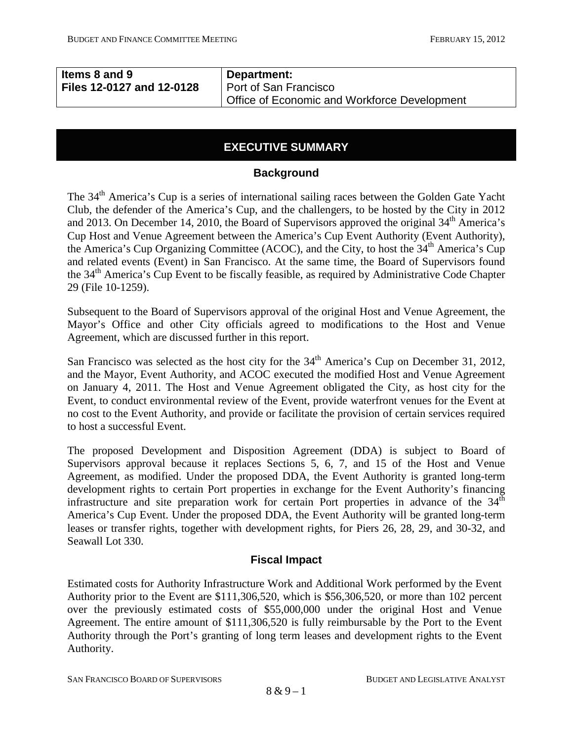| Items 8 and 9 | Department: |
| --- | --- |
| Files 12-0127 and 12-0128 | Port of San Francisco<br>Office of Economic and Workforce Development |

## EXECUTIVE SUMMARY

### Background

The 34th America's Cup is a series of international sailing races between the Golden Gate Yacht Club, the defender of the America's Cup, and the challengers, to be hosted by the City in 2012 and 2013. On December 14, 2010, the Board of Supervisors approved the original 34th America's Cup Host and Venue Agreement between the America's Cup Event Authority (Event Authority), the America's Cup Organizing Committee (ACOC), and the City, to host the 34th America's Cup and related events (Event) in San Francisco. At the same time, the Board of Supervisors found the 34th America's Cup Event to be fiscally feasible, as required by Administrative Code Chapter 29 (File 10-1259).

Subsequent to the Board of Supervisors approval of the original Host and Venue Agreement, the Mayor's Office and other City officials agreed to modifications to the Host and Venue Agreement, which are discussed further in this report.

San Francisco was selected as the host city for the 34th America's Cup on December 31, 2012, and the Mayor, Event Authority, and ACOC executed the modified Host and Venue Agreement on January 4, 2011. The Host and Venue Agreement obligated the City, as host city for the Event, to conduct environmental review of the Event, provide waterfront venues for the Event at no cost to the Event Authority, and provide or facilitate the provision of certain services required to host a successful Event.

The proposed Development and Disposition Agreement (DDA) is subject to Board of Supervisors approval because it replaces Sections 5, 6, 7, and 15 of the Host and Venue Agreement, as modified. Under the proposed DDA, the Event Authority is granted long-term development rights to certain Port properties in exchange for the Event Authority's financing infrastructure and site preparation work for certain Port properties in advance of the 34th America's Cup Event. Under the proposed DDA, the Event Authority will be granted long-term leases or transfer rights, together with development rights, for Piers 26, 28, 29, and 30-32, and Seawall Lot 330.

### Fiscal Impact

Estimated costs for Authority Infrastructure Work and Additional Work performed by the Event Authority prior to the Event are $111,306,520, which is $56,306,520, or more than 102 percent over the previously estimated costs of $55,000,000 under the original Host and Venue Agreement. The entire amount of $111,306,520 is fully reimbursable by the Port to the Event Authority through the Port's granting of long term leases and development rights to the Event Authority.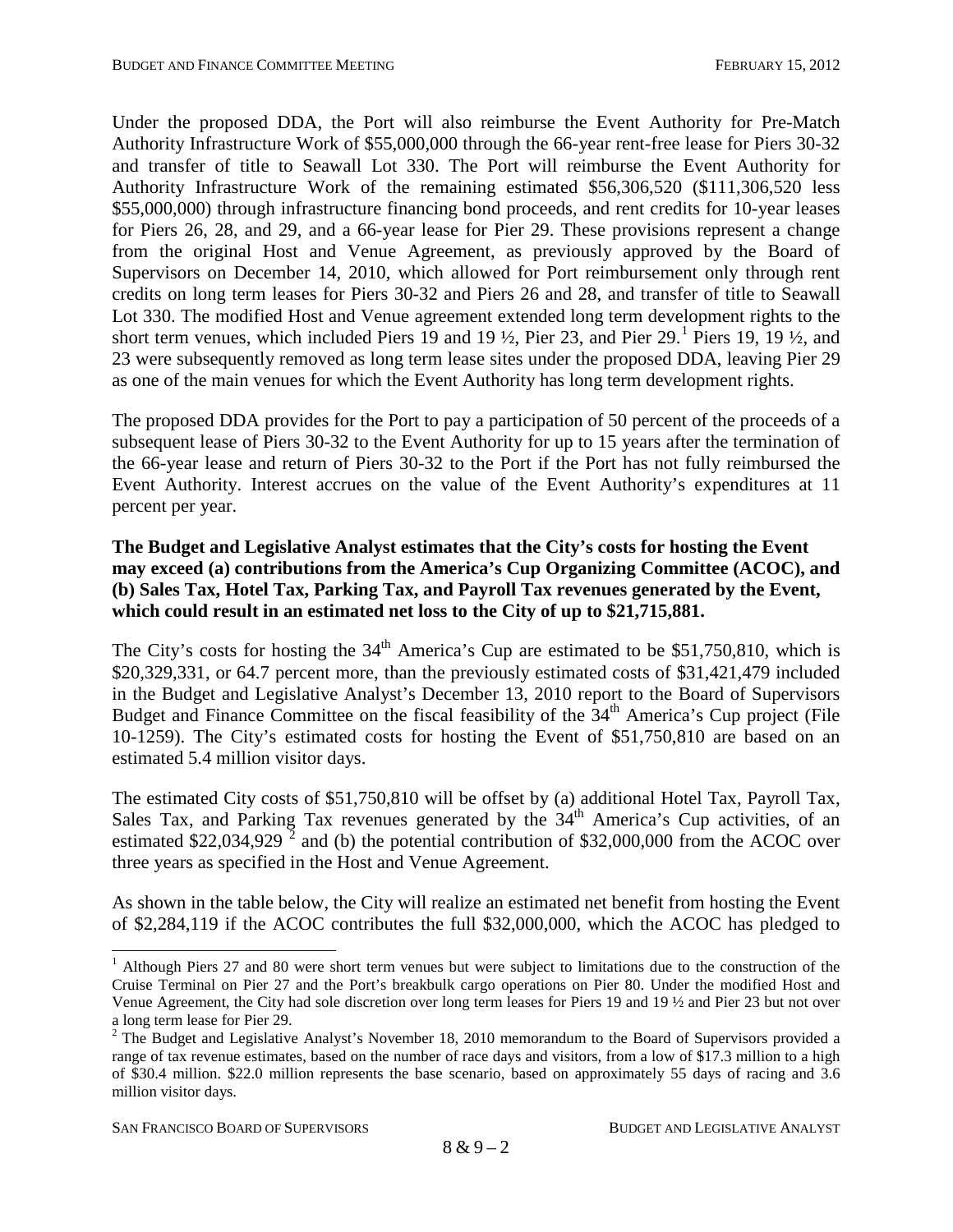Under the proposed DDA, the Port will also reimburse the Event Authority for Pre-Match Authority Infrastructure Work of \$55,000,000 through the 66-year rent-free lease for Piers 30-32 and transfer of title to Seawall Lot 330. The Port will reimburse the Event Authority for Authority Infrastructure Work of the remaining estimated \$56,306,520 (\$111,306,520 less \$55,000,000) through infrastructure financing bond proceeds, and rent credits for 10-year leases for Piers 26, 28, and 29, and a 66-year lease for Pier 29. These provisions represent a change from the original Host and Venue Agreement, as previously approved by the Board of Supervisors on December 14, 2010, which allowed for Port reimbursement only through rent credits on long term leases for Piers 30-32 and Piers 26 and 28, and transfer of title to Seawall Lot 330. The modified Host and Venue agreement extended long term development rights to the short term venues, which included Piers 19 and 19 ½, Pier 23, and Pier 29.[1] Piers 19, 19 ½, and 23 were subsequently removed as long term lease sites under the proposed DDA, leaving Pier 29 as one of the main venues for which the Event Authority has long term development rights.

The proposed DDA provides for the Port to pay a participation of 50 percent of the proceeds of a subsequent lease of Piers 30-32 to the Event Authority for up to 15 years after the termination of the 66-year lease and return of Piers 30-32 to the Port if the Port has not fully reimbursed the Event Authority. Interest accrues on the value of the Event Authority's expenditures at 11 percent per year.

**The Budget and Legislative Analyst estimates that the City's costs for hosting the Event may exceed (a) contributions from the America's Cup Organizing Committee (ACOC), and (b) Sales Tax, Hotel Tax, Parking Tax, and Payroll Tax revenues generated by the Event, which could result in an estimated net loss to the City of up to \$21,715,881.**

The City's costs for hosting the 34th America's Cup are estimated to be \$51,750,810, which is \$20,329,331, or 64.7 percent more, than the previously estimated costs of \$31,421,479 included in the Budget and Legislative Analyst's December 13, 2010 report to the Board of Supervisors Budget and Finance Committee on the fiscal feasibility of the 34th America's Cup project (File 10-1259). The City's estimated costs for hosting the Event of \$51,750,810 are based on an estimated 5.4 million visitor days.

The estimated City costs of \$51,750,810 will be offset by (a) additional Hotel Tax, Payroll Tax, Sales Tax, and Parking Tax revenues generated by the 34th America's Cup activities, of an estimated \$22,034,929[2] and (b) the potential contribution of \$32,000,000 from the ACOC over three years as specified in the Host and Venue Agreement.

As shown in the table below, the City will realize an estimated net benefit from hosting the Event of \$2,284,119 if the ACOC contributes the full \$32,000,000, which the ACOC has pledged to

[1] Although Piers 27 and 80 were short term venues but were subject to limitations due to the construction of the Cruise Terminal on Pier 27 and the Port's breakbulk cargo operations on Pier 80. Under the modified Host and Venue Agreement, the City had sole discretion over long term leases for Piers 19 and 19 ½ and Pier 23 but not over a long term lease for Pier 29.

[2] The Budget and Legislative Analyst's November 18, 2010 memorandum to the Board of Supervisors provided a range of tax revenue estimates, based on the number of race days and visitors, from a low of \$17.3 million to a high of \$30.4 million. \$22.0 million represents the base scenario, based on approximately 55 days of racing and 3.6 million visitor days.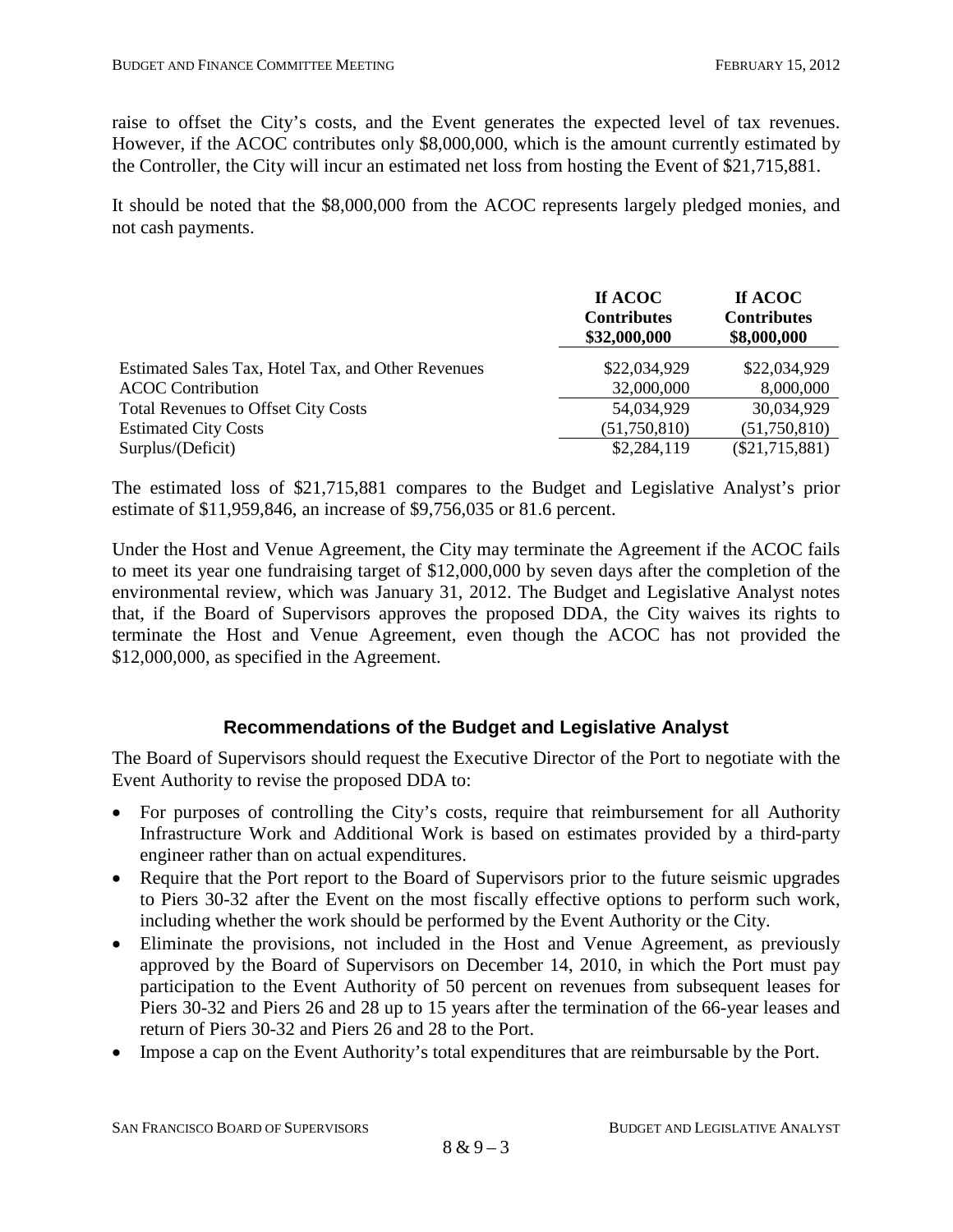raise to offset the City's costs, and the Event generates the expected level of tax revenues. However, if the ACOC contributes only $8,000,000, which is the amount currently estimated by the Controller, the City will incur an estimated net loss from hosting the Event of $21,715,881.

It should be noted that the $8,000,000 from the ACOC represents largely pledged monies, and not cash payments.

| | **If ACOC Contributes $32,000,000** | **If ACOC Contributes $8,000,000** |
|---|---|---|
| Estimated Sales Tax, Hotel Tax, and Other Revenues | $22,034,929 | $22,034,929 |
| ACOC Contribution | 32,000,000 | 8,000,000 |
| Total Revenues to Offset City Costs | 54,034,929 | 30,034,929 |
| Estimated City Costs | (51,750,810) | (51,750,810) |
| Surplus/(Deficit) | $2,284,119 | ($21,715,881) |

The estimated loss of $21,715,881 compares to the Budget and Legislative Analyst's prior estimate of $11,959,846, an increase of $9,756,035 or 81.6 percent.

Under the Host and Venue Agreement, the City may terminate the Agreement if the ACOC fails to meet its year one fundraising target of $12,000,000 by seven days after the completion of the environmental review, which was January 31, 2012. The Budget and Legislative Analyst notes that, if the Board of Supervisors approves the proposed DDA, the City waives its rights to terminate the Host and Venue Agreement, even though the ACOC has not provided the $12,000,000, as specified in the Agreement.

## Recommendations of the Budget and Legislative Analyst

The Board of Supervisors should request the Executive Director of the Port to negotiate with the Event Authority to revise the proposed DDA to:

- For purposes of controlling the City's costs, require that reimbursement for all Authority Infrastructure Work and Additional Work is based on estimates provided by a third-party engineer rather than on actual expenditures.
- Require that the Port report to the Board of Supervisors prior to the future seismic upgrades to Piers 30-32 after the Event on the most fiscally effective options to perform such work, including whether the work should be performed by the Event Authority or the City.
- Eliminate the provisions, not included in the Host and Venue Agreement, as previously approved by the Board of Supervisors on December 14, 2010, in which the Port must pay participation to the Event Authority of 50 percent on revenues from subsequent leases for Piers 30-32 and Piers 26 and 28 up to 15 years after the termination of the 66-year leases and return of Piers 30-32 and Piers 26 and 28 to the Port.
- Impose a cap on the Event Authority's total expenditures that are reimbursable by the Port.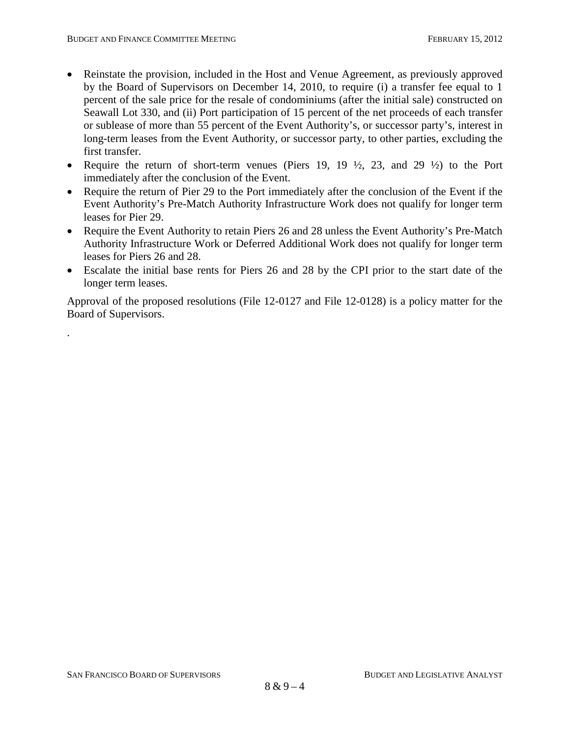- Reinstate the provision, included in the Host and Venue Agreement, as previously approved by the Board of Supervisors on December 14, 2010, to require (i) a transfer fee equal to 1 percent of the sale price for the resale of condominiums (after the initial sale) constructed on Seawall Lot 330, and (ii) Port participation of 15 percent of the net proceeds of each transfer or sublease of more than 55 percent of the Event Authority's, or successor party's, interest in long-term leases from the Event Authority, or successor party, to other parties, excluding the first transfer.
- Require the return of short-term venues (Piers 19, 19 ½, 23, and 29 ½) to the Port immediately after the conclusion of the Event.
- Require the return of Pier 29 to the Port immediately after the conclusion of the Event if the Event Authority's Pre-Match Authority Infrastructure Work does not qualify for longer term leases for Pier 29.
- Require the Event Authority to retain Piers 26 and 28 unless the Event Authority's Pre-Match Authority Infrastructure Work or Deferred Additional Work does not qualify for longer term leases for Piers 26 and 28.
- Escalate the initial base rents for Piers 26 and 28 by the CPI prior to the start date of the longer term leases.

Approval of the proposed resolutions (File 12-0127 and File 12-0128) is a policy matter for the Board of Supervisors.

.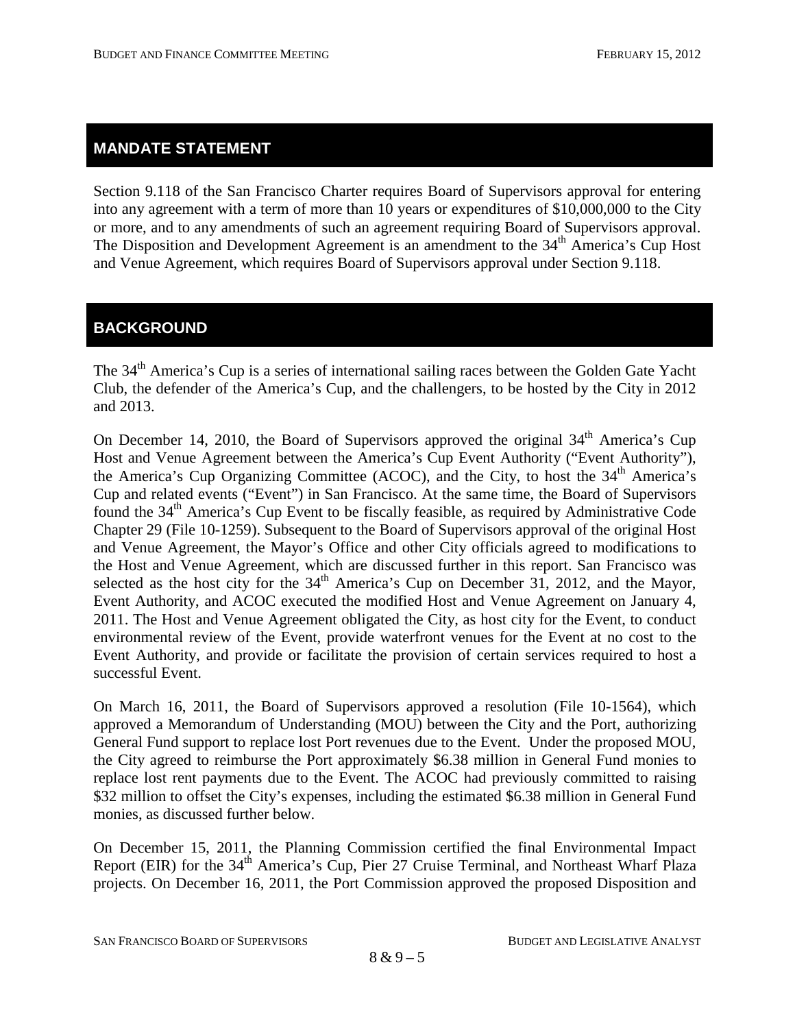## MANDATE STATEMENT

Section 9.118 of the San Francisco Charter requires Board of Supervisors approval for entering into any agreement with a term of more than 10 years or expenditures of $10,000,000 to the City or more, and to any amendments of such an agreement requiring Board of Supervisors approval. The Disposition and Development Agreement is an amendment to the 34th America's Cup Host and Venue Agreement, which requires Board of Supervisors approval under Section 9.118.

## BACKGROUND

The 34th America's Cup is a series of international sailing races between the Golden Gate Yacht Club, the defender of the America's Cup, and the challengers, to be hosted by the City in 2012 and 2013.

On December 14, 2010, the Board of Supervisors approved the original 34th America's Cup Host and Venue Agreement between the America's Cup Event Authority ("Event Authority"), the America's Cup Organizing Committee (ACOC), and the City, to host the 34th America's Cup and related events ("Event") in San Francisco. At the same time, the Board of Supervisors found the 34th America's Cup Event to be fiscally feasible, as required by Administrative Code Chapter 29 (File 10-1259). Subsequent to the Board of Supervisors approval of the original Host and Venue Agreement, the Mayor's Office and other City officials agreed to modifications to the Host and Venue Agreement, which are discussed further in this report. San Francisco was selected as the host city for the 34th America's Cup on December 31, 2012, and the Mayor, Event Authority, and ACOC executed the modified Host and Venue Agreement on January 4, 2011. The Host and Venue Agreement obligated the City, as host city for the Event, to conduct environmental review of the Event, provide waterfront venues for the Event at no cost to the Event Authority, and provide or facilitate the provision of certain services required to host a successful Event.

On March 16, 2011, the Board of Supervisors approved a resolution (File 10-1564), which approved a Memorandum of Understanding (MOU) between the City and the Port, authorizing General Fund support to replace lost Port revenues due to the Event. Under the proposed MOU, the City agreed to reimburse the Port approximately $6.38 million in General Fund monies to replace lost rent payments due to the Event. The ACOC had previously committed to raising $32 million to offset the City's expenses, including the estimated $6.38 million in General Fund monies, as discussed further below.

On December 15, 2011, the Planning Commission certified the final Environmental Impact Report (EIR) for the 34th America's Cup, Pier 27 Cruise Terminal, and Northeast Wharf Plaza projects. On December 16, 2011, the Port Commission approved the proposed Disposition and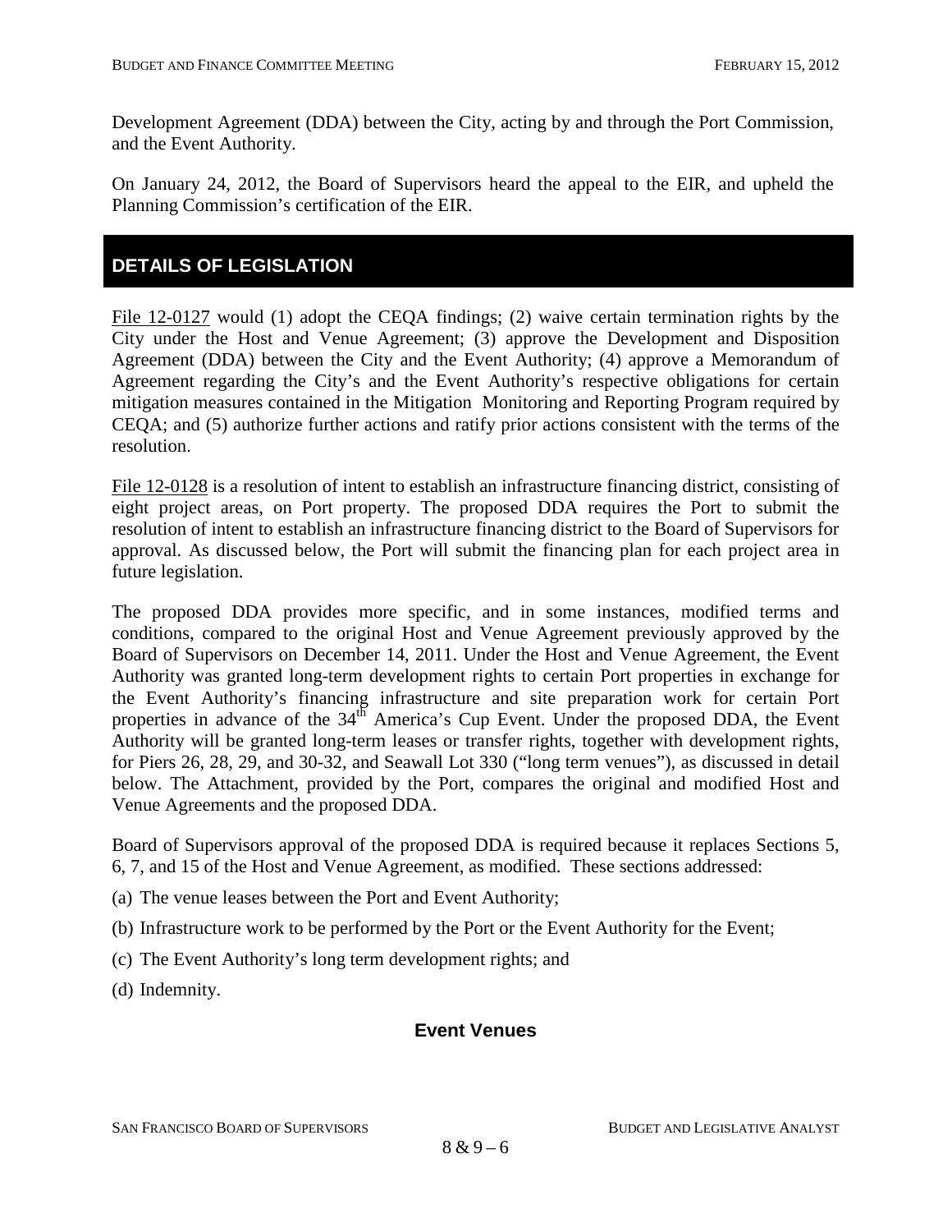Development Agreement (DDA) between the City, acting by and through the Port Commission, and the Event Authority.

On January 24, 2012, the Board of Supervisors heard the appeal to the EIR, and upheld the Planning Commission's certification of the EIR.

## DETAILS OF LEGISLATION

File 12-0127 would (1) adopt the CEQA findings; (2) waive certain termination rights by the City under the Host and Venue Agreement; (3) approve the Development and Disposition Agreement (DDA) between the City and the Event Authority; (4) approve a Memorandum of Agreement regarding the City's and the Event Authority's respective obligations for certain mitigation measures contained in the Mitigation Monitoring and Reporting Program required by CEQA; and (5) authorize further actions and ratify prior actions consistent with the terms of the resolution.

File 12-0128 is a resolution of intent to establish an infrastructure financing district, consisting of eight project areas, on Port property. The proposed DDA requires the Port to submit the resolution of intent to establish an infrastructure financing district to the Board of Supervisors for approval. As discussed below, the Port will submit the financing plan for each project area in future legislation.

The proposed DDA provides more specific, and in some instances, modified terms and conditions, compared to the original Host and Venue Agreement previously approved by the Board of Supervisors on December 14, 2011. Under the Host and Venue Agreement, the Event Authority was granted long-term development rights to certain Port properties in exchange for the Event Authority's financing infrastructure and site preparation work for certain Port properties in advance of the 34th America's Cup Event. Under the proposed DDA, the Event Authority will be granted long-term leases or transfer rights, together with development rights, for Piers 26, 28, 29, and 30-32, and Seawall Lot 330 ("long term venues"), as discussed in detail below. The Attachment, provided by the Port, compares the original and modified Host and Venue Agreements and the proposed DDA.

Board of Supervisors approval of the proposed DDA is required because it replaces Sections 5, 6, 7, and 15 of the Host and Venue Agreement, as modified. These sections addressed:

(a) The venue leases between the Port and Event Authority;

(b) Infrastructure work to be performed by the Port or the Event Authority for the Event;

(c) The Event Authority's long term development rights; and

(d) Indemnity.

### Event Venues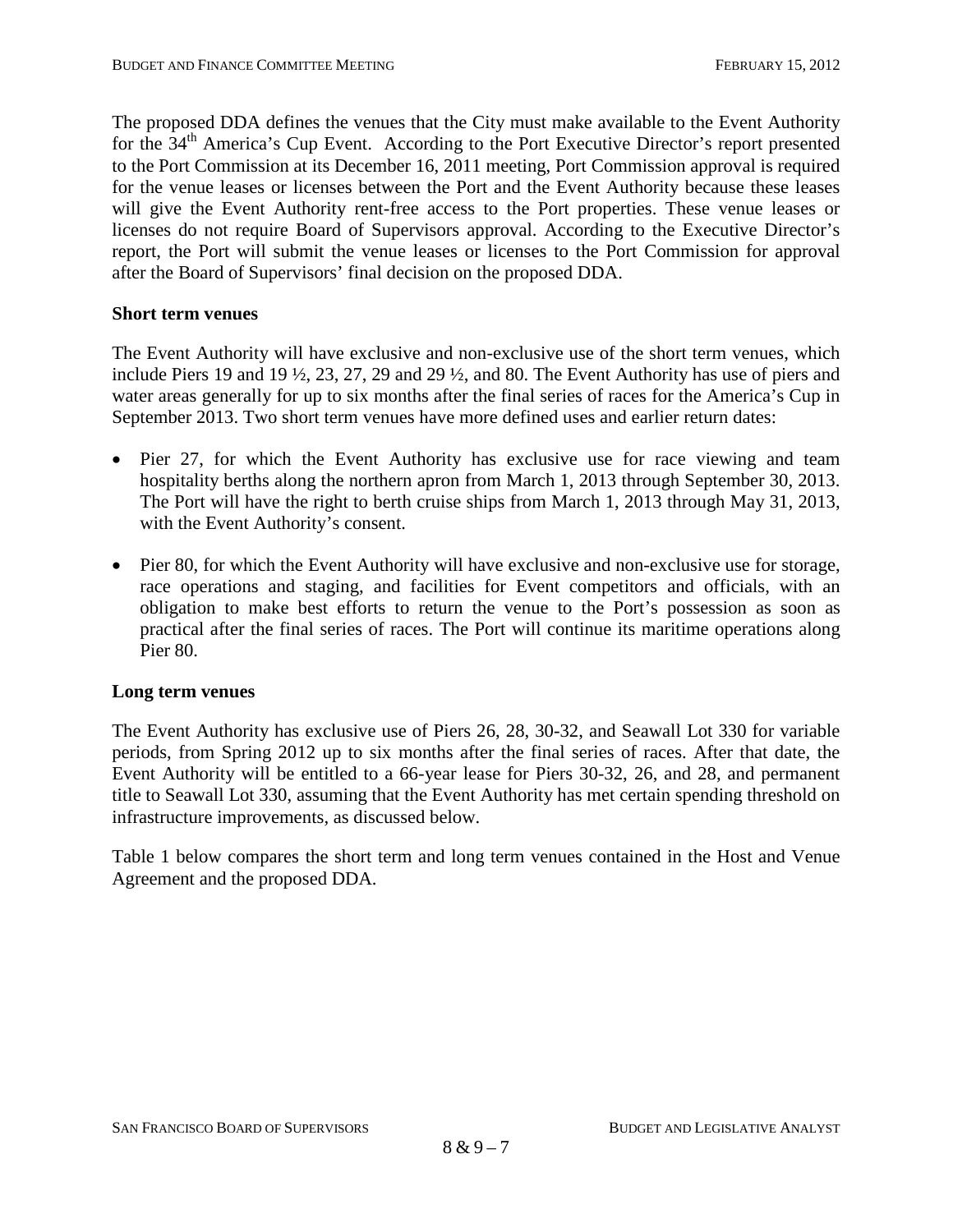The proposed DDA defines the venues that the City must make available to the Event Authority for the 34th America's Cup Event. According to the Port Executive Director's report presented to the Port Commission at its December 16, 2011 meeting, Port Commission approval is required for the venue leases or licenses between the Port and the Event Authority because these leases will give the Event Authority rent-free access to the Port properties. These venue leases or licenses do not require Board of Supervisors approval. According to the Executive Director's report, the Port will submit the venue leases or licenses to the Port Commission for approval after the Board of Supervisors' final decision on the proposed DDA.

**Short term venues**

The Event Authority will have exclusive and non-exclusive use of the short term venues, which include Piers 19 and 19 ½, 23, 27, 29 and 29 ½, and 80. The Event Authority has use of piers and water areas generally for up to six months after the final series of races for the America's Cup in September 2013. Two short term venues have more defined uses and earlier return dates:

- Pier 27, for which the Event Authority has exclusive use for race viewing and team hospitality berths along the northern apron from March 1, 2013 through September 30, 2013. The Port will have the right to berth cruise ships from March 1, 2013 through May 31, 2013, with the Event Authority's consent.
- Pier 80, for which the Event Authority will have exclusive and non-exclusive use for storage, race operations and staging, and facilities for Event competitors and officials, with an obligation to make best efforts to return the venue to the Port's possession as soon as practical after the final series of races. The Port will continue its maritime operations along Pier 80.

**Long term venues**

The Event Authority has exclusive use of Piers 26, 28, 30-32, and Seawall Lot 330 for variable periods, from Spring 2012 up to six months after the final series of races. After that date, the Event Authority will be entitled to a 66-year lease for Piers 30-32, 26, and 28, and permanent title to Seawall Lot 330, assuming that the Event Authority has met certain spending threshold on infrastructure improvements, as discussed below.

Table 1 below compares the short term and long term venues contained in the Host and Venue Agreement and the proposed DDA.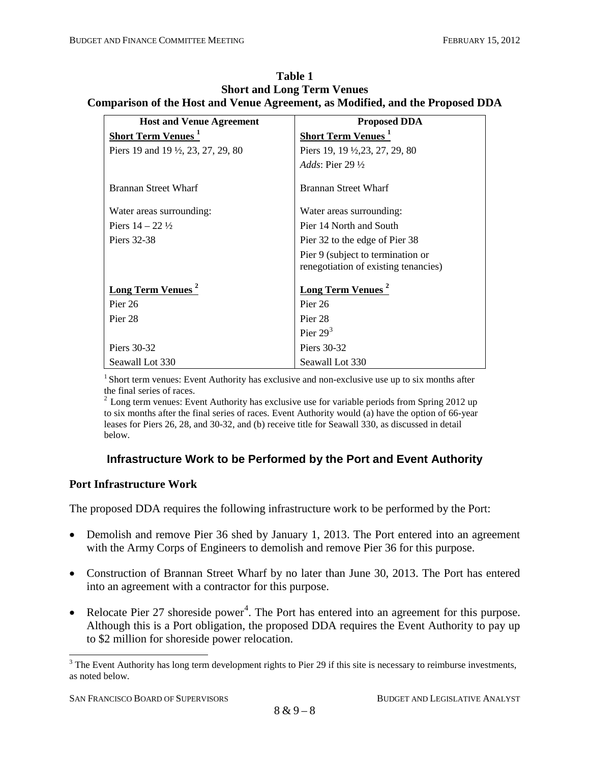**Table 1**
**Short and Long Term Venues**
**Comparison of the Host and Venue Agreement, as Modified, and the Proposed DDA**

| Host and Venue Agreement | Proposed DDA |
|---|---|
| **Short Term Venues [1]** | **Short Term Venues [1]** |
| Piers 19 and 19 ½, 23, 27, 29, 80 | Piers 19, 19 ½,23, 27, 29, 80 |
| | *Adds*: Pier 29 ½ |
| Brannan Street Wharf | Brannan Street Wharf |
| Water areas surrounding: | Water areas surrounding: |
| Piers 14 – 22 ½ | Pier 14 North and South |
| Piers 32-38 | Pier 32 to the edge of Pier 38 |
| | Pier 9 (subject to termination or renegotiation of existing tenancies) |
| **Long Term Venues [2]** | **Long Term Venues [2]** |
| Pier 26 | Pier 26 |
| Pier 28 | Pier 28 |
| | Pier 29[3] |
| Piers 30-32 | Piers 30-32 |
| Seawall Lot 330 | Seawall Lot 330 |

[1] Short term venues: Event Authority has exclusive and non-exclusive use up to six months after the final series of races.
[2] Long term venues: Event Authority has exclusive use for variable periods from Spring 2012 up to six months after the final series of races. Event Authority would (a) have the option of 66-year leases for Piers 26, 28, and 30-32, and (b) receive title for Seawall 330, as discussed in detail below.

## Infrastructure Work to be Performed by the Port and Event Authority

### Port Infrastructure Work

The proposed DDA requires the following infrastructure work to be performed by the Port:

- Demolish and remove Pier 36 shed by January 1, 2013. The Port entered into an agreement with the Army Corps of Engineers to demolish and remove Pier 36 for this purpose.
- Construction of Brannan Street Wharf by no later than June 30, 2013. The Port has entered into an agreement with a contractor for this purpose.
- Relocate Pier 27 shoreside power[4]. The Port has entered into an agreement for this purpose. Although this is a Port obligation, the proposed DDA requires the Event Authority to pay up to $2 million for shoreside power relocation.

[3] The Event Authority has long term development rights to Pier 29 if this site is necessary to reimburse investments, as noted below.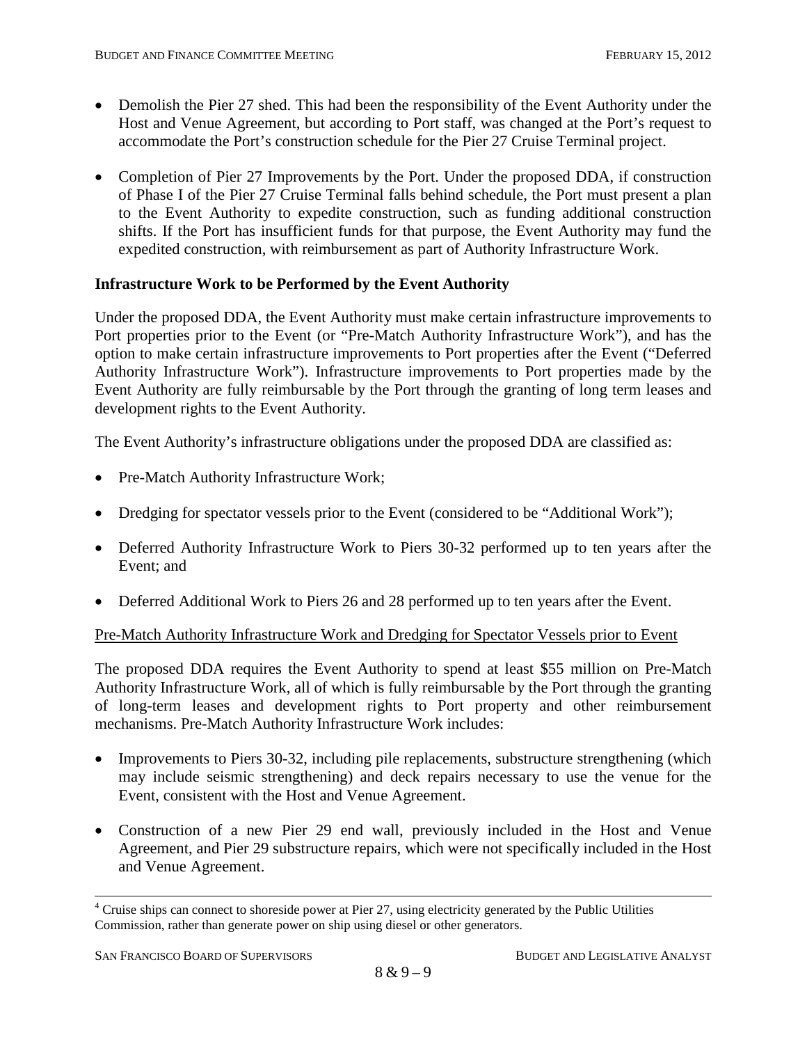- Demolish the Pier 27 shed. This had been the responsibility of the Event Authority under the Host and Venue Agreement, but according to Port staff, was changed at the Port's request to accommodate the Port's construction schedule for the Pier 27 Cruise Terminal project.

- Completion of Pier 27 Improvements by the Port. Under the proposed DDA, if construction of Phase I of the Pier 27 Cruise Terminal falls behind schedule, the Port must present a plan to the Event Authority to expedite construction, such as funding additional construction shifts. If the Port has insufficient funds for that purpose, the Event Authority may fund the expedited construction, with reimbursement as part of Authority Infrastructure Work.

**Infrastructure Work to be Performed by the Event Authority**

Under the proposed DDA, the Event Authority must make certain infrastructure improvements to Port properties prior to the Event (or "Pre-Match Authority Infrastructure Work"), and has the option to make certain infrastructure improvements to Port properties after the Event ("Deferred Authority Infrastructure Work"). Infrastructure improvements to Port properties made by the Event Authority are fully reimbursable by the Port through the granting of long term leases and development rights to the Event Authority.

The Event Authority's infrastructure obligations under the proposed DDA are classified as:

- Pre-Match Authority Infrastructure Work;

- Dredging for spectator vessels prior to the Event (considered to be "Additional Work");

- Deferred Authority Infrastructure Work to Piers 30-32 performed up to ten years after the Event; and

- Deferred Additional Work to Piers 26 and 28 performed up to ten years after the Event.

Pre-Match Authority Infrastructure Work and Dredging for Spectator Vessels prior to Event

The proposed DDA requires the Event Authority to spend at least $55 million on Pre-Match Authority Infrastructure Work, all of which is fully reimbursable by the Port through the granting of long-term leases and development rights to Port property and other reimbursement mechanisms. Pre-Match Authority Infrastructure Work includes:

- Improvements to Piers 30-32, including pile replacements, substructure strengthening (which may include seismic strengthening) and deck repairs necessary to use the venue for the Event, consistent with the Host and Venue Agreement.

- Construction of a new Pier 29 end wall, previously included in the Host and Venue Agreement, and Pier 29 substructure repairs, which were not specifically included in the Host and Venue Agreement.

[4] Cruise ships can connect to shoreside power at Pier 27, using electricity generated by the Public Utilities Commission, rather than generate power on ship using diesel or other generators.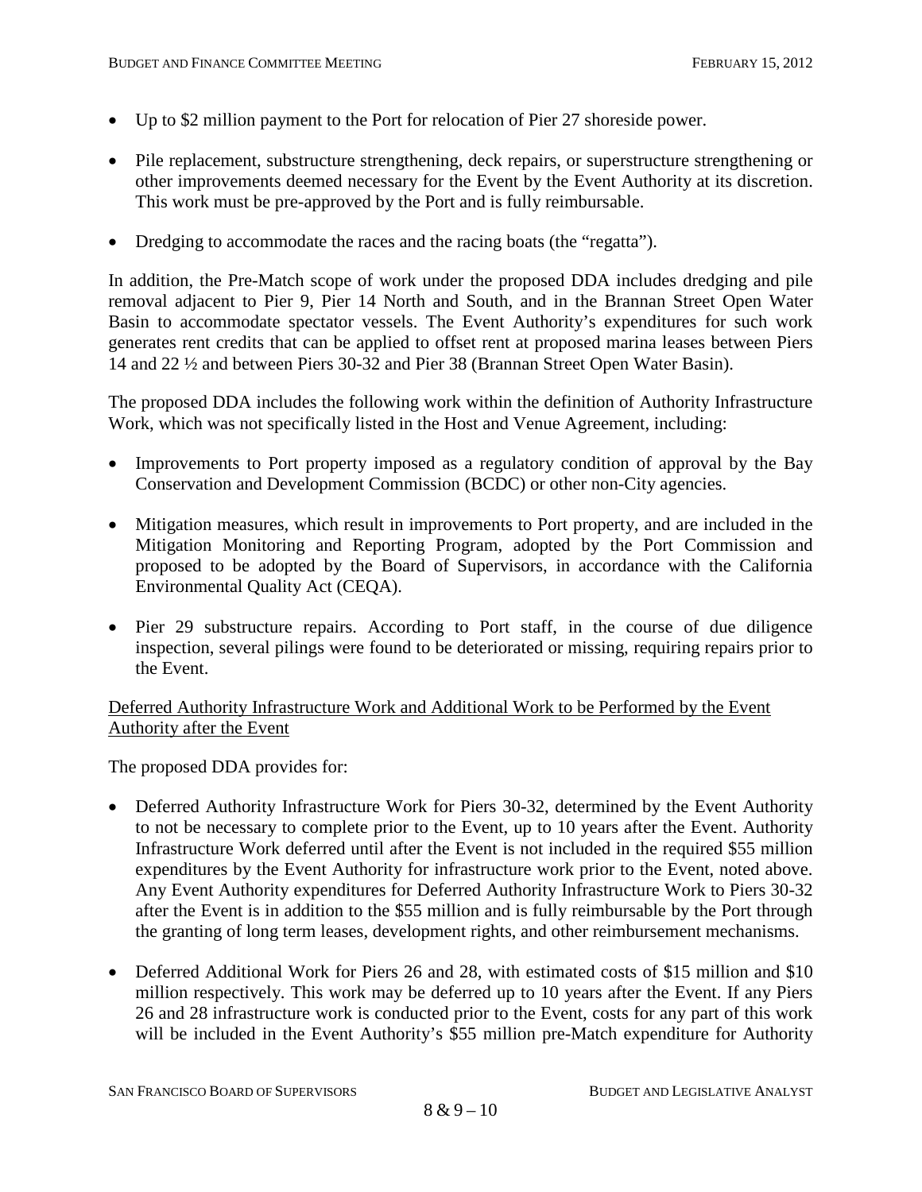- Up to $2 million payment to the Port for relocation of Pier 27 shoreside power.
- Pile replacement, substructure strengthening, deck repairs, or superstructure strengthening or other improvements deemed necessary for the Event by the Event Authority at its discretion. This work must be pre-approved by the Port and is fully reimbursable.
- Dredging to accommodate the races and the racing boats (the "regatta").

In addition, the Pre-Match scope of work under the proposed DDA includes dredging and pile removal adjacent to Pier 9, Pier 14 North and South, and in the Brannan Street Open Water Basin to accommodate spectator vessels. The Event Authority's expenditures for such work generates rent credits that can be applied to offset rent at proposed marina leases between Piers 14 and 22 ½ and between Piers 30-32 and Pier 38 (Brannan Street Open Water Basin).

The proposed DDA includes the following work within the definition of Authority Infrastructure Work, which was not specifically listed in the Host and Venue Agreement, including:

- Improvements to Port property imposed as a regulatory condition of approval by the Bay Conservation and Development Commission (BCDC) or other non-City agencies.
- Mitigation measures, which result in improvements to Port property, and are included in the Mitigation Monitoring and Reporting Program, adopted by the Port Commission and proposed to be adopted by the Board of Supervisors, in accordance with the California Environmental Quality Act (CEQA).
- Pier 29 substructure repairs. According to Port staff, in the course of due diligence inspection, several pilings were found to be deteriorated or missing, requiring repairs prior to the Event.

Deferred Authority Infrastructure Work and Additional Work to be Performed by the Event Authority after the Event

The proposed DDA provides for:

- Deferred Authority Infrastructure Work for Piers 30-32, determined by the Event Authority to not be necessary to complete prior to the Event, up to 10 years after the Event. Authority Infrastructure Work deferred until after the Event is not included in the required $55 million expenditures by the Event Authority for infrastructure work prior to the Event, noted above. Any Event Authority expenditures for Deferred Authority Infrastructure Work to Piers 30-32 after the Event is in addition to the $55 million and is fully reimbursable by the Port through the granting of long term leases, development rights, and other reimbursement mechanisms.
- Deferred Additional Work for Piers 26 and 28, with estimated costs of $15 million and $10 million respectively. This work may be deferred up to 10 years after the Event. If any Piers 26 and 28 infrastructure work is conducted prior to the Event, costs for any part of this work will be included in the Event Authority's $55 million pre-Match expenditure for Authority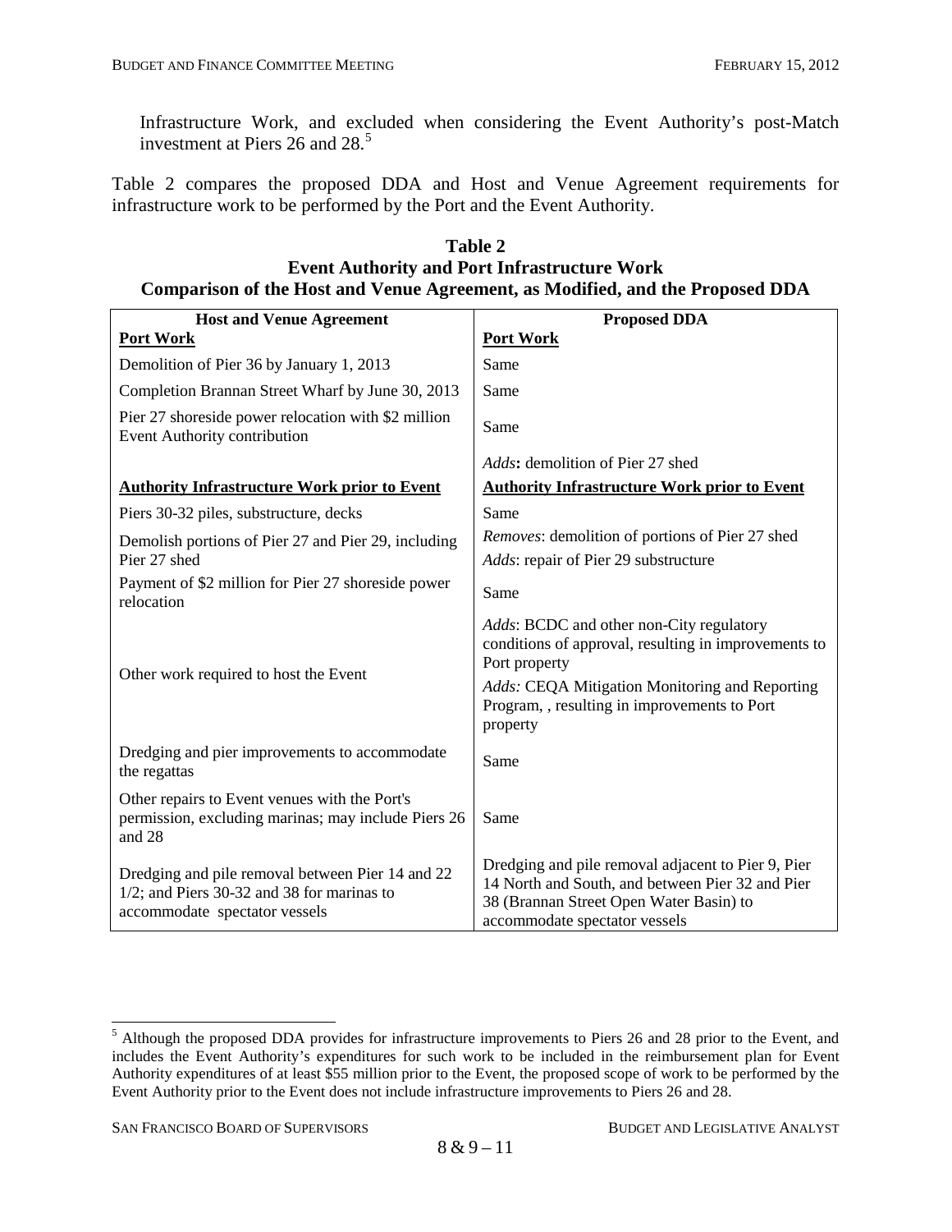Infrastructure Work, and excluded when considering the Event Authority's post-Match investment at Piers 26 and 28.[5]

Table 2 compares the proposed DDA and Host and Venue Agreement requirements for infrastructure work to be performed by the Port and the Event Authority.

**Table 2**
**Event Authority and Port Infrastructure Work**
**Comparison of the Host and Venue Agreement, as Modified, and the Proposed DDA**

| Host and Venue Agreement | Proposed DDA |
|---|---|
| **Port Work** | **Port Work** |
| Demolition of Pier 36 by January 1, 2013 | Same |
| Completion Brannan Street Wharf by June 30, 2013 | Same |
| Pier 27 shoreside power relocation with $2 million Event Authority contribution | Same |
| | *Adds*: demolition of Pier 27 shed |
| **Authority Infrastructure Work prior to Event** | **Authority Infrastructure Work prior to Event** |
| Piers 30-32 piles, substructure, decks | Same |
| Demolish portions of Pier 27 and Pier 29, including Pier 27 shed | *Removes*: demolition of portions of Pier 27 shed<br>*Adds*: repair of Pier 29 substructure |
| Payment of $2 million for Pier 27 shoreside power relocation | Same |
| Other work required to host the Event | *Adds*: BCDC and other non-City regulatory conditions of approval, resulting in improvements to Port property<br>*Adds:* CEQA Mitigation Monitoring and Reporting Program, , resulting in improvements to Port property |
| Dredging and pier improvements to accommodate the regattas | Same |
| Other repairs to Event venues with the Port's permission, excluding marinas; may include Piers 26 and 28 | Same |
| Dredging and pile removal between Pier 14 and 22 1/2; and Piers 30-32 and 38 for marinas to accommodate spectator vessels | Dredging and pile removal adjacent to Pier 9, Pier 14 North and South, and between Pier 32 and Pier 38 (Brannan Street Open Water Basin) to accommodate spectator vessels |

[5] Although the proposed DDA provides for infrastructure improvements to Piers 26 and 28 prior to the Event, and includes the Event Authority's expenditures for such work to be included in the reimbursement plan for Event Authority expenditures of at least $55 million prior to the Event, the proposed scope of work to be performed by the Event Authority prior to the Event does not include infrastructure improvements to Piers 26 and 28.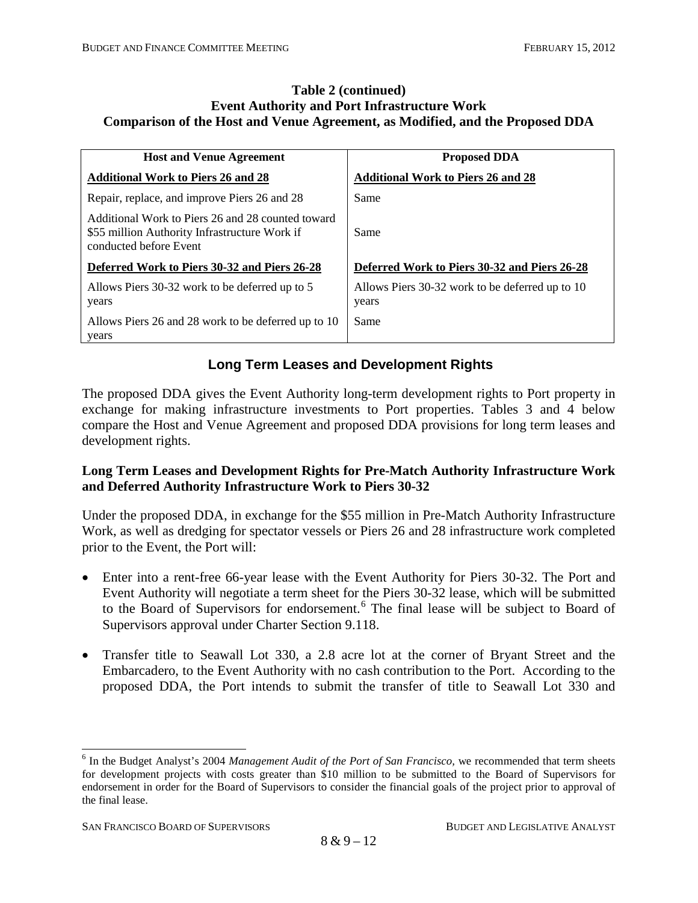**Table 2 (continued)**
**Event Authority and Port Infrastructure Work**
**Comparison of the Host and Venue Agreement, as Modified, and the Proposed DDA**

| Host and Venue Agreement | Proposed DDA |
|---|---|
| **Additional Work to Piers 26 and 28** | **Additional Work to Piers 26 and 28** |
| Repair, replace, and improve Piers 26 and 28 | Same |
| Additional Work to Piers 26 and 28 counted toward \$55 million Authority Infrastructure Work if conducted before Event | Same |
| **Deferred Work to Piers 30-32 and Piers 26-28** | **Deferred Work to Piers 30-32 and Piers 26-28** |
| Allows Piers 30-32 work to be deferred up to 5 years | Allows Piers 30-32 work to be deferred up to 10 years |
| Allows Piers 26 and 28 work to be deferred up to 10 years | Same |

## Long Term Leases and Development Rights

The proposed DDA gives the Event Authority long-term development rights to Port property in exchange for making infrastructure investments to Port properties. Tables 3 and 4 below compare the Host and Venue Agreement and proposed DDA provisions for long term leases and development rights.

### Long Term Leases and Development Rights for Pre-Match Authority Infrastructure Work and Deferred Authority Infrastructure Work to Piers 30-32

Under the proposed DDA, in exchange for the \$55 million in Pre-Match Authority Infrastructure Work, as well as dredging for spectator vessels or Piers 26 and 28 infrastructure work completed prior to the Event, the Port will:

- Enter into a rent-free 66-year lease with the Event Authority for Piers 30-32. The Port and Event Authority will negotiate a term sheet for the Piers 30-32 lease, which will be submitted to the Board of Supervisors for endorsement.[6] The final lease will be subject to Board of Supervisors approval under Charter Section 9.118.
- Transfer title to Seawall Lot 330, a 2.8 acre lot at the corner of Bryant Street and the Embarcadero, to the Event Authority with no cash contribution to the Port. According to the proposed DDA, the Port intends to submit the transfer of title to Seawall Lot 330 and

[6] In the Budget Analyst's 2004 *Management Audit of the Port of San Francisco*, we recommended that term sheets for development projects with costs greater than \$10 million to be submitted to the Board of Supervisors for endorsement in order for the Board of Supervisors to consider the financial goals of the project prior to approval of the final lease.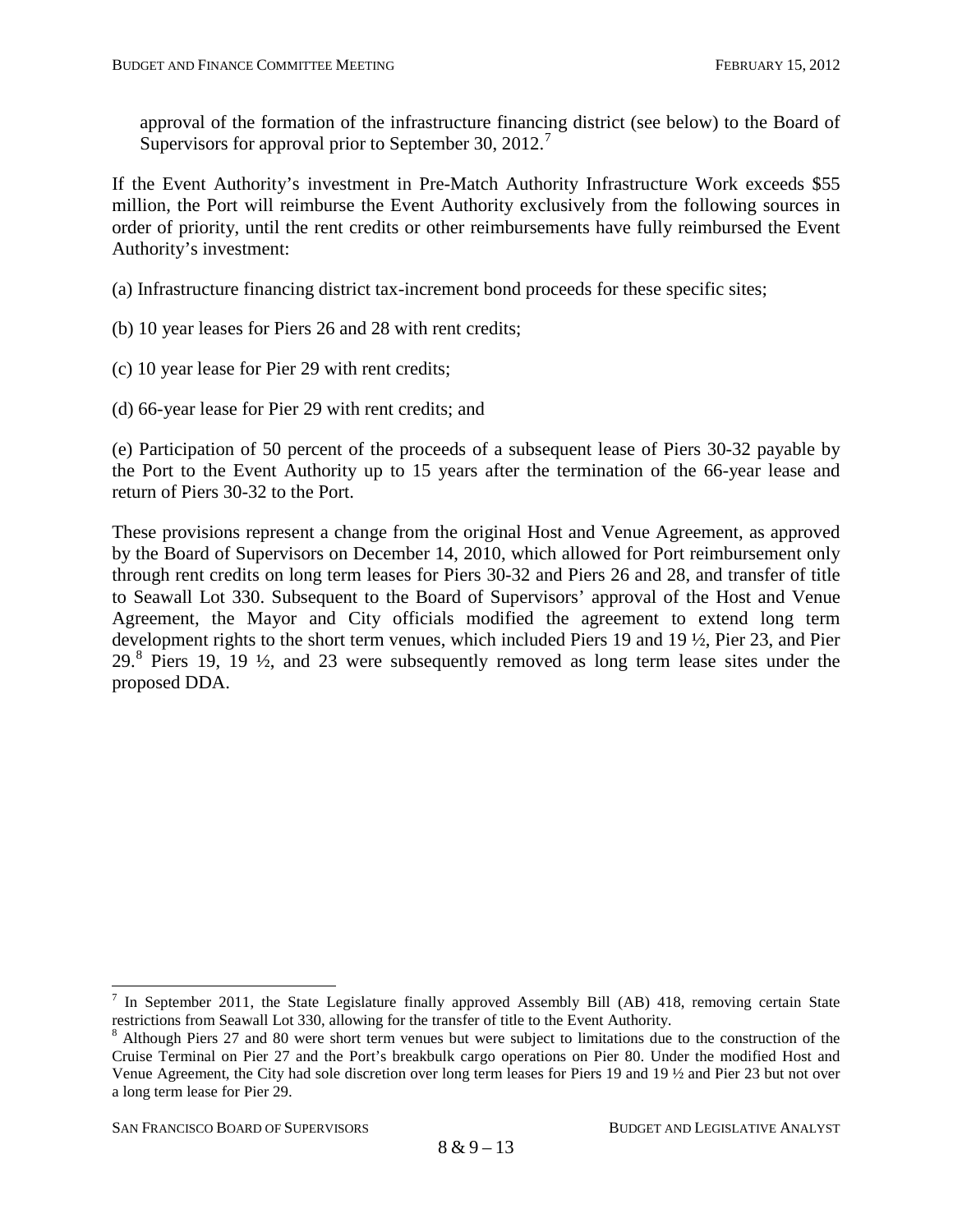approval of the formation of the infrastructure financing district (see below) to the Board of Supervisors for approval prior to September 30, 2012.[7]

If the Event Authority's investment in Pre-Match Authority Infrastructure Work exceeds $55 million, the Port will reimburse the Event Authority exclusively from the following sources in order of priority, until the rent credits or other reimbursements have fully reimbursed the Event Authority's investment:

(a) Infrastructure financing district tax-increment bond proceeds for these specific sites;

(b) 10 year leases for Piers 26 and 28 with rent credits;

(c) 10 year lease for Pier 29 with rent credits;

(d) 66-year lease for Pier 29 with rent credits; and

(e) Participation of 50 percent of the proceeds of a subsequent lease of Piers 30-32 payable by the Port to the Event Authority up to 15 years after the termination of the 66-year lease and return of Piers 30-32 to the Port.

These provisions represent a change from the original Host and Venue Agreement, as approved by the Board of Supervisors on December 14, 2010, which allowed for Port reimbursement only through rent credits on long term leases for Piers 30-32 and Piers 26 and 28, and transfer of title to Seawall Lot 330. Subsequent to the Board of Supervisors' approval of the Host and Venue Agreement, the Mayor and City officials modified the agreement to extend long term development rights to the short term venues, which included Piers 19 and 19 ½, Pier 23, and Pier 29.[8] Piers 19, 19 ½, and 23 were subsequently removed as long term lease sites under the proposed DDA.

---

[7] In September 2011, the State Legislature finally approved Assembly Bill (AB) 418, removing certain State restrictions from Seawall Lot 330, allowing for the transfer of title to the Event Authority.

[8] Although Piers 27 and 80 were short term venues but were subject to limitations due to the construction of the Cruise Terminal on Pier 27 and the Port's breakbulk cargo operations on Pier 80. Under the modified Host and Venue Agreement, the City had sole discretion over long term leases for Piers 19 and 19 ½ and Pier 23 but not over a long term lease for Pier 29.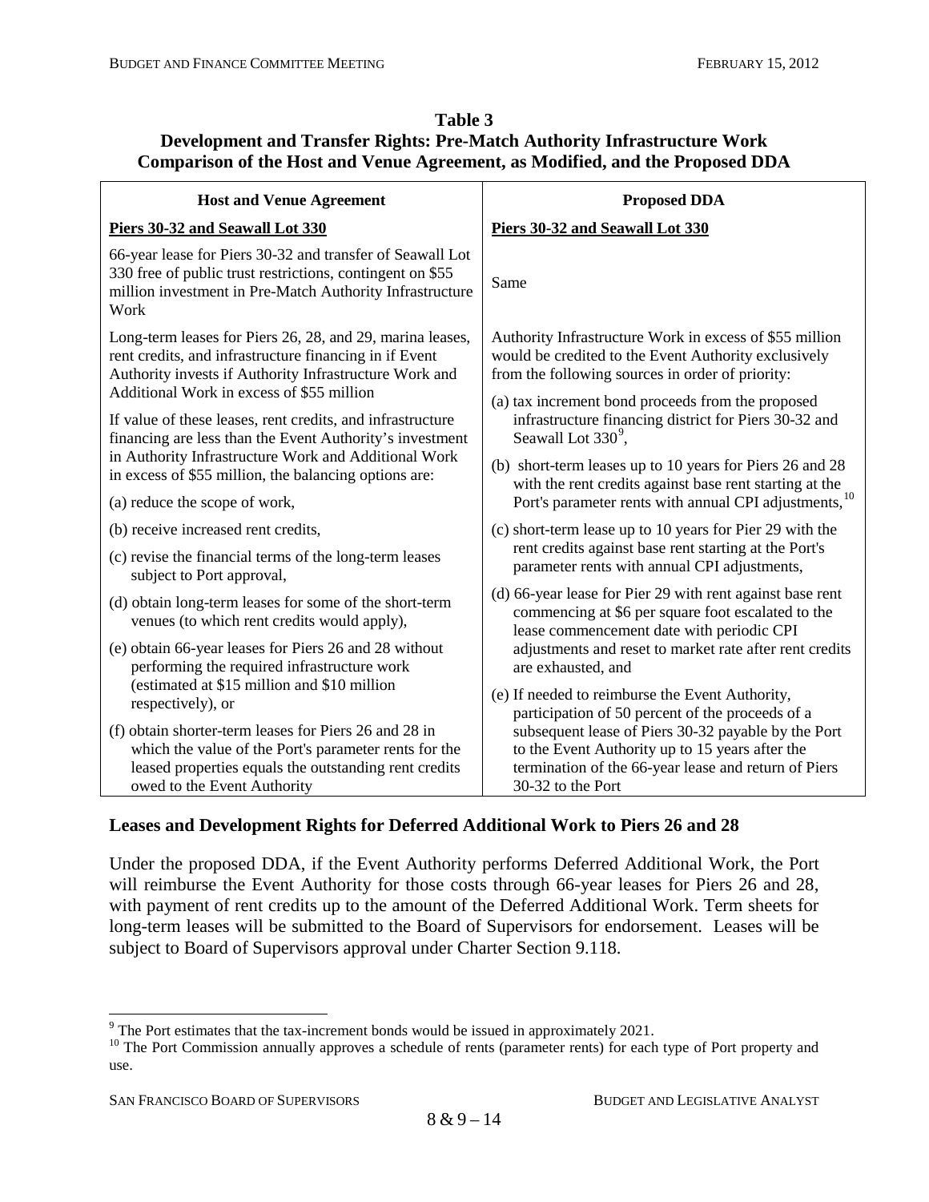**Table 3**
**Development and Transfer Rights: Pre-Match Authority Infrastructure Work**
**Comparison of the Host and Venue Agreement, as Modified, and the Proposed DDA**

| Host and Venue Agreement | Proposed DDA |
|---|---|
| **Piers 30-32 and Seawall Lot 330** | **Piers 30-32 and Seawall Lot 330** |
| 66-year lease for Piers 30-32 and transfer of Seawall Lot 330 free of public trust restrictions, contingent on $55 million investment in Pre-Match Authority Infrastructure Work | Same |
| Long-term leases for Piers 26, 28, and 29, marina leases, rent credits, and infrastructure financing in if Event Authority invests if Authority Infrastructure Work and Additional Work in excess of $55 million<br><br>If value of these leases, rent credits, and infrastructure financing are less than the Event Authority's investment in Authority Infrastructure Work and Additional Work in excess of $55 million, the balancing options are:<br><br>(a) reduce the scope of work,<br><br>(b) receive increased rent credits,<br><br>(c) revise the financial terms of the long-term leases subject to Port approval,<br><br>(d) obtain long-term leases for some of the short-term venues (to which rent credits would apply),<br><br>(e) obtain 66-year leases for Piers 26 and 28 without performing the required infrastructure work (estimated at $15 million and $10 million respectively), or<br><br>(f) obtain shorter-term leases for Piers 26 and 28 in which the value of the Port's parameter rents for the leased properties equals the outstanding rent credits owed to the Event Authority | Authority Infrastructure Work in excess of $55 million would be credited to the Event Authority exclusively from the following sources in order of priority:<br><br>(a) tax increment bond proceeds from the proposed infrastructure financing district for Piers 30-32 and Seawall Lot 330[9],<br><br>(b) short-term leases up to 10 years for Piers 26 and 28 with the rent credits against base rent starting at the Port's parameter rents with annual CPI adjustments,[10]<br><br>(c) short-term lease up to 10 years for Pier 29 with the rent credits against base rent starting at the Port's parameter rents with annual CPI adjustments,<br><br>(d) 66-year lease for Pier 29 with rent against base rent commencing at $6 per square foot escalated to the lease commencement date with periodic CPI adjustments and reset to market rate after rent credits are exhausted, and<br><br>(e) If needed to reimburse the Event Authority, participation of 50 percent of the proceeds of a subsequent lease of Piers 30-32 payable by the Port to the Event Authority up to 15 years after the termination of the 66-year lease and return of Piers 30-32 to the Port |

## Leases and Development Rights for Deferred Additional Work to Piers 26 and 28

Under the proposed DDA, if the Event Authority performs Deferred Additional Work, the Port will reimburse the Event Authority for those costs through 66-year leases for Piers 26 and 28, with payment of rent credits up to the amount of the Deferred Additional Work. Term sheets for long-term leases will be submitted to the Board of Supervisors for endorsement. Leases will be subject to Board of Supervisors approval under Charter Section 9.118.

[9] The Port estimates that the tax-increment bonds would be issued in approximately 2021.

[10] The Port Commission annually approves a schedule of rents (parameter rents) for each type of Port property and use.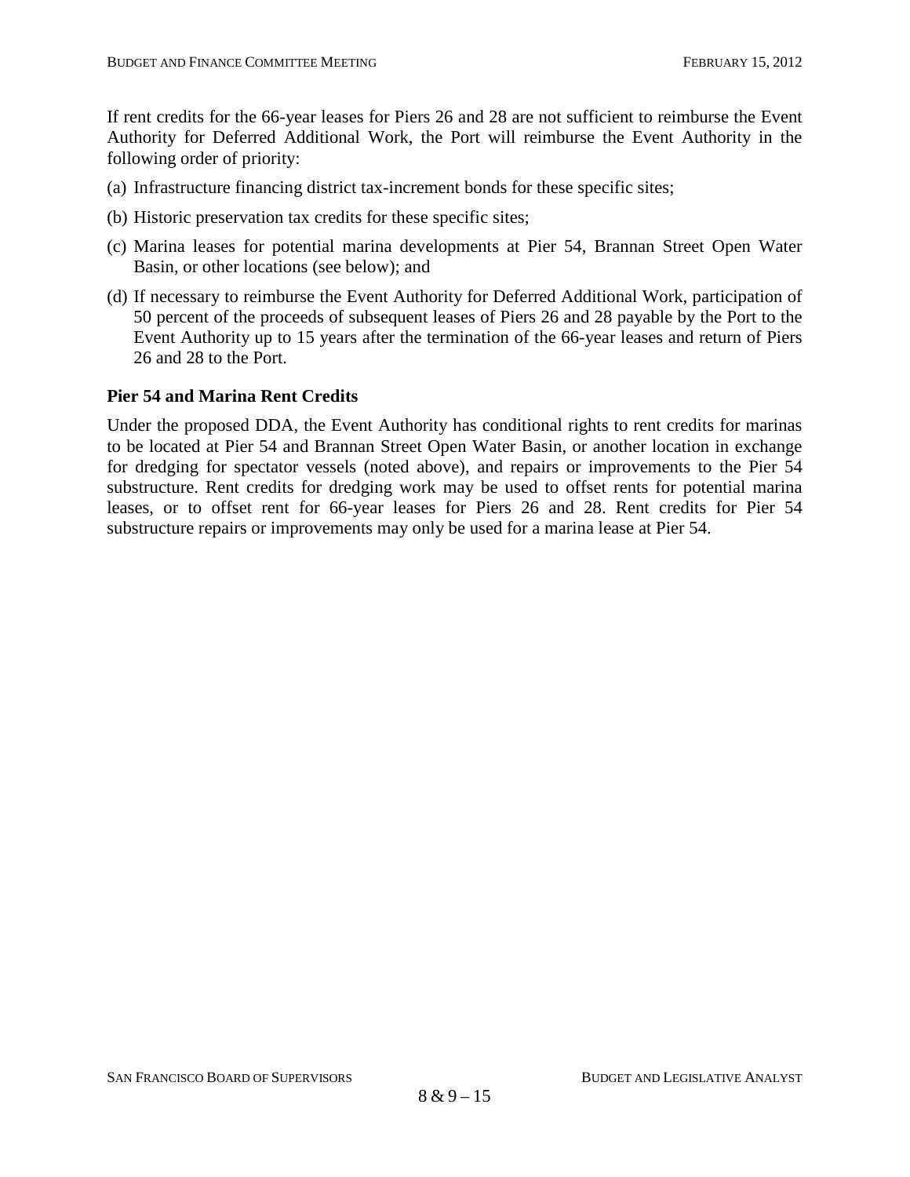If rent credits for the 66-year leases for Piers 26 and 28 are not sufficient to reimburse the Event Authority for Deferred Additional Work, the Port will reimburse the Event Authority in the following order of priority:

(a) Infrastructure financing district tax-increment bonds for these specific sites;

(b) Historic preservation tax credits for these specific sites;

(c) Marina leases for potential marina developments at Pier 54, Brannan Street Open Water Basin, or other locations (see below); and

(d) If necessary to reimburse the Event Authority for Deferred Additional Work, participation of 50 percent of the proceeds of subsequent leases of Piers 26 and 28 payable by the Port to the Event Authority up to 15 years after the termination of the 66-year leases and return of Piers 26 and 28 to the Port.

**Pier 54 and Marina Rent Credits**

Under the proposed DDA, the Event Authority has conditional rights to rent credits for marinas to be located at Pier 54 and Brannan Street Open Water Basin, or another location in exchange for dredging for spectator vessels (noted above), and repairs or improvements to the Pier 54 substructure. Rent credits for dredging work may be used to offset rents for potential marina leases, or to offset rent for 66-year leases for Piers 26 and 28. Rent credits for Pier 54 substructure repairs or improvements may only be used for a marina lease at Pier 54.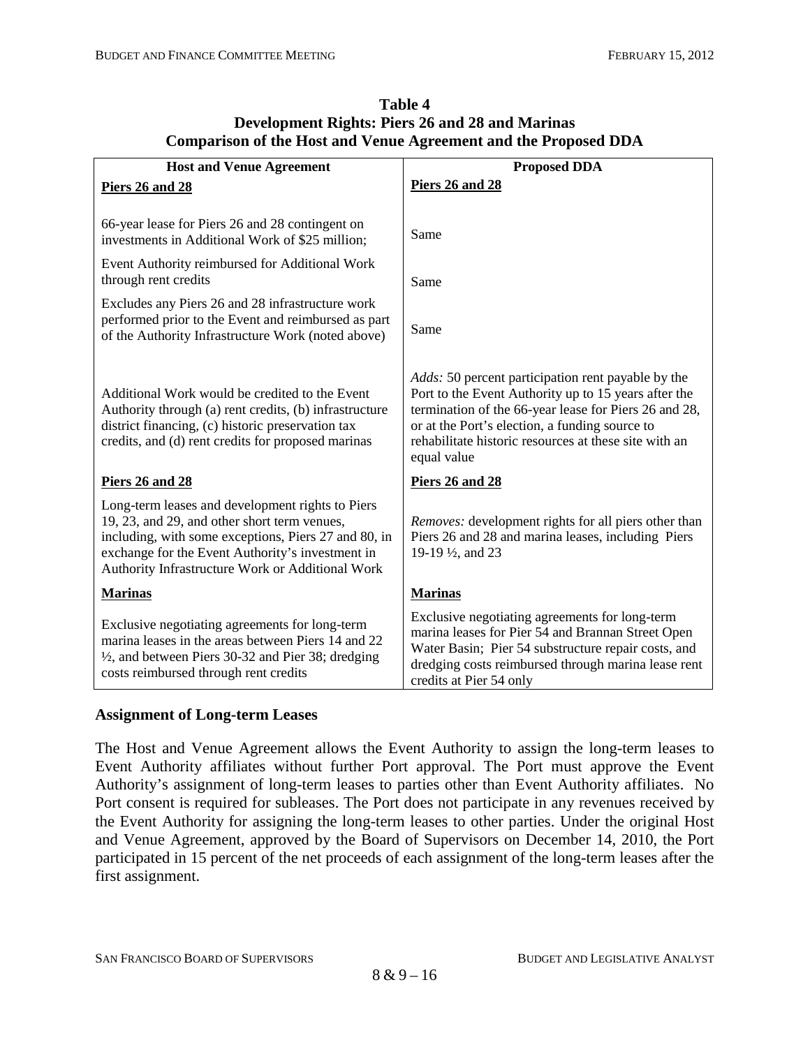**Table 4**
**Development Rights: Piers 26 and 28 and Marinas**
**Comparison of the Host and Venue Agreement and the Proposed DDA**

| Host and Venue Agreement | Proposed DDA |
|---|---|
| **Piers 26 and 28** | **Piers 26 and 28** |
| 66-year lease for Piers 26 and 28 contingent on investments in Additional Work of $25 million; | Same |
| Event Authority reimbursed for Additional Work through rent credits | Same |
| Excludes any Piers 26 and 28 infrastructure work performed prior to the Event and reimbursed as part of the Authority Infrastructure Work (noted above) | Same |
| Additional Work would be credited to the Event Authority through (a) rent credits, (b) infrastructure district financing, (c) historic preservation tax credits, and (d) rent credits for proposed marinas | *Adds:* 50 percent participation rent payable by the Port to the Event Authority up to 15 years after the termination of the 66-year lease for Piers 26 and 28, or at the Port's election, a funding source to rehabilitate historic resources at these site with an equal value |
| **Piers 26 and 28** | **Piers 26 and 28** |
| Long-term leases and development rights to Piers 19, 23, and 29, and other short term venues, including, with some exceptions, Piers 27 and 80, in exchange for the Event Authority's investment in Authority Infrastructure Work or Additional Work | *Removes:* development rights for all piers other than Piers 26 and 28 and marina leases, including Piers 19-19 ½, and 23 |
| **Marinas** | **Marinas** |
| Exclusive negotiating agreements for long-term marina leases in the areas between Piers 14 and 22 ½, and between Piers 30-32 and Pier 38; dredging costs reimbursed through rent credits | Exclusive negotiating agreements for long-term marina leases for Pier 54 and Brannan Street Open Water Basin; Pier 54 substructure repair costs, and dredging costs reimbursed through marina lease rent credits at Pier 54 only |

### Assignment of Long-term Leases

The Host and Venue Agreement allows the Event Authority to assign the long-term leases to Event Authority affiliates without further Port approval. The Port must approve the Event Authority's assignment of long-term leases to parties other than Event Authority affiliates. No Port consent is required for subleases. The Port does not participate in any revenues received by the Event Authority for assigning the long-term leases to other parties. Under the original Host and Venue Agreement, approved by the Board of Supervisors on December 14, 2010, the Port participated in 15 percent of the net proceeds of each assignment of the long-term leases after the first assignment.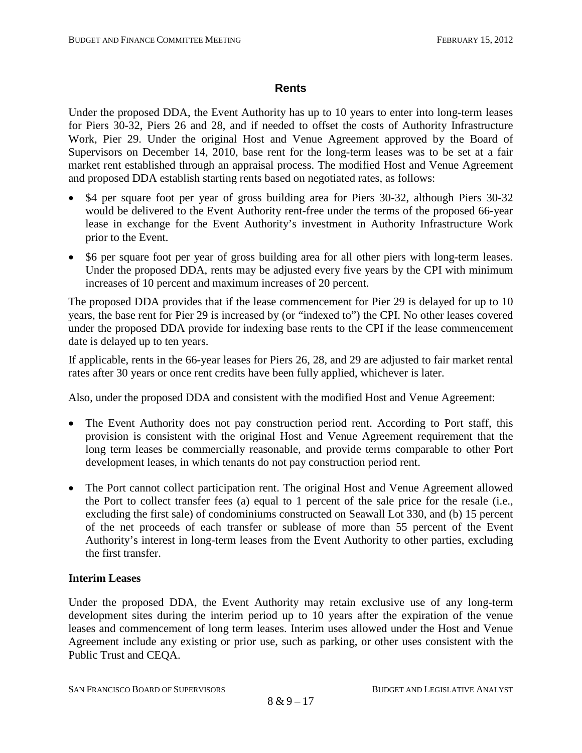## Rents

Under the proposed DDA, the Event Authority has up to 10 years to enter into long-term leases for Piers 30-32, Piers 26 and 28, and if needed to offset the costs of Authority Infrastructure Work, Pier 29. Under the original Host and Venue Agreement approved by the Board of Supervisors on December 14, 2010, base rent for the long-term leases was to be set at a fair market rent established through an appraisal process. The modified Host and Venue Agreement and proposed DDA establish starting rents based on negotiated rates, as follows:

- $4 per square foot per year of gross building area for Piers 30-32, although Piers 30-32 would be delivered to the Event Authority rent-free under the terms of the proposed 66-year lease in exchange for the Event Authority's investment in Authority Infrastructure Work prior to the Event.
- $6 per square foot per year of gross building area for all other piers with long-term leases. Under the proposed DDA, rents may be adjusted every five years by the CPI with minimum increases of 10 percent and maximum increases of 20 percent.

The proposed DDA provides that if the lease commencement for Pier 29 is delayed for up to 10 years, the base rent for Pier 29 is increased by (or "indexed to") the CPI. No other leases covered under the proposed DDA provide for indexing base rents to the CPI if the lease commencement date is delayed up to ten years.

If applicable, rents in the 66-year leases for Piers 26, 28, and 29 are adjusted to fair market rental rates after 30 years or once rent credits have been fully applied, whichever is later.

Also, under the proposed DDA and consistent with the modified Host and Venue Agreement:

- The Event Authority does not pay construction period rent. According to Port staff, this provision is consistent with the original Host and Venue Agreement requirement that the long term leases be commercially reasonable, and provide terms comparable to other Port development leases, in which tenants do not pay construction period rent.
- The Port cannot collect participation rent. The original Host and Venue Agreement allowed the Port to collect transfer fees (a) equal to 1 percent of the sale price for the resale (i.e., excluding the first sale) of condominiums constructed on Seawall Lot 330, and (b) 15 percent of the net proceeds of each transfer or sublease of more than 55 percent of the Event Authority's interest in long-term leases from the Event Authority to other parties, excluding the first transfer.

### Interim Leases

Under the proposed DDA, the Event Authority may retain exclusive use of any long-term development sites during the interim period up to 10 years after the expiration of the venue leases and commencement of long term leases. Interim uses allowed under the Host and Venue Agreement include any existing or prior use, such as parking, or other uses consistent with the Public Trust and CEQA.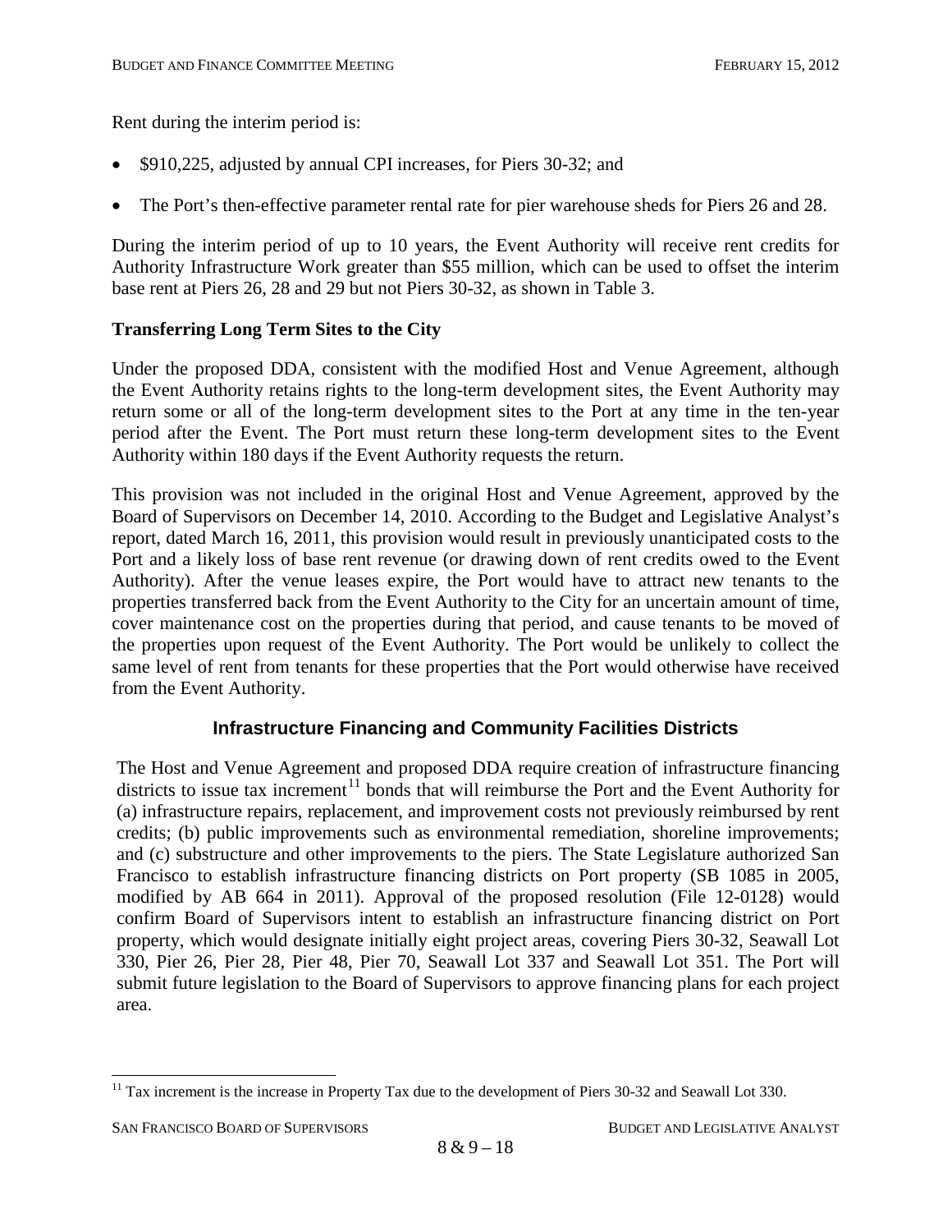Rent during the interim period is:

- \$910,225, adjusted by annual CPI increases, for Piers 30-32; and
- The Port's then-effective parameter rental rate for pier warehouse sheds for Piers 26 and 28.

During the interim period of up to 10 years, the Event Authority will receive rent credits for Authority Infrastructure Work greater than \$55 million, which can be used to offset the interim base rent at Piers 26, 28 and 29 but not Piers 30-32, as shown in Table 3.

**Transferring Long Term Sites to the City**

Under the proposed DDA, consistent with the modified Host and Venue Agreement, although the Event Authority retains rights to the long-term development sites, the Event Authority may return some or all of the long-term development sites to the Port at any time in the ten-year period after the Event. The Port must return these long-term development sites to the Event Authority within 180 days if the Event Authority requests the return.

This provision was not included in the original Host and Venue Agreement, approved by the Board of Supervisors on December 14, 2010. According to the Budget and Legislative Analyst's report, dated March 16, 2011, this provision would result in previously unanticipated costs to the Port and a likely loss of base rent revenue (or drawing down of rent credits owed to the Event Authority). After the venue leases expire, the Port would have to attract new tenants to the properties transferred back from the Event Authority to the City for an uncertain amount of time, cover maintenance cost on the properties during that period, and cause tenants to be moved of the properties upon request of the Event Authority. The Port would be unlikely to collect the same level of rent from tenants for these properties that the Port would otherwise have received from the Event Authority.

## Infrastructure Financing and Community Facilities Districts

The Host and Venue Agreement and proposed DDA require creation of infrastructure financing districts to issue tax increment[11] bonds that will reimburse the Port and the Event Authority for (a) infrastructure repairs, replacement, and improvement costs not previously reimbursed by rent credits; (b) public improvements such as environmental remediation, shoreline improvements; and (c) substructure and other improvements to the piers. The State Legislature authorized San Francisco to establish infrastructure financing districts on Port property (SB 1085 in 2005, modified by AB 664 in 2011). Approval of the proposed resolution (File 12-0128) would confirm Board of Supervisors intent to establish an infrastructure financing district on Port property, which would designate initially eight project areas, covering Piers 30-32, Seawall Lot 330, Pier 26, Pier 28, Pier 48, Pier 70, Seawall Lot 337 and Seawall Lot 351. The Port will submit future legislation to the Board of Supervisors to approve financing plans for each project area.

[11] Tax increment is the increase in Property Tax due to the development of Piers 30-32 and Seawall Lot 330.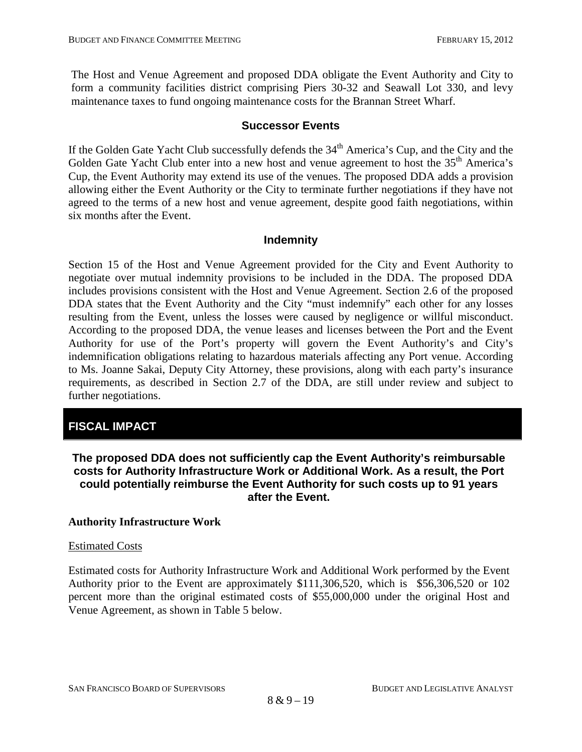The Host and Venue Agreement and proposed DDA obligate the Event Authority and City to form a community facilities district comprising Piers 30-32 and Seawall Lot 330, and levy maintenance taxes to fund ongoing maintenance costs for the Brannan Street Wharf.

### Successor Events

If the Golden Gate Yacht Club successfully defends the 34th America's Cup, and the City and the Golden Gate Yacht Club enter into a new host and venue agreement to host the 35th America's Cup, the Event Authority may extend its use of the venues. The proposed DDA adds a provision allowing either the Event Authority or the City to terminate further negotiations if they have not agreed to the terms of a new host and venue agreement, despite good faith negotiations, within six months after the Event.

### Indemnity

Section 15 of the Host and Venue Agreement provided for the City and Event Authority to negotiate over mutual indemnity provisions to be included in the DDA. The proposed DDA includes provisions consistent with the Host and Venue Agreement. Section 2.6 of the proposed DDA states that the Event Authority and the City "must indemnify" each other for any losses resulting from the Event, unless the losses were caused by negligence or willful misconduct. According to the proposed DDA, the venue leases and licenses between the Port and the Event Authority for use of the Port's property will govern the Event Authority's and City's indemnification obligations relating to hazardous materials affecting any Port venue. According to Ms. Joanne Sakai, Deputy City Attorney, these provisions, along with each party's insurance requirements, as described in Section 2.7 of the DDA, are still under review and subject to further negotiations.

## FISCAL IMPACT

**The proposed DDA does not sufficiently cap the Event Authority's reimbursable costs for Authority Infrastructure Work or Additional Work. As a result, the Port could potentially reimburse the Event Authority for such costs up to 91 years after the Event.**

**Authority Infrastructure Work**

Estimated Costs

Estimated costs for Authority Infrastructure Work and Additional Work performed by the Event Authority prior to the Event are approximately $111,306,520, which is $56,306,520 or 102 percent more than the original estimated costs of $55,000,000 under the original Host and Venue Agreement, as shown in Table 5 below.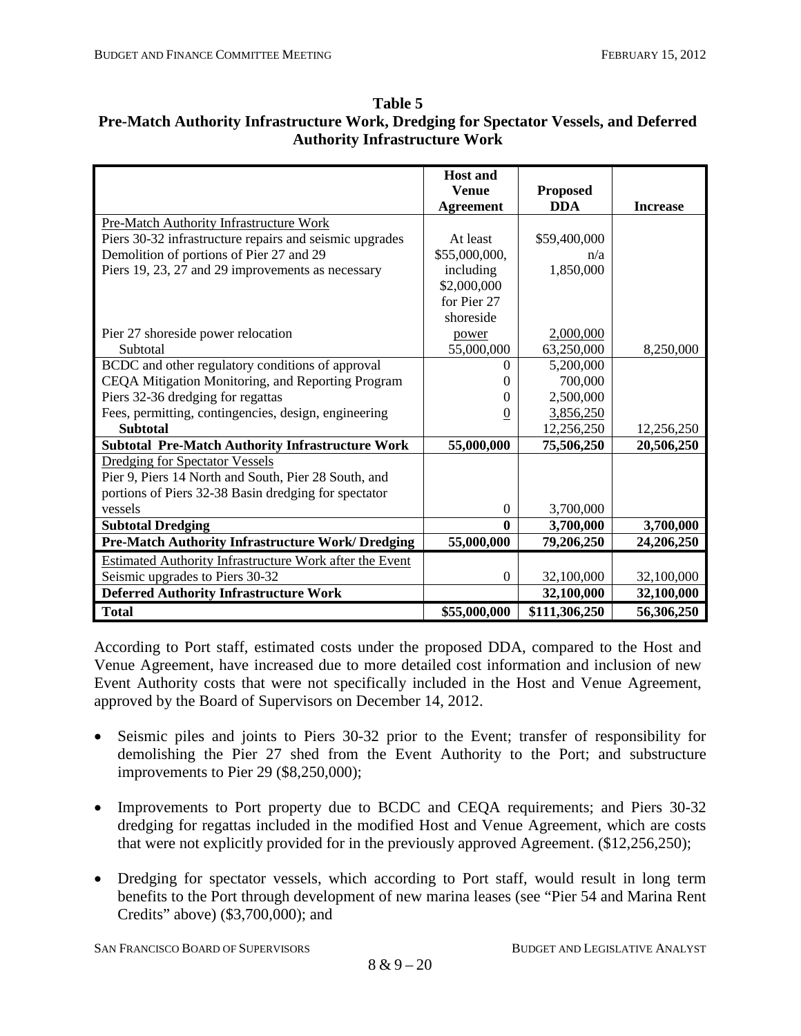**Table 5**
**Pre-Match Authority Infrastructure Work, Dredging for Spectator Vessels, and Deferred Authority Infrastructure Work**

| | Host and Venue Agreement | Proposed DDA | Increase |
|---|---|---|---|
| Pre-Match Authority Infrastructure Work | | | |
| Piers 30-32 infrastructure repairs and seismic upgrades | At least | $59,400,000 | |
| Demolition of portions of Pier 27 and 29 | $55,000,000, | n/a | |
| Piers 19, 23, 27 and 29 improvements as necessary | including $2,000,000 for Pier 27 shoreside | 1,850,000 | |
| Pier 27 shoreside power relocation | power | 2,000,000 | |
| Subtotal | 55,000,000 | 63,250,000 | 8,250,000 |
| BCDC and other regulatory conditions of approval | 0 | 5,200,000 | |
| CEQA Mitigation Monitoring, and Reporting Program | 0 | 700,000 | |
| Piers 32-36 dredging for regattas | 0 | 2,500,000 | |
| Fees, permitting, contingencies, design, engineering | 0 | 3,856,250 | |
| **Subtotal** | | 12,256,250 | 12,256,250 |
| **Subtotal Pre-Match Authority Infrastructure Work** | **55,000,000** | **75,506,250** | **20,506,250** |
| Dredging for Spectator Vessels | | | |
| Pier 9, Piers 14 North and South, Pier 28 South, and portions of Piers 32-38 Basin dredging for spectator vessels | 0 | 3,700,000 | |
| **Subtotal Dredging** | **0** | **3,700,000** | **3,700,000** |
| **Pre-Match Authority Infrastructure Work/ Dredging** | **55,000,000** | **79,206,250** | **24,206,250** |
| Estimated Authority Infrastructure Work after the Event | | | |
| Seismic upgrades to Piers 30-32 | 0 | 32,100,000 | 32,100,000 |
| **Deferred Authority Infrastructure Work** | | **32,100,000** | **32,100,000** |
| **Total** | **$55,000,000** | **$111,306,250** | **56,306,250** |

According to Port staff, estimated costs under the proposed DDA, compared to the Host and Venue Agreement, have increased due to more detailed cost information and inclusion of new Event Authority costs that were not specifically included in the Host and Venue Agreement, approved by the Board of Supervisors on December 14, 2012.

- Seismic piles and joints to Piers 30-32 prior to the Event; transfer of responsibility for demolishing the Pier 27 shed from the Event Authority to the Port; and substructure improvements to Pier 29 ($8,250,000);

- Improvements to Port property due to BCDC and CEQA requirements; and Piers 30-32 dredging for regattas included in the modified Host and Venue Agreement, which are costs that were not explicitly provided for in the previously approved Agreement. ($12,256,250);

- Dredging for spectator vessels, which according to Port staff, would result in long term benefits to the Port through development of new marina leases (see "Pier 54 and Marina Rent Credits" above) ($3,700,000); and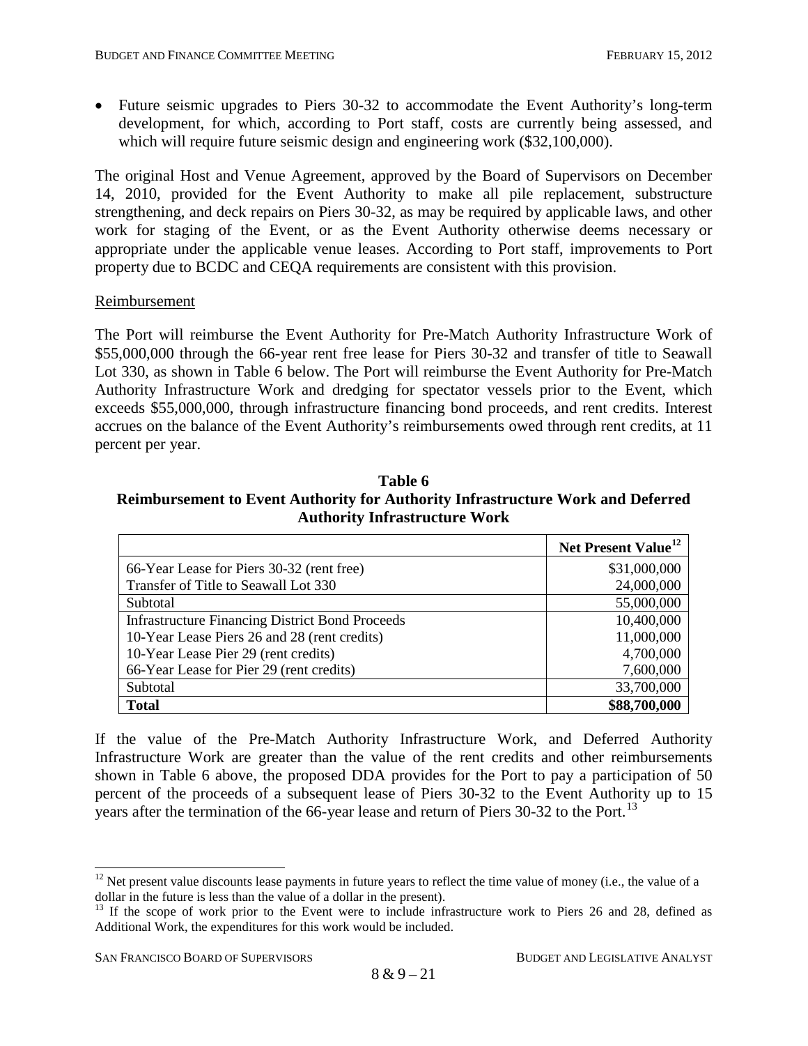- Future seismic upgrades to Piers 30-32 to accommodate the Event Authority's long-term development, for which, according to Port staff, costs are currently being assessed, and which will require future seismic design and engineering work ($32,100,000).

The original Host and Venue Agreement, approved by the Board of Supervisors on December 14, 2010, provided for the Event Authority to make all pile replacement, substructure strengthening, and deck repairs on Piers 30-32, as may be required by applicable laws, and other work for staging of the Event, or as the Event Authority otherwise deems necessary or appropriate under the applicable venue leases. According to Port staff, improvements to Port property due to BCDC and CEQA requirements are consistent with this provision.

Reimbursement

The Port will reimburse the Event Authority for Pre-Match Authority Infrastructure Work of $55,000,000 through the 66-year rent free lease for Piers 30-32 and transfer of title to Seawall Lot 330, as shown in Table 6 below. The Port will reimburse the Event Authority for Pre-Match Authority Infrastructure Work and dredging for spectator vessels prior to the Event, which exceeds $55,000,000, through infrastructure financing bond proceeds, and rent credits. Interest accrues on the balance of the Event Authority's reimbursements owed through rent credits, at 11 percent per year.

**Table 6**
**Reimbursement to Event Authority for Authority Infrastructure Work and Deferred Authority Infrastructure Work**

| | Net Present Value[12] |
|---|---:|
| 66-Year Lease for Piers 30-32 (rent free) | $31,000,000 |
| Transfer of Title to Seawall Lot 330 | 24,000,000 |
| Subtotal | 55,000,000 |
| Infrastructure Financing District Bond Proceeds | 10,400,000 |
| 10-Year Lease Piers 26 and 28 (rent credits) | 11,000,000 |
| 10-Year Lease Pier 29 (rent credits) | 4,700,000 |
| 66-Year Lease for Pier 29 (rent credits) | 7,600,000 |
| Subtotal | 33,700,000 |
| **Total** | **$88,700,000** |

If the value of the Pre-Match Authority Infrastructure Work, and Deferred Authority Infrastructure Work are greater than the value of the rent credits and other reimbursements shown in Table 6 above, the proposed DDA provides for the Port to pay a participation of 50 percent of the proceeds of a subsequent lease of Piers 30-32 to the Event Authority up to 15 years after the termination of the 66-year lease and return of Piers 30-32 to the Port.[13]

---

[12] Net present value discounts lease payments in future years to reflect the time value of money (i.e., the value of a dollar in the future is less than the value of a dollar in the present).

[13] If the scope of work prior to the Event were to include infrastructure work to Piers 26 and 28, defined as Additional Work, the expenditures for this work would be included.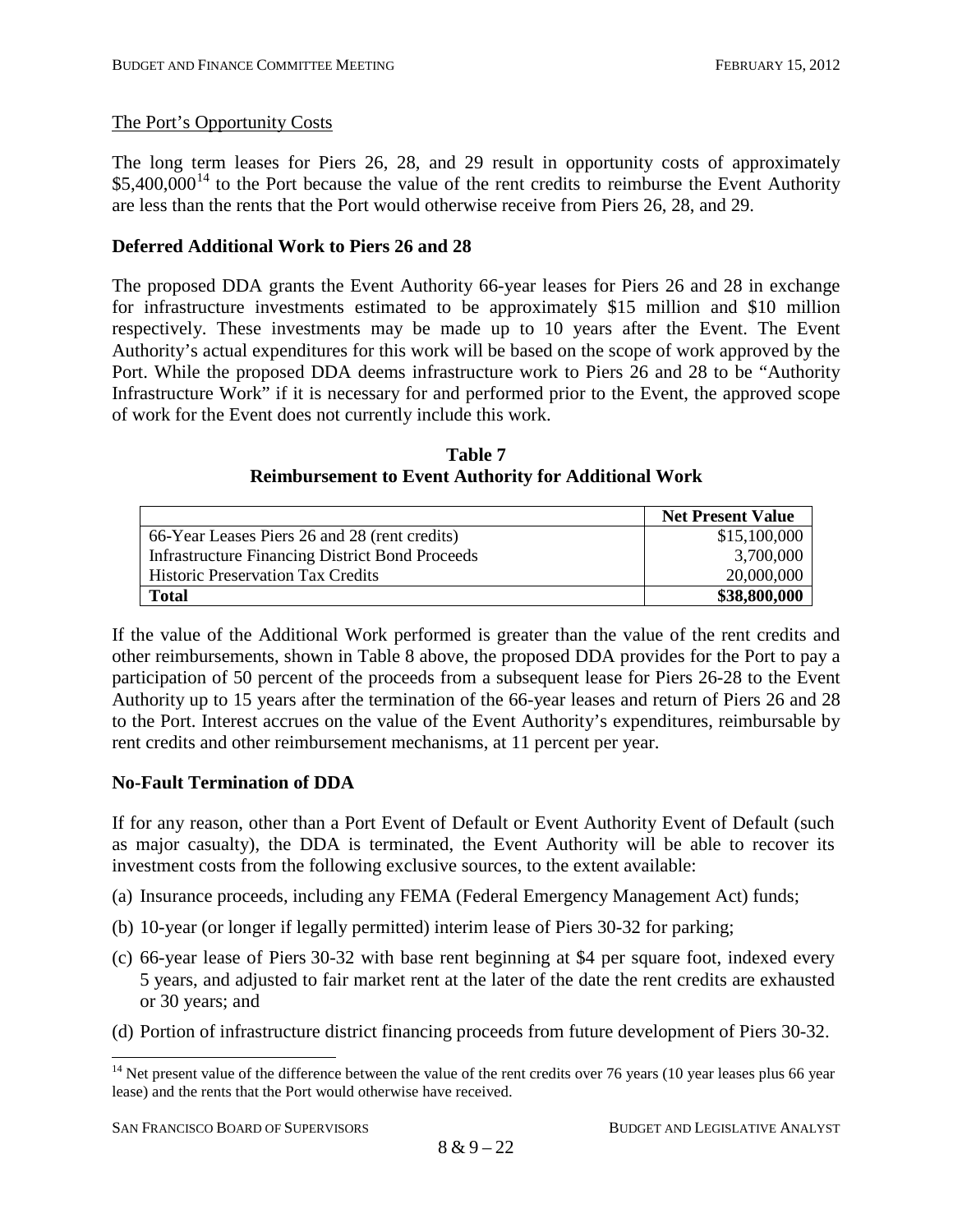<u>The Port's Opportunity Costs</u>

The long term leases for Piers 26, 28, and 29 result in opportunity costs of approximately $5,400,000[14] to the Port because the value of the rent credits to reimburse the Event Authority are less than the rents that the Port would otherwise receive from Piers 26, 28, and 29.

**Deferred Additional Work to Piers 26 and 28**

The proposed DDA grants the Event Authority 66-year leases for Piers 26 and 28 in exchange for infrastructure investments estimated to be approximately $15 million and $10 million respectively. These investments may be made up to 10 years after the Event. The Event Authority's actual expenditures for this work will be based on the scope of work approved by the Port. While the proposed DDA deems infrastructure work to Piers 26 and 28 to be "Authority Infrastructure Work" if it is necessary for and performed prior to the Event, the approved scope of work for the Event does not currently include this work.

**Table 7**
**Reimbursement to Event Authority for Additional Work**

| | Net Present Value |
|---|---:|
| 66-Year Leases Piers 26 and 28 (rent credits) | $15,100,000 |
| Infrastructure Financing District Bond Proceeds | 3,700,000 |
| Historic Preservation Tax Credits | 20,000,000 |
| **Total** | **$38,800,000** |

If the value of the Additional Work performed is greater than the value of the rent credits and other reimbursements, shown in Table 8 above, the proposed DDA provides for the Port to pay a participation of 50 percent of the proceeds from a subsequent lease for Piers 26-28 to the Event Authority up to 15 years after the termination of the 66-year leases and return of Piers 26 and 28 to the Port. Interest accrues on the value of the Event Authority's expenditures, reimbursable by rent credits and other reimbursement mechanisms, at 11 percent per year.

**No-Fault Termination of DDA**

If for any reason, other than a Port Event of Default or Event Authority Event of Default (such as major casualty), the DDA is terminated, the Event Authority will be able to recover its investment costs from the following exclusive sources, to the extent available:

(a) Insurance proceeds, including any FEMA (Federal Emergency Management Act) funds;

(b) 10-year (or longer if legally permitted) interim lease of Piers 30-32 for parking;

(c) 66-year lease of Piers 30-32 with base rent beginning at $4 per square foot, indexed every 5 years, and adjusted to fair market rent at the later of the date the rent credits are exhausted or 30 years; and

(d) Portion of infrastructure district financing proceeds from future development of Piers 30-32.

[14] Net present value of the difference between the value of the rent credits over 76 years (10 year leases plus 66 year lease) and the rents that the Port would otherwise have received.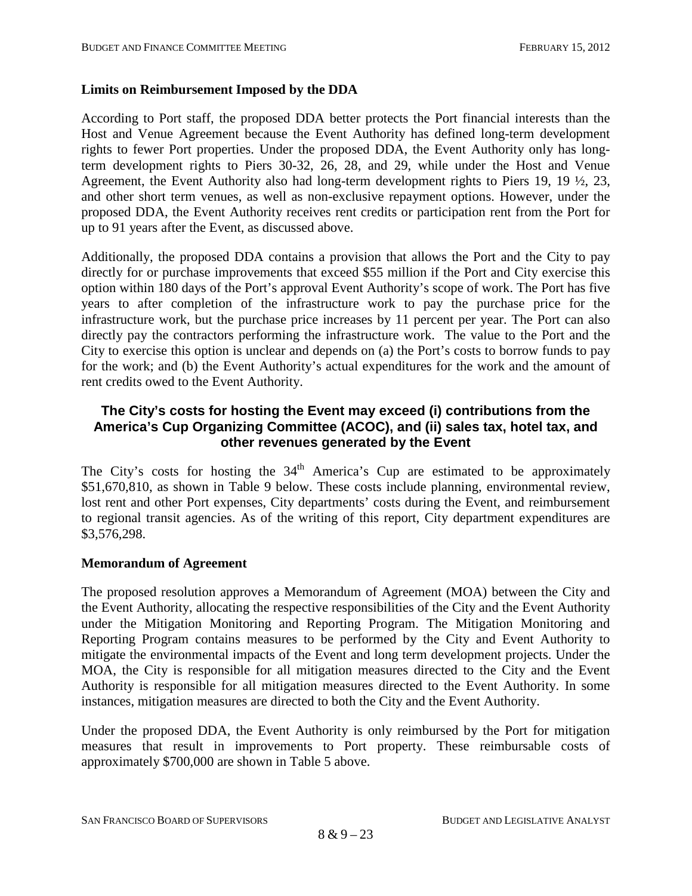**Limits on Reimbursement Imposed by the DDA**

According to Port staff, the proposed DDA better protects the Port financial interests than the Host and Venue Agreement because the Event Authority has defined long-term development rights to fewer Port properties. Under the proposed DDA, the Event Authority only has long-term development rights to Piers 30-32, 26, 28, and 29, while under the Host and Venue Agreement, the Event Authority also had long-term development rights to Piers 19, 19 ½, 23, and other short term venues, as well as non-exclusive repayment options. However, under the proposed DDA, the Event Authority receives rent credits or participation rent from the Port for up to 91 years after the Event, as discussed above.

Additionally, the proposed DDA contains a provision that allows the Port and the City to pay directly for or purchase improvements that exceed $55 million if the Port and City exercise this option within 180 days of the Port's approval Event Authority's scope of work. The Port has five years to after completion of the infrastructure work to pay the purchase price for the infrastructure work, but the purchase price increases by 11 percent per year. The Port can also directly pay the contractors performing the infrastructure work. The value to the Port and the City to exercise this option is unclear and depends on (a) the Port's costs to borrow funds to pay for the work; and (b) the Event Authority's actual expenditures for the work and the amount of rent credits owed to the Event Authority.

## The City's costs for hosting the Event may exceed (i) contributions from the America's Cup Organizing Committee (ACOC), and (ii) sales tax, hotel tax, and other revenues generated by the Event

The City's costs for hosting the 34th America's Cup are estimated to be approximately $51,670,810, as shown in Table 9 below. These costs include planning, environmental review, lost rent and other Port expenses, City departments' costs during the Event, and reimbursement to regional transit agencies. As of the writing of this report, City department expenditures are $3,576,298.

**Memorandum of Agreement**

The proposed resolution approves a Memorandum of Agreement (MOA) between the City and the Event Authority, allocating the respective responsibilities of the City and the Event Authority under the Mitigation Monitoring and Reporting Program. The Mitigation Monitoring and Reporting Program contains measures to be performed by the City and Event Authority to mitigate the environmental impacts of the Event and long term development projects. Under the MOA, the City is responsible for all mitigation measures directed to the City and the Event Authority is responsible for all mitigation measures directed to the Event Authority. In some instances, mitigation measures are directed to both the City and the Event Authority.

Under the proposed DDA, the Event Authority is only reimbursed by the Port for mitigation measures that result in improvements to Port property. These reimbursable costs of approximately $700,000 are shown in Table 5 above.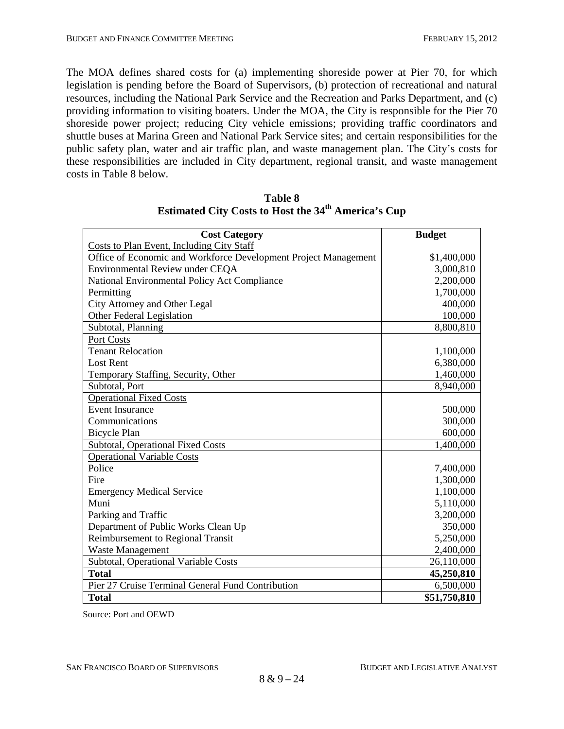The MOA defines shared costs for (a) implementing shoreside power at Pier 70, for which legislation is pending before the Board of Supervisors, (b) protection of recreational and natural resources, including the National Park Service and the Recreation and Parks Department, and (c) providing information to visiting boaters. Under the MOA, the City is responsible for the Pier 70 shoreside power project; reducing City vehicle emissions; providing traffic coordinators and shuttle buses at Marina Green and National Park Service sites; and certain responsibilities for the public safety plan, water and air traffic plan, and waste management plan. The City's costs for these responsibilities are included in City department, regional transit, and waste management costs in Table 8 below.

**Table 8**
**Estimated City Costs to Host the 34th America's Cup**

| Cost Category | Budget |
|---|---|
| Costs to Plan Event, Including City Staff | |
| Office of Economic and Workforce Development Project Management | $1,400,000 |
| Environmental Review under CEQA | 3,000,810 |
| National Environmental Policy Act Compliance | 2,200,000 |
| Permitting | 1,700,000 |
| City Attorney and Other Legal | 400,000 |
| Other Federal Legislation | 100,000 |
| Subtotal, Planning | 8,800,810 |
| Port Costs | |
| Tenant Relocation | 1,100,000 |
| Lost Rent | 6,380,000 |
| Temporary Staffing, Security, Other | 1,460,000 |
| Subtotal, Port | 8,940,000 |
| Operational Fixed Costs | |
| Event Insurance | 500,000 |
| Communications | 300,000 |
| Bicycle Plan | 600,000 |
| Subtotal, Operational Fixed Costs | 1,400,000 |
| Operational Variable Costs | |
| Police | 7,400,000 |
| Fire | 1,300,000 |
| Emergency Medical Service | 1,100,000 |
| Muni | 5,110,000 |
| Parking and Traffic | 3,200,000 |
| Department of Public Works Clean Up | 350,000 |
| Reimbursement to Regional Transit | 5,250,000 |
| Waste Management | 2,400,000 |
| Subtotal, Operational Variable Costs | 26,110,000 |
| **Total** | **45,250,810** |
| Pier 27 Cruise Terminal General Fund Contribution | 6,500,000 |
| **Total** | **$51,750,810** |

Source: Port and OEWD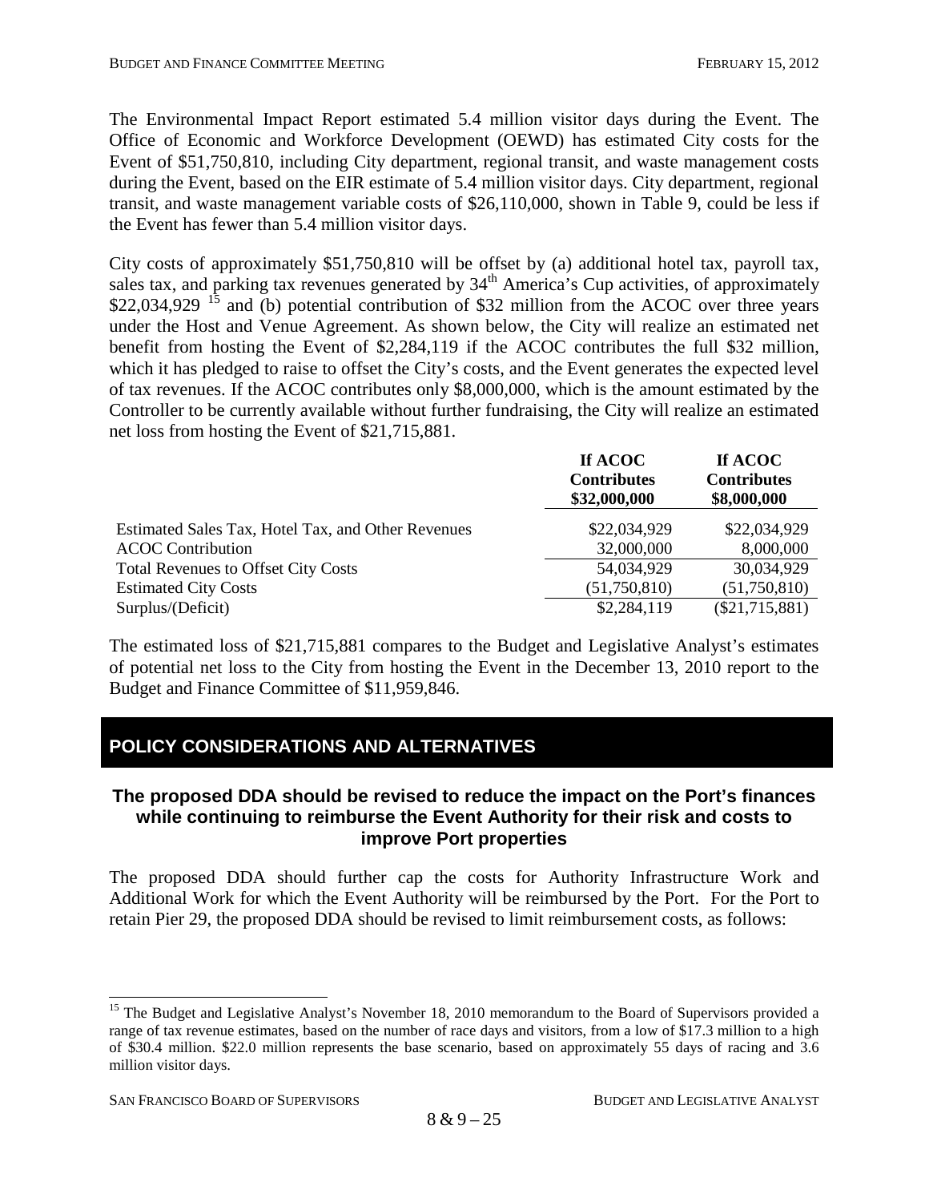The Environmental Impact Report estimated 5.4 million visitor days during the Event. The Office of Economic and Workforce Development (OEWD) has estimated City costs for the Event of $51,750,810, including City department, regional transit, and waste management costs during the Event, based on the EIR estimate of 5.4 million visitor days. City department, regional transit, and waste management variable costs of $26,110,000, shown in Table 9, could be less if the Event has fewer than 5.4 million visitor days.

City costs of approximately $51,750,810 will be offset by (a) additional hotel tax, payroll tax, sales tax, and parking tax revenues generated by 34th America's Cup activities, of approximately $22,034,929 [15] and (b) potential contribution of $32 million from the ACOC over three years under the Host and Venue Agreement. As shown below, the City will realize an estimated net benefit from hosting the Event of $2,284,119 if the ACOC contributes the full $32 million, which it has pledged to raise to offset the City's costs, and the Event generates the expected level of tax revenues. If the ACOC contributes only $8,000,000, which is the amount estimated by the Controller to be currently available without further fundraising, the City will realize an estimated net loss from hosting the Event of $21,715,881.

| | If ACOC Contributes $32,000,000 | If ACOC Contributes $8,000,000 |
|---|---|---|
| Estimated Sales Tax, Hotel Tax, and Other Revenues | $22,034,929 | $22,034,929 |
| ACOC Contribution | 32,000,000 | 8,000,000 |
| Total Revenues to Offset City Costs | 54,034,929 | 30,034,929 |
| Estimated City Costs | (51,750,810) | (51,750,810) |
| Surplus/(Deficit) | $2,284,119 | ($21,715,881) |

The estimated loss of $21,715,881 compares to the Budget and Legislative Analyst's estimates of potential net loss to the City from hosting the Event in the December 13, 2010 report to the Budget and Finance Committee of $11,959,846.

## POLICY CONSIDERATIONS AND ALTERNATIVES

### The proposed DDA should be revised to reduce the impact on the Port's finances while continuing to reimburse the Event Authority for their risk and costs to improve Port properties

The proposed DDA should further cap the costs for Authority Infrastructure Work and Additional Work for which the Event Authority will be reimbursed by the Port. For the Port to retain Pier 29, the proposed DDA should be revised to limit reimbursement costs, as follows:

[15] The Budget and Legislative Analyst's November 18, 2010 memorandum to the Board of Supervisors provided a range of tax revenue estimates, based on the number of race days and visitors, from a low of $17.3 million to a high of $30.4 million. $22.0 million represents the base scenario, based on approximately 55 days of racing and 3.6 million visitor days.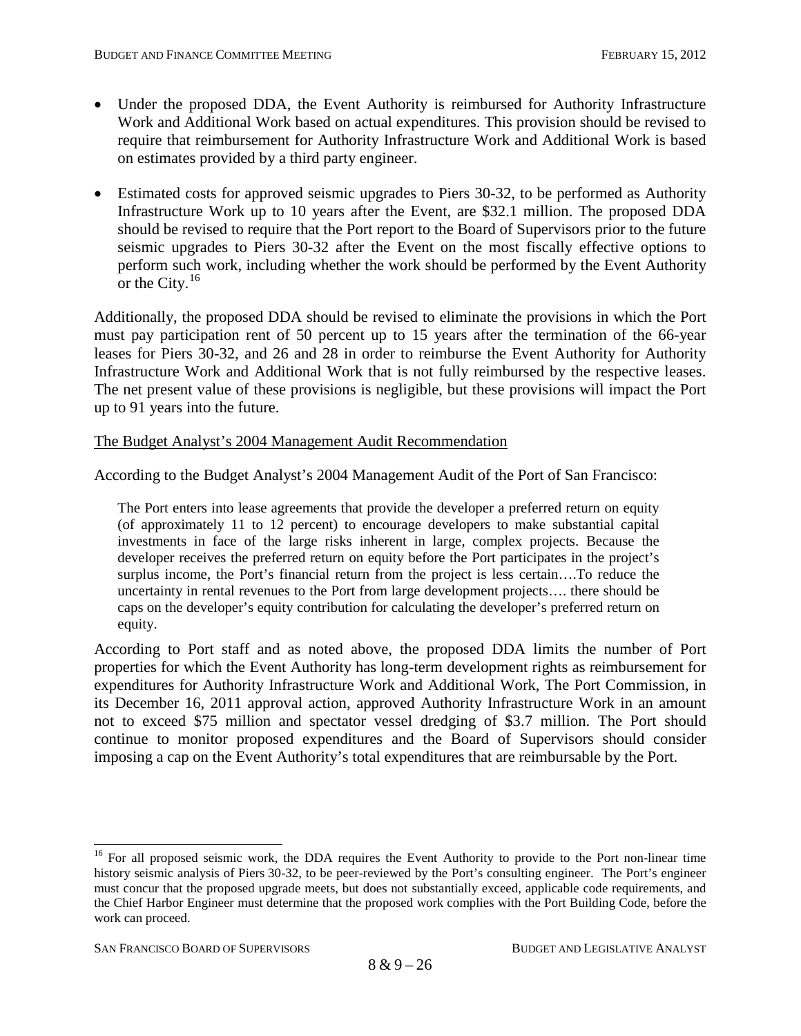- Under the proposed DDA, the Event Authority is reimbursed for Authority Infrastructure Work and Additional Work based on actual expenditures. This provision should be revised to require that reimbursement for Authority Infrastructure Work and Additional Work is based on estimates provided by a third party engineer.

- Estimated costs for approved seismic upgrades to Piers 30-32, to be performed as Authority Infrastructure Work up to 10 years after the Event, are $32.1 million. The proposed DDA should be revised to require that the Port report to the Board of Supervisors prior to the future seismic upgrades to Piers 30-32 after the Event on the most fiscally effective options to perform such work, including whether the work should be performed by the Event Authority or the City.[16]

Additionally, the proposed DDA should be revised to eliminate the provisions in which the Port must pay participation rent of 50 percent up to 15 years after the termination of the 66-year leases for Piers 30-32, and 26 and 28 in order to reimburse the Event Authority for Authority Infrastructure Work and Additional Work that is not fully reimbursed by the respective leases. The net present value of these provisions is negligible, but these provisions will impact the Port up to 91 years into the future.

<u>The Budget Analyst's 2004 Management Audit Recommendation</u>

According to the Budget Analyst's 2004 Management Audit of the Port of San Francisco:

> The Port enters into lease agreements that provide the developer a preferred return on equity (of approximately 11 to 12 percent) to encourage developers to make substantial capital investments in face of the large risks inherent in large, complex projects. Because the developer receives the preferred return on equity before the Port participates in the project's surplus income, the Port's financial return from the project is less certain….To reduce the uncertainty in rental revenues to the Port from large development projects…. there should be caps on the developer's equity contribution for calculating the developer's preferred return on equity.

According to Port staff and as noted above, the proposed DDA limits the number of Port properties for which the Event Authority has long-term development rights as reimbursement for expenditures for Authority Infrastructure Work and Additional Work, The Port Commission, in its December 16, 2011 approval action, approved Authority Infrastructure Work in an amount not to exceed $75 million and spectator vessel dredging of $3.7 million. The Port should continue to monitor proposed expenditures and the Board of Supervisors should consider imposing a cap on the Event Authority's total expenditures that are reimbursable by the Port.

---

[16] For all proposed seismic work, the DDA requires the Event Authority to provide to the Port non-linear time history seismic analysis of Piers 30-32, to be peer-reviewed by the Port's consulting engineer. The Port's engineer must concur that the proposed upgrade meets, but does not substantially exceed, applicable code requirements, and the Chief Harbor Engineer must determine that the proposed work complies with the Port Building Code, before the work can proceed.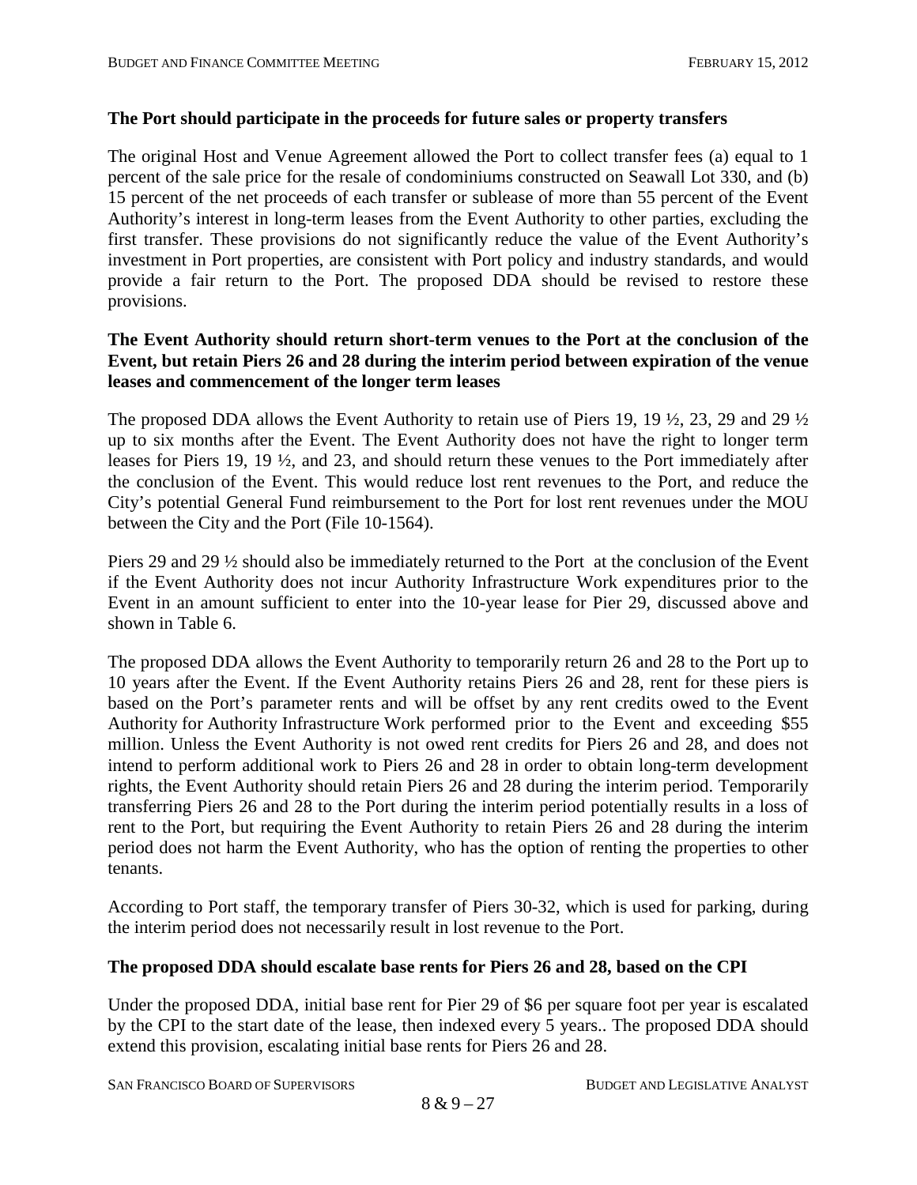**The Port should participate in the proceeds for future sales or property transfers**

The original Host and Venue Agreement allowed the Port to collect transfer fees (a) equal to 1 percent of the sale price for the resale of condominiums constructed on Seawall Lot 330, and (b) 15 percent of the net proceeds of each transfer or sublease of more than 55 percent of the Event Authority's interest in long-term leases from the Event Authority to other parties, excluding the first transfer. These provisions do not significantly reduce the value of the Event Authority's investment in Port properties, are consistent with Port policy and industry standards, and would provide a fair return to the Port. The proposed DDA should be revised to restore these provisions.

**The Event Authority should return short-term venues to the Port at the conclusion of the Event, but retain Piers 26 and 28 during the interim period between expiration of the venue leases and commencement of the longer term leases**

The proposed DDA allows the Event Authority to retain use of Piers 19, 19 ½, 23, 29 and 29 ½ up to six months after the Event. The Event Authority does not have the right to longer term leases for Piers 19, 19 ½, and 23, and should return these venues to the Port immediately after the conclusion of the Event. This would reduce lost rent revenues to the Port, and reduce the City's potential General Fund reimbursement to the Port for lost rent revenues under the MOU between the City and the Port (File 10-1564).

Piers 29 and 29 ½ should also be immediately returned to the Port at the conclusion of the Event if the Event Authority does not incur Authority Infrastructure Work expenditures prior to the Event in an amount sufficient to enter into the 10-year lease for Pier 29, discussed above and shown in Table 6.

The proposed DDA allows the Event Authority to temporarily return 26 and 28 to the Port up to 10 years after the Event. If the Event Authority retains Piers 26 and 28, rent for these piers is based on the Port's parameter rents and will be offset by any rent credits owed to the Event Authority for Authority Infrastructure Work performed prior to the Event and exceeding $55 million. Unless the Event Authority is not owed rent credits for Piers 26 and 28, and does not intend to perform additional work to Piers 26 and 28 in order to obtain long-term development rights, the Event Authority should retain Piers 26 and 28 during the interim period. Temporarily transferring Piers 26 and 28 to the Port during the interim period potentially results in a loss of rent to the Port, but requiring the Event Authority to retain Piers 26 and 28 during the interim period does not harm the Event Authority, who has the option of renting the properties to other tenants.

According to Port staff, the temporary transfer of Piers 30-32, which is used for parking, during the interim period does not necessarily result in lost revenue to the Port.

**The proposed DDA should escalate base rents for Piers 26 and 28, based on the CPI**

Under the proposed DDA, initial base rent for Pier 29 of $6 per square foot per year is escalated by the CPI to the start date of the lease, then indexed every 5 years.. The proposed DDA should extend this provision, escalating initial base rents for Piers 26 and 28.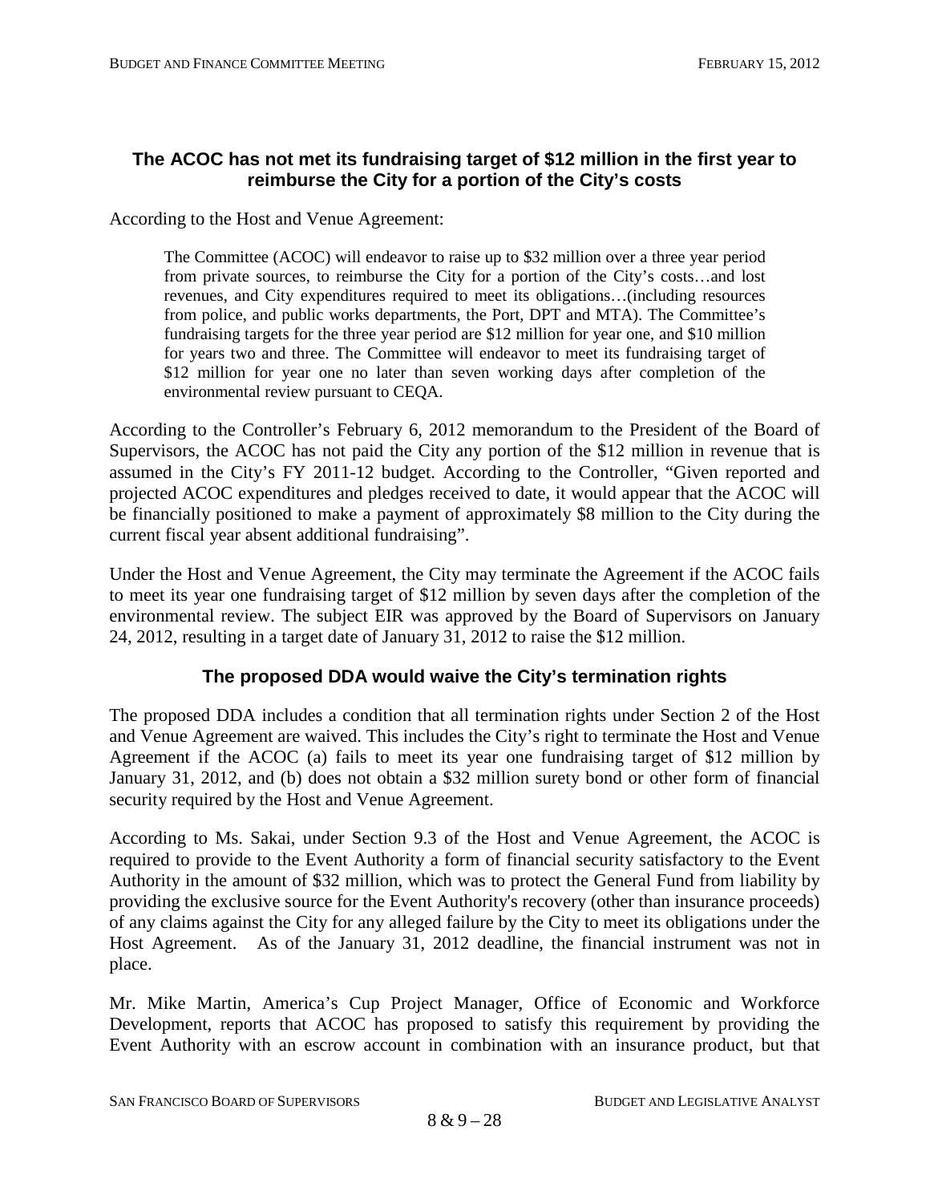### The ACOC has not met its fundraising target of $12 million in the first year to reimburse the City for a portion of the City's costs

According to the Host and Venue Agreement:

> The Committee (ACOC) will endeavor to raise up to $32 million over a three year period from private sources, to reimburse the City for a portion of the City's costs…and lost revenues, and City expenditures required to meet its obligations…(including resources from police, and public works departments, the Port, DPT and MTA). The Committee's fundraising targets for the three year period are $12 million for year one, and $10 million for years two and three. The Committee will endeavor to meet its fundraising target of $12 million for year one no later than seven working days after completion of the environmental review pursuant to CEQA.

According to the Controller's February 6, 2012 memorandum to the President of the Board of Supervisors, the ACOC has not paid the City any portion of the $12 million in revenue that is assumed in the City's FY 2011-12 budget. According to the Controller, "Given reported and projected ACOC expenditures and pledges received to date, it would appear that the ACOC will be financially positioned to make a payment of approximately $8 million to the City during the current fiscal year absent additional fundraising".

Under the Host and Venue Agreement, the City may terminate the Agreement if the ACOC fails to meet its year one fundraising target of $12 million by seven days after the completion of the environmental review. The subject EIR was approved by the Board of Supervisors on January 24, 2012, resulting in a target date of January 31, 2012 to raise the $12 million.

### The proposed DDA would waive the City's termination rights

The proposed DDA includes a condition that all termination rights under Section 2 of the Host and Venue Agreement are waived. This includes the City's right to terminate the Host and Venue Agreement if the ACOC (a) fails to meet its year one fundraising target of $12 million by January 31, 2012, and (b) does not obtain a $32 million surety bond or other form of financial security required by the Host and Venue Agreement.

According to Ms. Sakai, under Section 9.3 of the Host and Venue Agreement, the ACOC is required to provide to the Event Authority a form of financial security satisfactory to the Event Authority in the amount of $32 million, which was to protect the General Fund from liability by providing the exclusive source for the Event Authority's recovery (other than insurance proceeds) of any claims against the City for any alleged failure by the City to meet its obligations under the Host Agreement. As of the January 31, 2012 deadline, the financial instrument was not in place.

Mr. Mike Martin, America's Cup Project Manager, Office of Economic and Workforce Development, reports that ACOC has proposed to satisfy this requirement by providing the Event Authority with an escrow account in combination with an insurance product, but that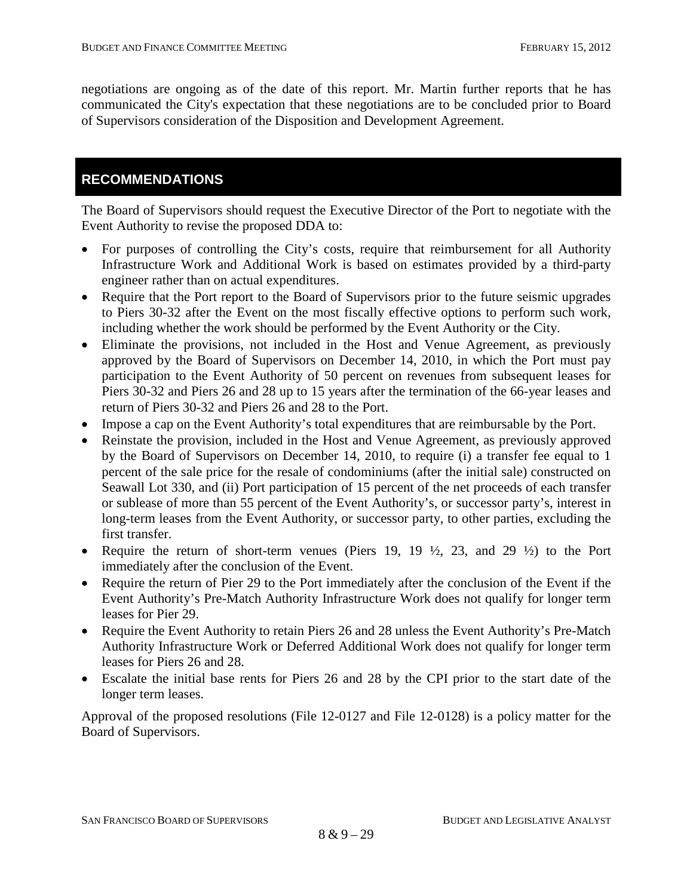negotiations are ongoing as of the date of this report. Mr. Martin further reports that he has communicated the City's expectation that these negotiations are to be concluded prior to Board of Supervisors consideration of the Disposition and Development Agreement.

## RECOMMENDATIONS

The Board of Supervisors should request the Executive Director of the Port to negotiate with the Event Authority to revise the proposed DDA to:

- For purposes of controlling the City's costs, require that reimbursement for all Authority Infrastructure Work and Additional Work is based on estimates provided by a third-party engineer rather than on actual expenditures.
- Require that the Port report to the Board of Supervisors prior to the future seismic upgrades to Piers 30-32 after the Event on the most fiscally effective options to perform such work, including whether the work should be performed by the Event Authority or the City.
- Eliminate the provisions, not included in the Host and Venue Agreement, as previously approved by the Board of Supervisors on December 14, 2010, in which the Port must pay participation to the Event Authority of 50 percent on revenues from subsequent leases for Piers 30-32 and Piers 26 and 28 up to 15 years after the termination of the 66-year leases and return of Piers 30-32 and Piers 26 and 28 to the Port.
- Impose a cap on the Event Authority's total expenditures that are reimbursable by the Port.
- Reinstate the provision, included in the Host and Venue Agreement, as previously approved by the Board of Supervisors on December 14, 2010, to require (i) a transfer fee equal to 1 percent of the sale price for the resale of condominiums (after the initial sale) constructed on Seawall Lot 330, and (ii) Port participation of 15 percent of the net proceeds of each transfer or sublease of more than 55 percent of the Event Authority's, or successor party's, interest in long-term leases from the Event Authority, or successor party, to other parties, excluding the first transfer.
- Require the return of short-term venues (Piers 19, 19 ½, 23, and 29 ½) to the Port immediately after the conclusion of the Event.
- Require the return of Pier 29 to the Port immediately after the conclusion of the Event if the Event Authority's Pre-Match Authority Infrastructure Work does not qualify for longer term leases for Pier 29.
- Require the Event Authority to retain Piers 26 and 28 unless the Event Authority's Pre-Match Authority Infrastructure Work or Deferred Additional Work does not qualify for longer term leases for Piers 26 and 28.
- Escalate the initial base rents for Piers 26 and 28 by the CPI prior to the start date of the longer term leases.

Approval of the proposed resolutions (File 12-0127 and File 12-0128) is a policy matter for the Board of Supervisors.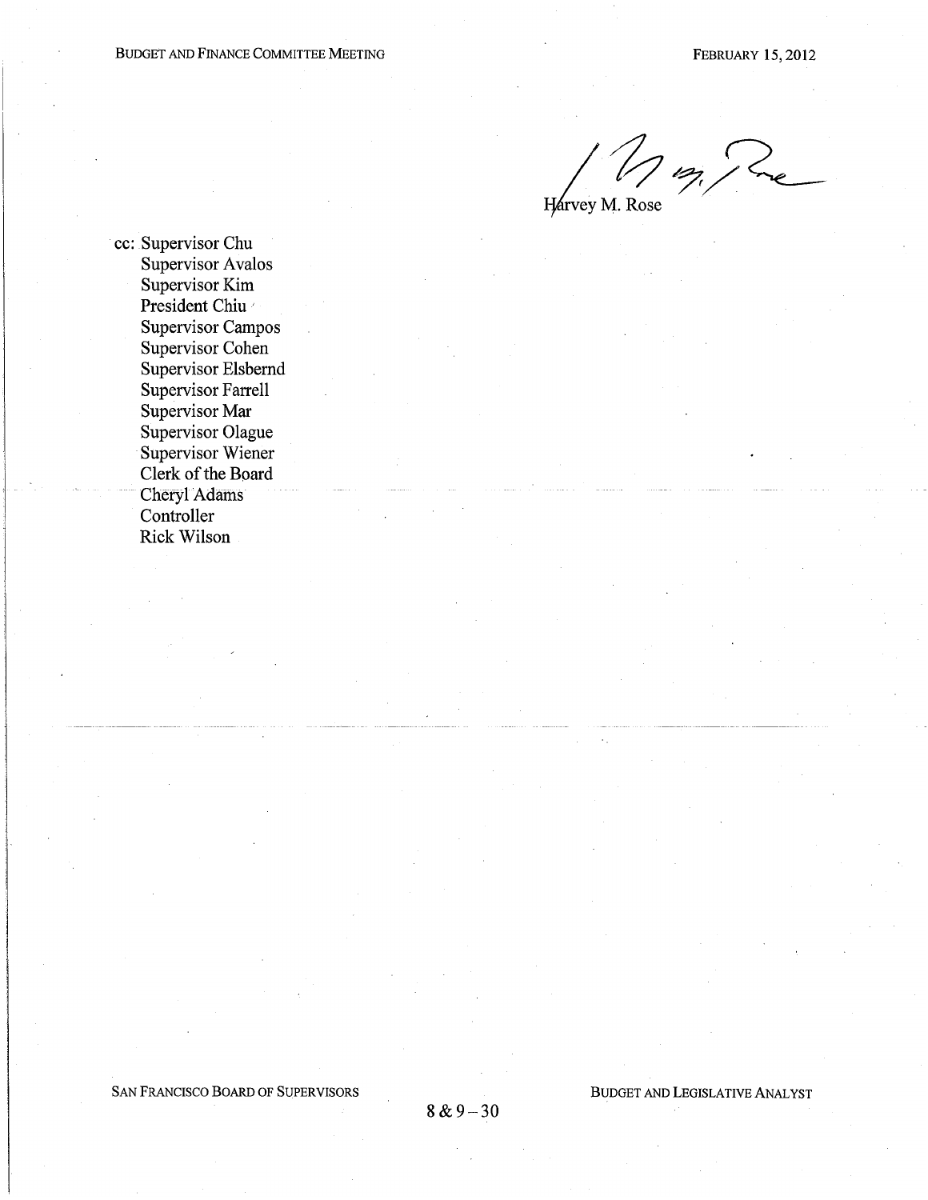Harvey M. Rose

cc: Supervisor Chu
    Supervisor Avalos
    Supervisor Kim
    President Chiu
    Supervisor Campos
    Supervisor Cohen
    Supervisor Elsbernd
    Supervisor Farrell
    Supervisor Mar
    Supervisor Olague
    Supervisor Wiener
    Clerk of the Board
    Cheryl Adams
    Controller
    Rick Wilson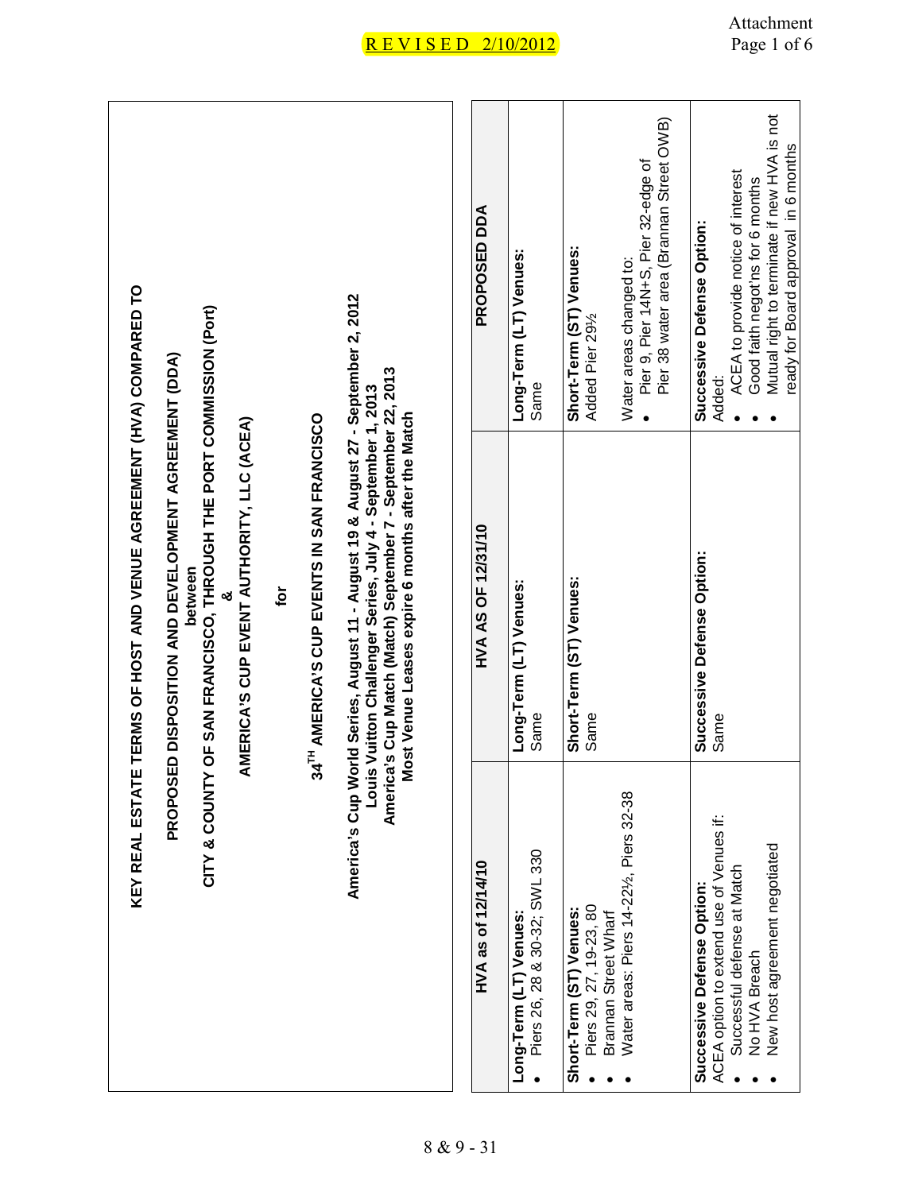REVISED 2/10/2012

Attachment

# KEY REAL ESTATE TERMS OF HOST AND VENUE AGREEMENT (HVA) COMPARED TO PROPOSED DISPOSITION AND DEVELOPMENT AGREEMENT (DDA)

**between**

**CITY & COUNTY OF SAN FRANCISCO, THROUGH THE PORT COMMISSION (Port)**

**&**

**AMERICA'S CUP EVENT AUTHORITY, LLC (ACEA)**

**for**

**34TH AMERICA'S CUP EVENTS IN SAN FRANCISCO**

**America's Cup World Series, August 11 - August 19 & August 27 - September 2, 2012**
**Louis Vuitton Challenger Series, July 4 - September 1, 2013**
**America's Cup Match (Match) September 7 - September 22, 2013**
**Most Venue Leases expire 6 months after the Match**

| HVA as of 12/14/10 | HVA AS OF 12/31/10 | PROPOSED DDA |
|---|---|---|
| **Long-Term (LT) Venues:**<br>• Piers 26, 28 & 30-32; SWL 330 | **Long-Term (LT) Venues:**<br>Same | **Long-Term (LT) Venues:**<br>Same |
| **Short-Term (ST) Venues:**<br>• Piers 29, 27, 19-23, 80<br>• Brannan Street Wharf<br>• Water areas: Piers 14-22½, Piers 32-38 | **Short-Term (ST) Venues:**<br>Same | **Short-Term (ST) Venues:**<br>Added Pier 29½<br><br>Water areas changed to:<br>• Pier 9, Pier 14N+S, Pier 32-edge of Pier 38 water area (Brannan Street OWB) |
| **Successive Defense Option:**<br>ACEA option to extend use of Venues if:<br>• Successful defense at Match<br>• No HVA Breach<br>• New host agreement negotiated | **Successive Defense Option:**<br>Same | **Successive Defense Option:**<br>Added:<br>• ACEA to provide notice of interest<br>• Good faith negot'ns for 6 months<br>• Mutual right to terminate if new HVA is not ready for Board approval in 6 months |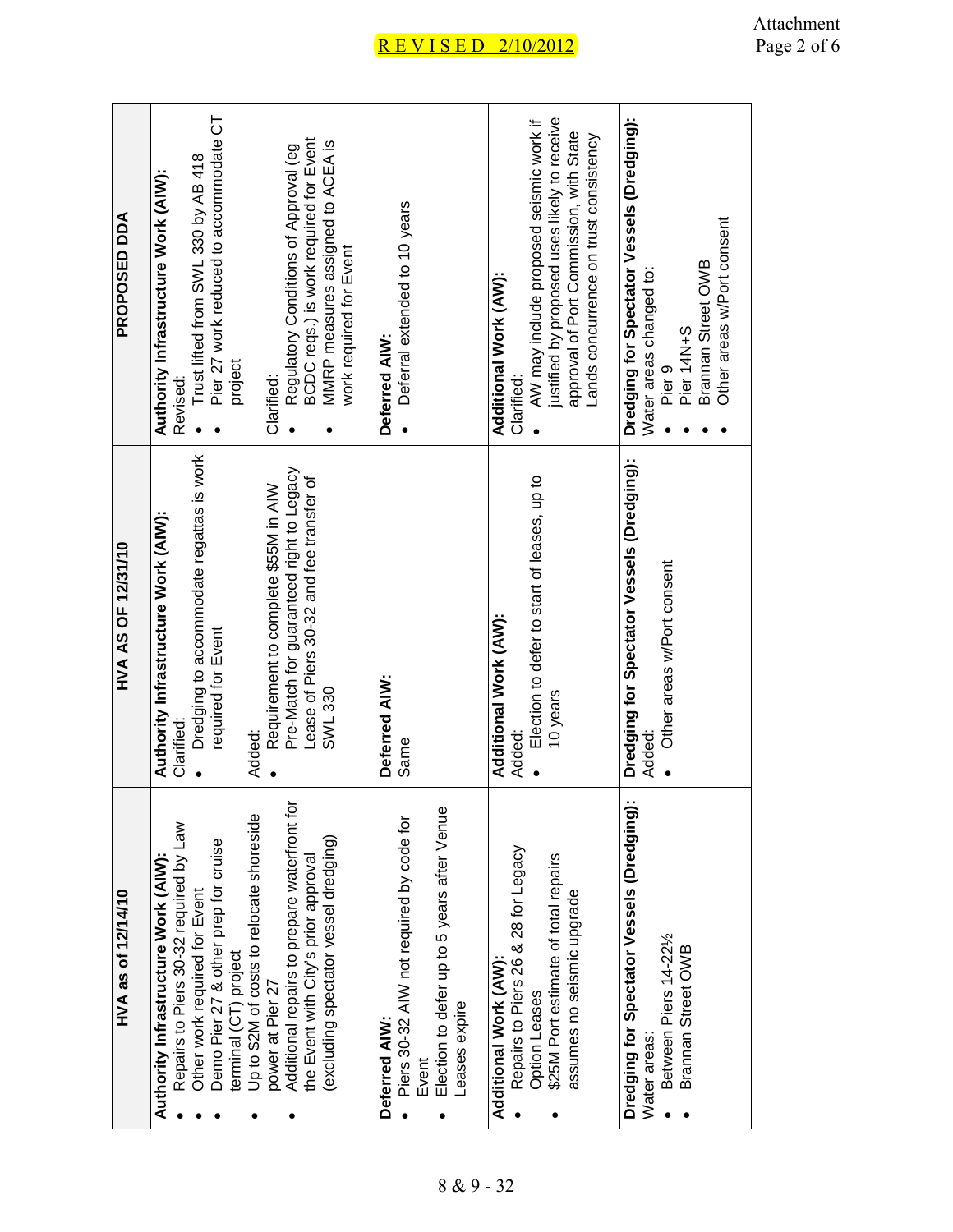REVISED 2/10/2012

| HVA as of 12/14/10 | HVA AS OF 12/31/10 | PROPOSED DDA |
|---|---|---|
| **Authority Infrastructure Work (AIW):**<br>• Repairs to Piers 30-32 required by Law<br>• Other work required for Event<br>• Demo Pier 27 & other prep for cruise terminal (CT) project<br>• Up to $2M of costs to relocate shoreside power at Pier 27<br>• Additional repairs to prepare waterfront for the Event with City's prior approval (excluding spectator vessel dredging) | **Authority Infrastructure Work (AIW):**<br>Clarified:<br>• Dredging to accommodate regattas is work required for Event<br><br>Added:<br>• Requirement to complete $55M in AIW Pre-Match for guaranteed right to Legacy Lease of Piers 30-32 and fee transfer of SWL 330 | **Authority Infrastructure Work (AIW):**<br>Revised:<br>• Trust lifted from SWL 330 by AB 418<br>• Pier 27 work reduced to accommodate CT project<br><br>Clarified:<br>• Regulatory Conditions of Approval (eg BCDC reqs.) is work required for Event<br>• MMRP measures assigned to ACEA is work required for Event |
| **Deferred AIW:**<br>• Piers 30-32 AIW not required by code for Event<br>• Election to defer up to 5 years after Venue Leases expire | **Deferred AIW:**<br>Same | **Deferred AIW:**<br>• Deferral extended to 10 years |
| **Additional Work (AW):**<br>• Repairs to Piers 26 & 28 for Legacy Option Leases<br>• $25M Port estimate of total repairs assumes no seismic upgrade | **Additional Work (AW):**<br>Added:<br>• Election to defer to start of leases, up to 10 years | **Additional Work (AW):**<br>Clarified:<br>• AW may include proposed seismic work if justified by proposed uses likely to receive approval of Port Commission, with State Lands concurrence on trust consistency |
| **Dredging for Spectator Vessels (Dredging):**<br>Water areas:<br>• Between Piers 14-22½<br>• Brannan Street OWB | **Dredging for Spectator Vessels (Dredging):**<br>Added:<br>• Other areas w/Port consent | **Dredging for Spectator Vessels (Dredging):**<br>Water areas changed to:<br>• Pier 9<br>• Pier 14N+S<br>• Brannan Street OWB<br>• Other areas w/Port consent |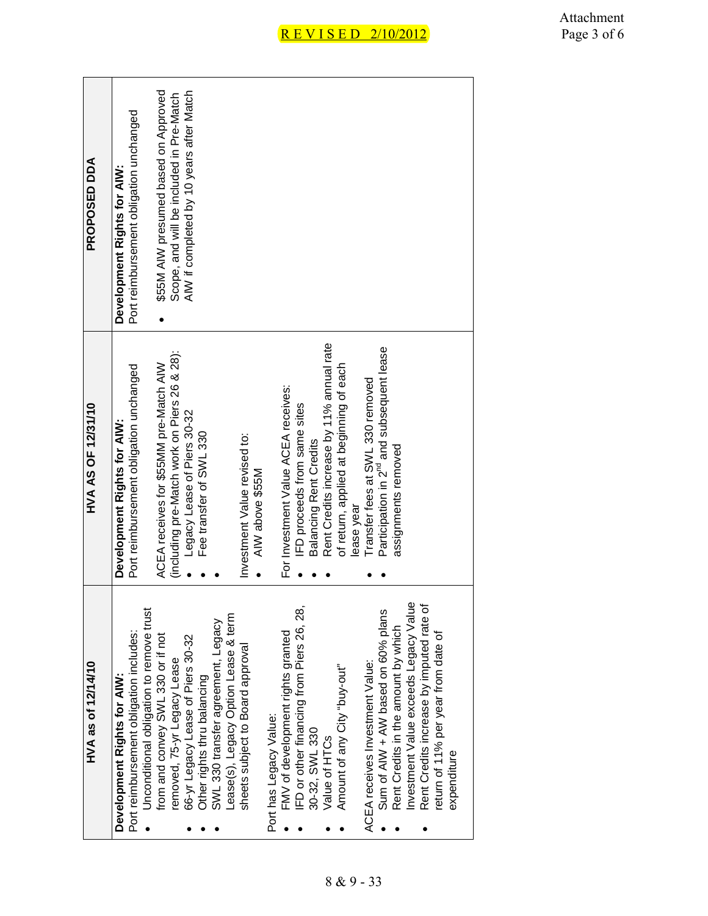R E V I S E D 2/10/2012

Attachment

| HVA as of 12/14/10 | HVA AS OF 12/31/10 | PROPOSED DDA |
|---|---|---|
| **Development Rights for AIW:**<br>Port reimbursement obligation includes:<br>• Unconditional obligation to remove trust from and convey SWL 330 or if not removed, 75-yr Legacy Lease<br>• 66-yr Legacy Lease of Piers 30-32<br>• Other rights thru balancing<br>• SWL 330 transfer agreement, Legacy Lease(s), Legacy Option Lease & term sheets subject to Board approval<br><br>Port has Legacy Value:<br>• FMV of development rights granted<br>• IFD or other financing from Piers 26, 28, 30-32, SWL 330<br>• Value of HTCs<br>• Amount of any City "buy-out"<br><br>ACEA receives Investment Value:<br>• Sum of AIW + AW based on 60% plans<br>• Rent Credits in the amount by which Investment Value exceeds Legacy Value<br>• Rent Credits increase by imputed rate of return of 11% per year from date of expenditure | **Development Rights for AIW:**<br>Port reimbursement obligation unchanged<br><br>ACEA receives for $55MM pre-Match AIW (including pre-Match work on Piers 26 & 28):<br>• Legacy Lease of Piers 30-32<br>• Fee transfer of SWL 330<br><br>Investment Value revised to:<br>• AIW above $55M<br><br>For Investment Value ACEA receives:<br>• IFD proceeds from same sites<br>• Balancing Rent Credits<br>• Rent Credits increase by 11% annual rate of return, applied at beginning of each lease year<br>• Transfer fees at SWL 330 removed<br>• Participation in 2nd and subsequent lease assignments removed | **Development Rights for AIW:**<br>Port reimbursement obligation unchanged<br><br>• $55M AIW presumed based on Approved Scope, and will be included in Pre-Match AIW if completed by 10 years after Match |

8 & 9 - 33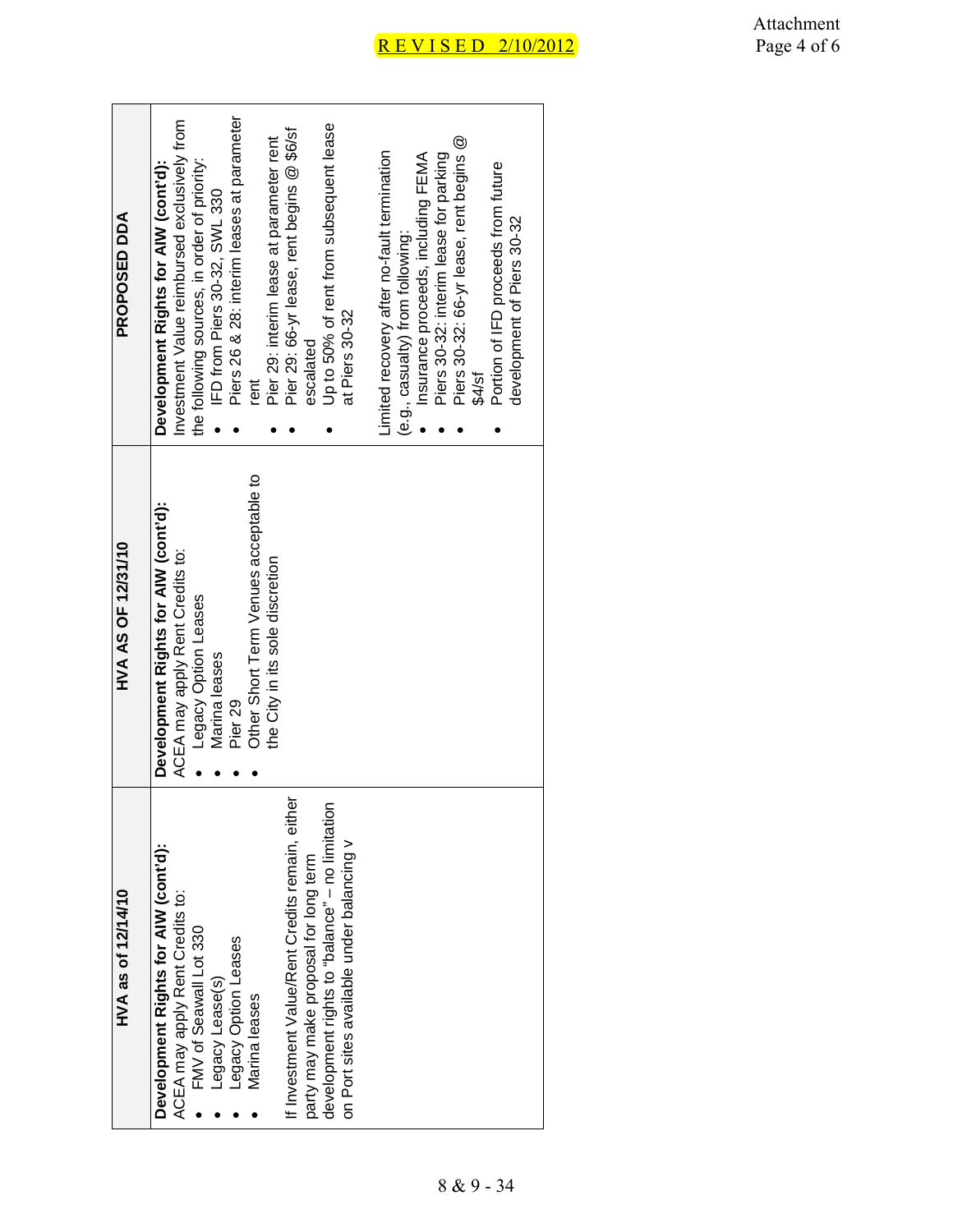R E V I S E D 2/10/2012

Attachment

| HVA as of 12/14/10 | HVA AS OF 12/31/10 | PROPOSED DDA |
|---|---|---|
| **Development Rights for AIW (cont'd):**<br>ACEA may apply Rent Credits to:<br>• FMV of Seawall Lot 330<br>• Legacy Lease(s)<br>• Legacy Option Leases<br>• Marina leases<br><br>If Investment Value/Rent Credits remain, either party may make proposal for long term development rights to "balance" – no limitation on Port sites available under balancing v | **Development Rights for AIW (cont'd):**<br>ACEA may apply Rent Credits to:<br>• Legacy Option Leases<br>• Marina leases<br>• Pier 29<br>• Other Short Term Venues acceptable to the City in its sole discretion | **Development Rights for AIW (cont'd):**<br>Investment Value reimbursed exclusively from the following sources, in order of priority:<br>• IFD from Piers 30-32, SWL 330<br>• Piers 26 & 28: interim leases at parameter rent<br>• Pier 29: interim lease at parameter rent<br>• Pier 29: 66-yr lease, rent begins @ $6/sf escalated<br>• Up to 50% of rent from subsequent lease at Piers 30-32<br><br>Limited recovery after no-fault termination (e.g., casualty) from following:<br>• Insurance proceeds, including FEMA<br>• Piers 30-32: interim lease for parking<br>• Piers 30-32: 66-yr lease, rent begins @ $4/sf<br>• Portion of IFD proceeds from future development of Piers 30-32 |

8 & 9 - 34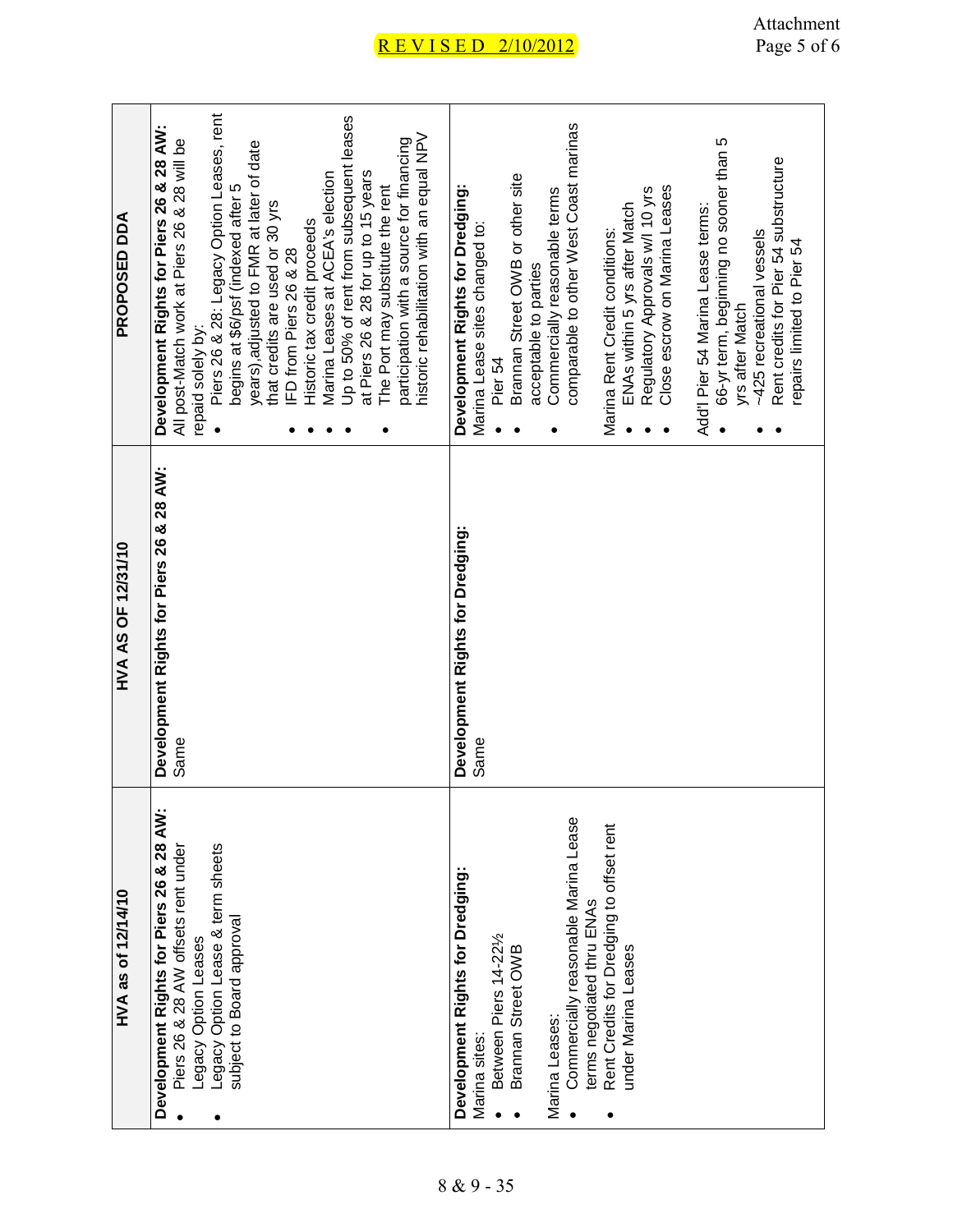REVISED 2/10/2012

Attachment

| HVA as of 12/14/10 | HVA AS OF 12/31/10 | PROPOSED DDA |
|---|---|---|
| **Development Rights for Piers 26 & 28 AW:**<br>• Piers 26 & 28 AW offsets rent under Legacy Option Leases<br>• Legacy Option Lease & term sheets subject to Board approval | **Development Rights for Piers 26 & 28 AW:**<br>Same | **Development Rights for Piers 26 & 28 AW:**<br>All post-Match work at Piers 26 & 28 will be repaid solely by:<br>• Piers 26 & 28: Legacy Option Leases, rent begins at $6/psf (indexed after 5 years),adjusted to FMR at later of date that credits are used or 30 yrs<br>• IFD from Piers 26 & 28<br>• Historic tax credit proceeds<br>• Marina Leases at ACEA's election<br>• Up to 50% of rent from subsequent leases at Piers 26 & 28 for up to 15 years<br>• The Port may substitute the rent participation with a source for financing historic rehabilitation with an equal NPV |
| **Development Rights for Dredging:**<br>Marina sites:<br>• Between Piers 14-22½<br>• Brannan Street OWB<br><br>Marina Leases:<br>• Commercially reasonable Marina Lease terms negotiated thru ENAs<br>• Rent Credits for Dredging to offset rent under Marina Leases | **Development Rights for Dredging:**<br>Same | **Development Rights for Dredging:**<br>Marina Lease sites changed to:<br>• Pier 54<br>• Brannan Street OWB or other site acceptable to parties<br>• Commercially reasonable terms comparable to other West Coast marinas<br><br>Marina Rent Credit conditions:<br>• ENAs within 5 yrs after Match<br>• Regulatory Approvals w/I 10 yrs<br>• Close escrow on Marina Leases<br><br>Add'l Pier 54 Marina Lease terms:<br>• 66-yr term, beginning no sooner than 5 yrs after Match<br>• ~425 recreational vessels<br>• Rent credits for Pier 54 substructure repairs limited to Pier 54 |

8 & 9 - 35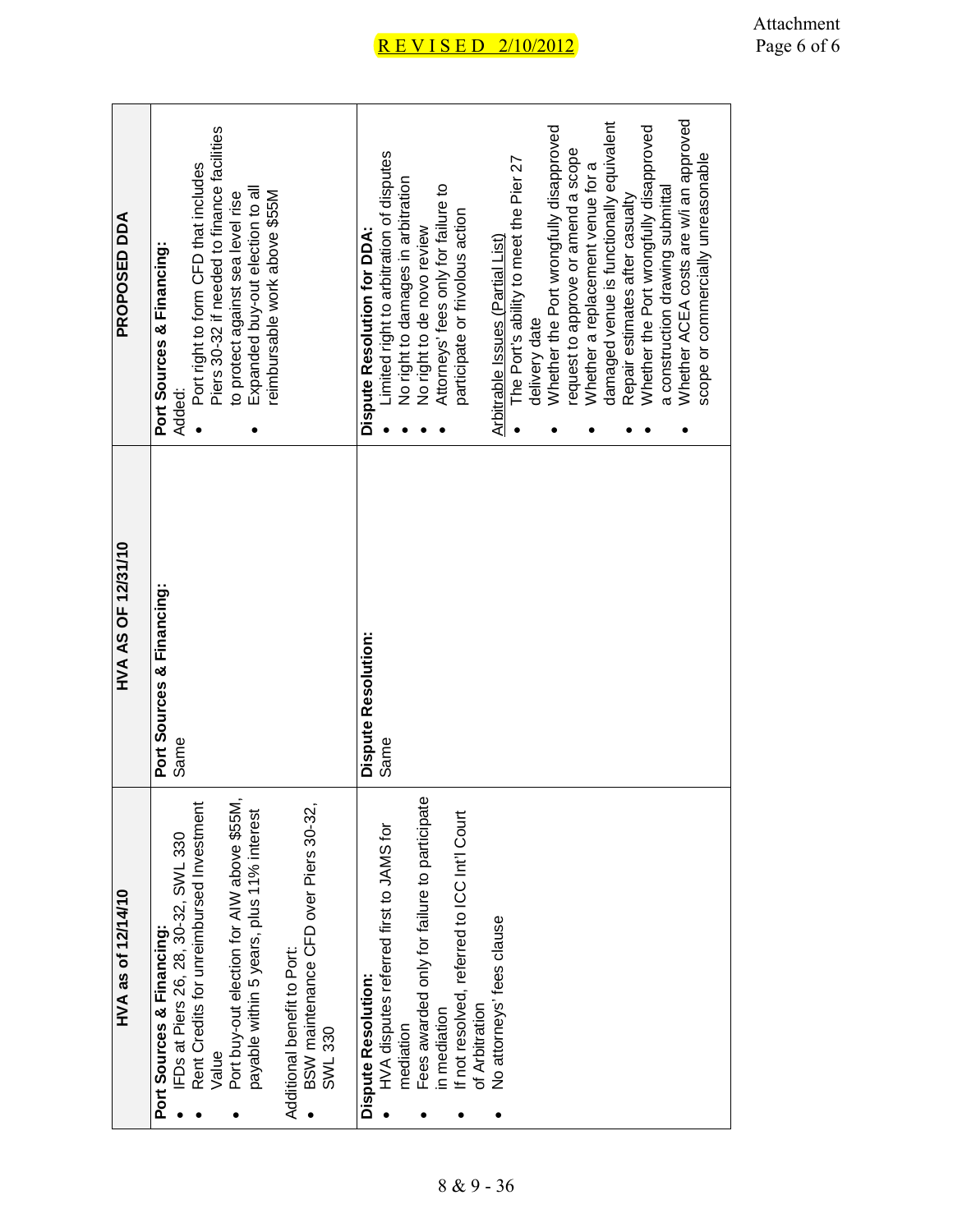REVISED 2/10/2012

| HVA as of 12/14/10 | HVA AS OF 12/31/10 | PROPOSED DDA |
|---|---|---|
| **Port Sources & Financing:**<br>• IFDs at Piers 26, 28, 30-32, SWL 330<br>• Rent Credits for unreimbursed Investment Value<br>• Port buy-out election for AIW above $55M, payable within 5 years, plus 11% interest<br><br>Additional benefit to Port:<br>• BSW maintenance CFD over Piers 30-32, SWL 330 | **Port Sources & Financing:**<br>Same | **Port Sources & Financing:**<br>Added:<br>• Port right to form CFD that includes Piers 30-32 if needed to finance facilities to protect against sea level rise<br>• Expanded buy-out election to all reimbursable work above $55M |
| **Dispute Resolution:**<br>• HVA disputes referred first to JAMS for mediation<br>• Fees awarded only for failure to participate in mediation<br>• If not resolved, referred to ICC Int'l Court of Arbitration<br>• No attorneys' fees clause | **Dispute Resolution:**<br>Same | **Dispute Resolution for DDA:**<br>• Limited right to arbitration of disputes<br>• No right to damages in arbitration<br>• No right to de novo review<br>• Attorneys' fees only for failure to participate or frivolous action<br><br>Arbitrable Issues (Partial List)<br>• The Port's ability to meet the Pier 27 delivery date<br>• Whether the Port wrongfully disapproved request to approve or amend a scope<br>• Whether a replacement venue for a damaged venue is functionally equivalent<br>• Repair estimates after casualty<br>• Whether the Port wrongfully disapproved a construction drawing submittal<br>• Whether ACEA costs are w/i an approved scope or commercially unreasonable |

8 & 9 - 36